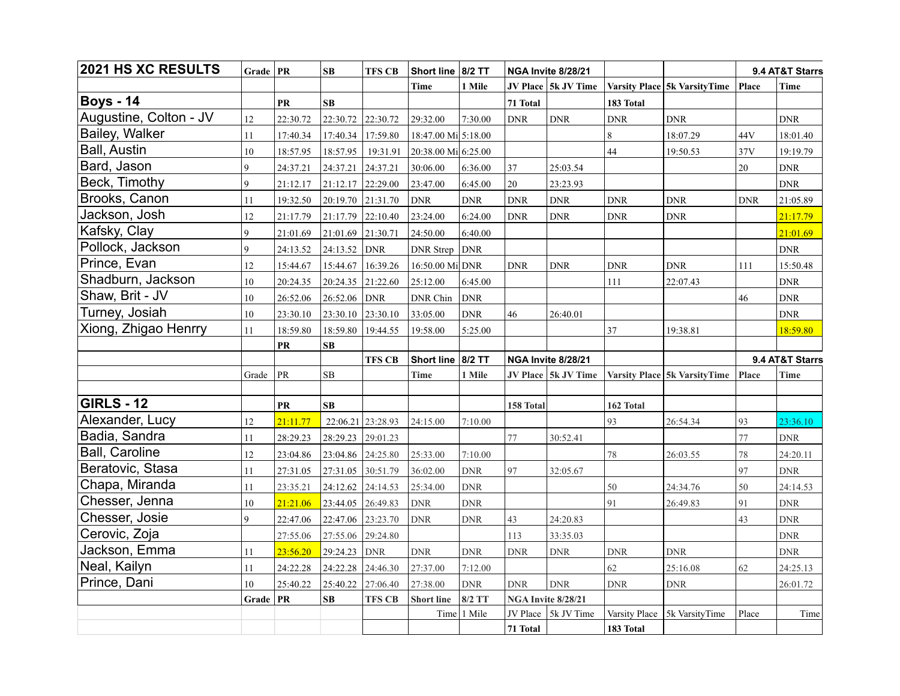| 2021 HS XC RESULTS | Grade | PR | SB | TFS CB | Short line | 8/2 TT | NGA Invite 8/28/21 | | | | 9.4 AT&T Starrs | |
|---|---|---|---|---|---|---|---|---|---|---|---|---|
| | | | | | Time | 1 Mile | JV Place | 5k JV Time | Varsity Place | 5k VarsityTime | Place | Time |
| **Boys - 14** | | PR | SB | | | | 71 Total | | 183 Total | | | |
| Augustine, Colton - JV | 12 | 22:30.72 | 22:30.72 | 22:30.72 | 29:32.00 | 7:30.00 | DNR | DNR | DNR | DNR | | DNR |
| Bailey, Walker | 11 | 17:40.34 | 17:40.34 | 17:59.80 | 18:47.00 Mi | 5:18.00 | | | 8 | 18:07.29 | 44V | 18:01.40 |
| Ball, Austin | 10 | 18:57.95 | 18:57.95 | 19:31.91 | 20:38.00 Mi | 6:25.00 | | | 44 | 19:50.53 | 37V | 19:19.79 |
| Bard, Jason | 9 | 24:37.21 | 24:37.21 | 24:37.21 | 30:06.00 | 6:36.00 | 37 | 25:03.54 | | | 20 | DNR |
| Beck, Timothy | 9 | 21:12.17 | 21:12.17 | 22:29.00 | 23:47.00 | 6:45.00 | 20 | 23:23.93 | | | | DNR |
| Brooks, Canon | 11 | 19:32.50 | 20:19.70 | 21:31.70 | DNR | DNR | DNR | DNR | DNR | DNR | DNR | 21:05.89 |
| Jackson, Josh | 12 | 21:17.79 | 21:17.79 | 22:10.40 | 23:24.00 | 6:24.00 | DNR | DNR | DNR | DNR | | 21:17.79 |
| Kafsky, Clay | 9 | 21:01.69 | 21:01.69 | 21:30.71 | 24:50.00 | 6:40.00 | | | | | | 21:01.69 |
| Pollock, Jackson | 9 | 24:13.52 | 24:13.52 | DNR | DNR Strep | DNR | | | | | | DNR |
| Prince, Evan | 12 | 15:44.67 | 15:44.67 | 16:39.26 | 16:50.00 Mi | DNR | DNR | DNR | DNR | DNR | 111 | 15:50.48 |
| Shadburn, Jackson | 10 | 20:24.35 | 20:24.35 | 21:22.60 | 25:12.00 | 6:45.00 | | | 111 | 22:07.43 | | DNR |
| Shaw, Brit - JV | 10 | 26:52.06 | 26:52.06 | DNR | DNR Chin | DNR | | | | | 46 | DNR |
| Turney, Josiah | 10 | 23:30.10 | 23:30.10 | 23:30.10 | 33:05.00 | DNR | 46 | 26:40.01 | | | | DNR |
| Xiong, Zhigao Henrry | 11 | 18:59.80 | 18:59.80 | 19:44.55 | 19:58.00 | 5:25.00 | | | 37 | 19:38.81 | | 18:59.80 |
| | | PR | SB | | | | | | | | | |
| | | | | TFS CB | Short line | 8/2 TT | NGA Invite 8/28/21 | | | | 9.4 AT&T Starrs | |
| | Grade | PR | SB | | Time | 1 Mile | JV Place | 5k JV Time | Varsity Place | 5k VarsityTime | Place | Time |
| | | | | | | | | | | | | |
| **GIRLS - 12** | | PR | SB | | | | 158 Total | | 162 Total | | | |
| Alexander, Lucy | 12 | 21:11.77 | 22:06.21 | 23:28.93 | 24:15.00 | 7:10.00 | | | 93 | 26:54.34 | 93 | 23:36.10 |
| Badia, Sandra | 11 | 28:29.23 | 28:29.23 | 29:01.23 | | | 77 | 30:52.41 | | | 77 | DNR |
| Ball, Caroline | 12 | 23:04.86 | 23:04.86 | 24:25.80 | 25:33.00 | 7:10.00 | | | 78 | 26:03.55 | 78 | 24:20.11 |
| Beratovic, Stasa | 11 | 27:31.05 | 27:31.05 | 30:51.79 | 36:02.00 | DNR | 97 | 32:05.67 | | | 97 | DNR |
| Chapa, Miranda | 11 | 23:35.21 | 24:12.62 | 24:14.53 | 25:34.00 | DNR | | | 50 | 24:34.76 | 50 | 24:14.53 |
| Chesser, Jenna | 10 | 21:21.06 | 23:44.05 | 26:49.83 | DNR | DNR | | | 91 | 26:49.83 | 91 | DNR |
| Chesser, Josie | 9 | 22:47.06 | 22:47.06 | 23:23.70 | DNR | DNR | 43 | 24:20.83 | | | 43 | DNR |
| Cerovic, Zoja | | 27:55.06 | 27:55.06 | 29:24.80 | | | 113 | 33:35.03 | | | | DNR |
| Jackson, Emma | 11 | 23:56.20 | 29:24.23 | DNR | DNR | DNR | DNR | DNR | DNR | DNR | | DNR |
| Neal, Kailyn | 11 | 24:22.28 | 24:22.28 | 24:46.30 | 27:37.00 | 7:12.00 | | | 62 | 25:16.08 | 62 | 24:25.13 |
| Prince, Dani | 10 | 25:40.22 | 25:40.22 | 27:06.40 | 27:38.00 | DNR | DNR | DNR | DNR | DNR | | 26:01.72 |
| | Grade | PR | SB | TFS CB | Short line | 8/2 TT | NGA Invite 8/28/21 | | | | | |
| | | | | | Time | 1 Mile | JV Place | 5k JV Time | Varsity Place | 5k VarsityTime | Place | Time |
| | | | | | | | 71 Total | | 183 Total | | | |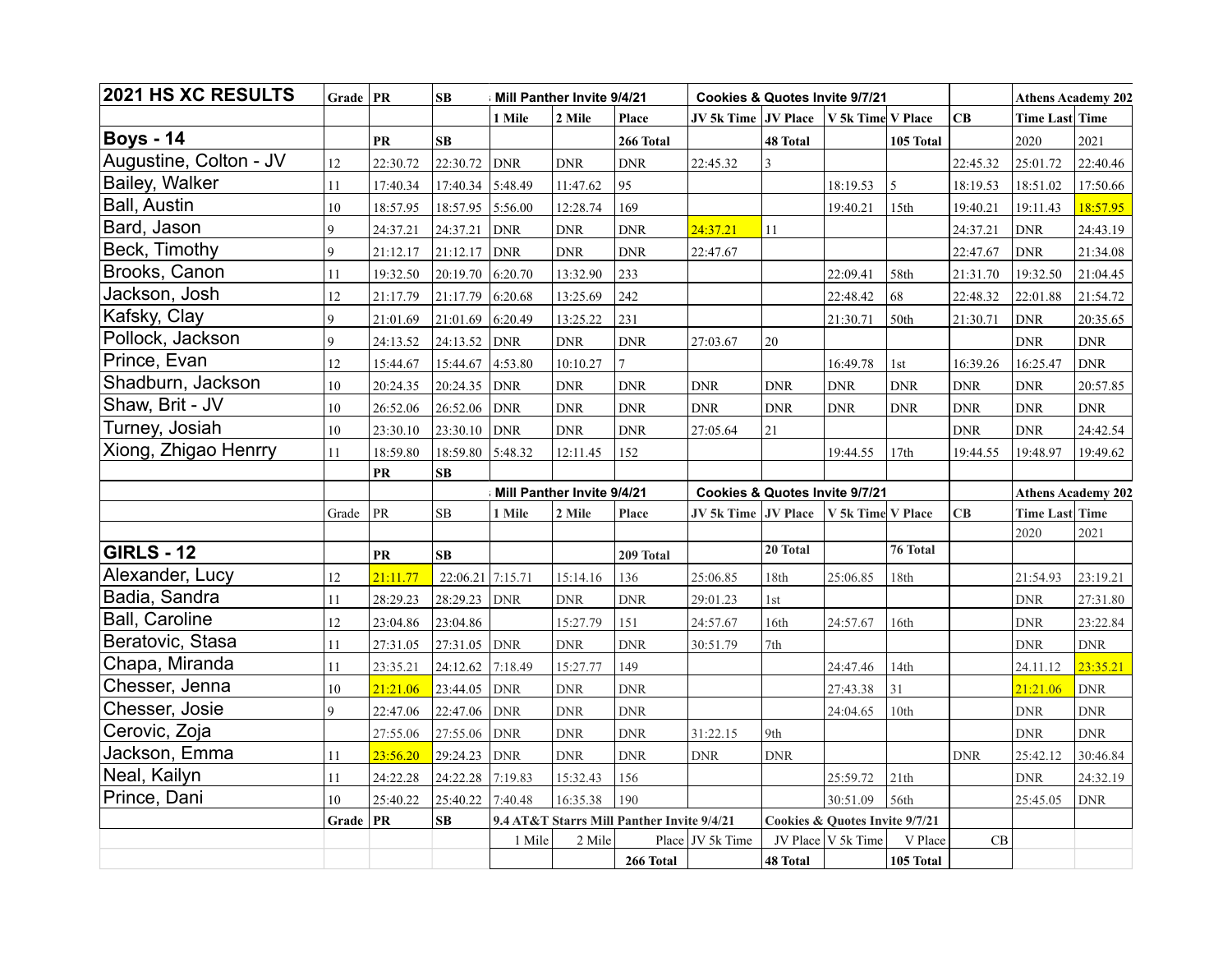| 2021 HS XC RESULTS | Grade | PR | SB | Mill Panther Invite 9/4/21 | | | Cookies & Quotes Invite 9/7/21 | | | | | Athens Academy 202 | |
|---|---|---|---|---|---|---|---|---|---|---|---|---|---|
| | | | | 1 Mile | 2 Mile | Place | JV 5k Time | JV Place | V 5k Time | V Place | CB | Time Last | Time |
| **Boys - 14** | | **PR** | **SB** | | | **266 Total** | | **48 Total** | | **105 Total** | | 2020 | 2021 |
| Augustine, Colton - JV | 12 | 22:30.72 | 22:30.72 | DNR | DNR | DNR | 22:45.32 | 3 | | | 22:45.32 | 25:01.72 | 22:40.46 |
| Bailey, Walker | 11 | 17:40.34 | 17:40.34 | 5:48.49 | 11:47.62 | 95 | | | 18:19.53 | 5 | 18:19.53 | 18:51.02 | 17:50.66 |
| Ball, Austin | 10 | 18:57.95 | 18:57.95 | 5:56.00 | 12:28.74 | 169 | | | 19:40.21 | 15th | 19:40.21 | 19:11.43 | 18:57.95 |
| Bard, Jason | 9 | 24:37.21 | 24:37.21 | DNR | DNR | DNR | 24:37.21 | 11 | | | 24:37.21 | DNR | 24:43.19 |
| Beck, Timothy | 9 | 21:12.17 | 21:12.17 | DNR | DNR | DNR | 22:47.67 | | | | 22:47.67 | DNR | 21:34.08 |
| Brooks, Canon | 11 | 19:32.50 | 20:19.70 | 6:20.70 | 13:32.90 | 233 | | | 22:09.41 | 58th | 21:31.70 | 19:32.50 | 21:04.45 |
| Jackson, Josh | 12 | 21:17.79 | 21:17.79 | 6:20.68 | 13:25.69 | 242 | | | 22:48.42 | 68 | 22:48.32 | 22:01.88 | 21:54.72 |
| Kafsky, Clay | 9 | 21:01.69 | 21:01.69 | 6:20.49 | 13:25.22 | 231 | | | 21:30.71 | 50th | 21:30.71 | DNR | 20:35.65 |
| Pollock, Jackson | 9 | 24:13.52 | 24:13.52 | DNR | DNR | DNR | 27:03.67 | 20 | | | | DNR | DNR |
| Prince, Evan | 12 | 15:44.67 | 15:44.67 | 4:53.80 | 10:10.27 | 7 | | | 16:49.78 | 1st | 16:39.26 | 16:25.47 | DNR |
| Shadburn, Jackson | 10 | 20:24.35 | 20:24.35 | DNR | DNR | DNR | DNR | DNR | DNR | DNR | DNR | DNR | 20:57.85 |
| Shaw, Brit - JV | 10 | 26:52.06 | 26:52.06 | DNR | DNR | DNR | DNR | DNR | DNR | DNR | DNR | DNR | DNR |
| Turney, Josiah | 10 | 23:30.10 | 23:30.10 | DNR | DNR | DNR | 27:05.64 | 21 | | | DNR | DNR | 24:42.54 |
| Xiong, Zhigao Henrry | 11 | 18:59.80 | 18:59.80 | 5:48.32 | 12:11.45 | 152 | | | 19:44.55 | 17th | 19:44.55 | 19:48.97 | 19:49.62 |
| | | **PR** | **SB** | | | | | | | | | | |
| | | | | Mill Panther Invite 9/4/21 | | | Cookies & Quotes Invite 9/7/21 | | | | | Athens Academy 202 | |
| | Grade | PR | SB | 1 Mile | 2 Mile | Place | JV 5k Time | JV Place | V 5k Time | V Place | CB | Time Last | Time |
| | | | | | | | | | | | | 2020 | 2021 |
| **GIRLS - 12** | | **PR** | **SB** | | | **209 Total** | | **20 Total** | | **76 Total** | | | |
| Alexander, Lucy | 12 | 21:11.77 | 22:06.21 | 7:15.71 | 15:14.16 | 136 | 25:06.85 | 18th | 25:06.85 | 18th | | 21:54.93 | 23:19.21 |
| Badia, Sandra | 11 | 28:29.23 | 28:29.23 | DNR | DNR | DNR | 29:01.23 | 1st | | | | DNR | 27:31.80 |
| Ball, Caroline | 12 | 23:04.86 | 23:04.86 | | 15:27.79 | 151 | 24:57.67 | 16th | 24:57.67 | 16th | | DNR | 23:22.84 |
| Beratovic, Stasa | 11 | 27:31.05 | 27:31.05 | DNR | DNR | DNR | 30:51.79 | 7th | | | | DNR | DNR |
| Chapa, Miranda | 11 | 23:35.21 | 24:12.62 | 7:18.49 | 15:27.77 | 149 | | | 24:47.46 | 14th | | 24.11.12 | 23:35.21 |
| Chesser, Jenna | 10 | 21:21.06 | 23:44.05 | DNR | DNR | DNR | | | 27:43.38 | 31 | | 21:21.06 | DNR |
| Chesser, Josie | 9 | 22:47.06 | 22:47.06 | DNR | DNR | DNR | | | 24:04.65 | 10th | | DNR | DNR |
| Cerovic, Zoja | | 27:55.06 | 27:55.06 | DNR | DNR | DNR | 31:22.15 | 9th | | | | DNR | DNR |
| Jackson, Emma | 11 | 23:56.20 | 29:24.23 | DNR | DNR | DNR | DNR | DNR | | | DNR | 25:42.12 | 30:46.84 |
| Neal, Kailyn | 11 | 24:22.28 | 24:22.28 | 7:19.83 | 15:32.43 | 156 | | | 25:59.72 | 21th | | DNR | 24:32.19 |
| Prince, Dani | 10 | 25:40.22 | 25:40.22 | 7:40.48 | 16:35.38 | 190 | | | 30:51.09 | 56th | | 25:45.05 | DNR |
| | Grade | PR | SB | 9.4 AT&T Starrs Mill Panther Invite 9/4/21 | | | | Cookies & Quotes Invite 9/7/21 | | | | | |
| | | | | 1 Mile | 2 Mile | Place | JV 5k Time | JV Place | V 5k Time | V Place | CB | | |
| | | | | | | **266 Total** | | **48 Total** | | **105 Total** | | | |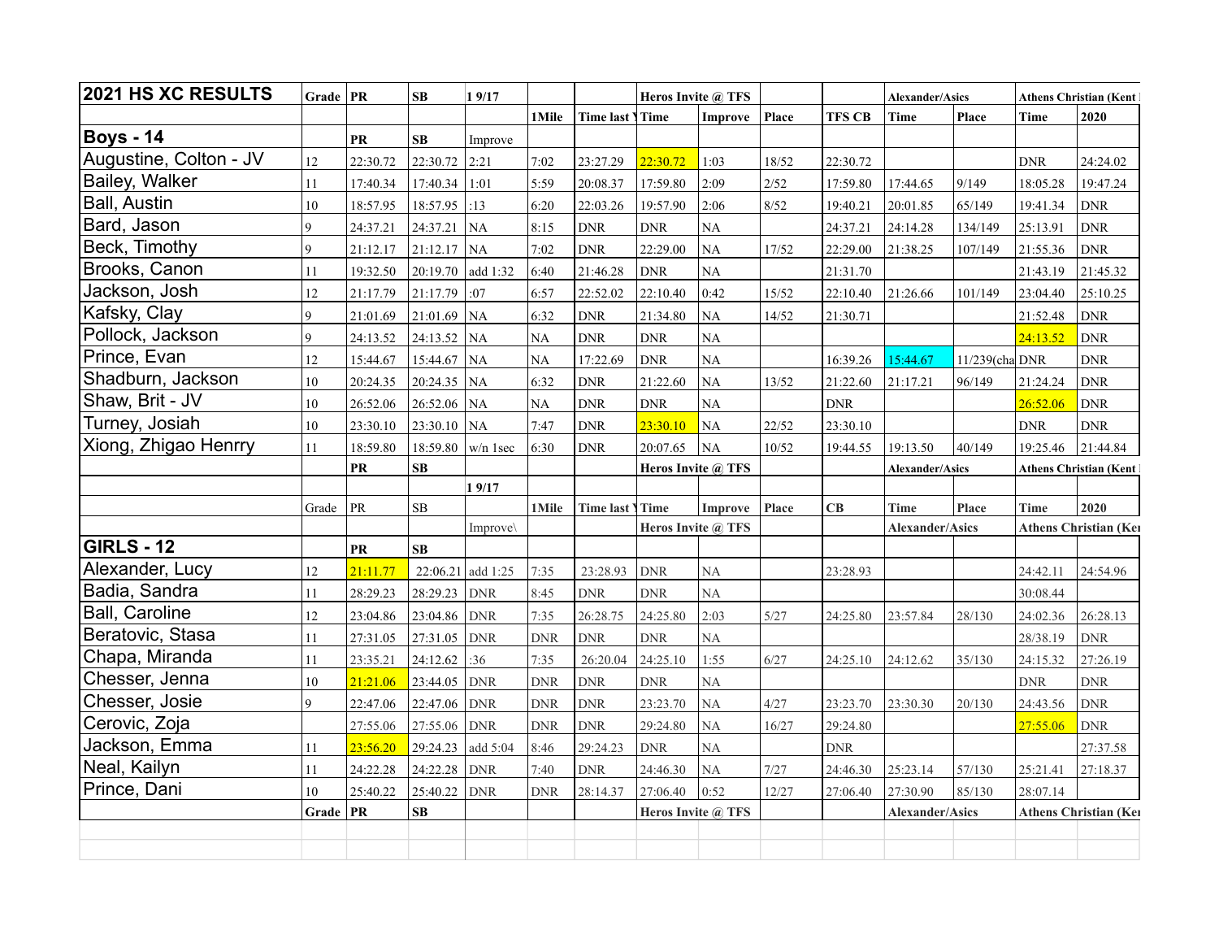| 2021 HS XC RESULTS | Grade | PR | SB | 1 9/17 | | | Heros Invite @ TFS | | | | Alexander/Asics | | Athens Christian (Kent |
|---|---|---|---|---|---|---|---|---|---|---|---|---|---|
| | | | | | 1Mile | Time last Y | Time | Improve | Place | TFS CB | Time | Place | Time | 2020 |
| **Boys - 14** | | PR | SB | Improve | | | | | | | | | | |
| Augustine, Colton - JV | 12 | 22:30.72 | 22:30.72 | 2:21 | 7:02 | 23:27.29 | 22:30.72 | 1:03 | 18/52 | 22:30.72 | | | DNR | 24:24.02 |
| Bailey, Walker | 11 | 17:40.34 | 17:40.34 | 1:01 | 5:59 | 20:08.37 | 17:59.80 | 2:09 | 2/52 | 17:59.80 | 17:44.65 | 9/149 | 18:05.28 | 19:47.24 |
| Ball, Austin | 10 | 18:57.95 | 18:57.95 | :13 | 6:20 | 22:03.26 | 19:57.90 | 2:06 | 8/52 | 19:40.21 | 20:01.85 | 65/149 | 19:41.34 | DNR |
| Bard, Jason | 9 | 24:37.21 | 24:37.21 | NA | 8:15 | DNR | DNR | NA | | 24:37.21 | 24:14.28 | 134/149 | 25:13.91 | DNR |
| Beck, Timothy | 9 | 21:12.17 | 21:12.17 | NA | 7:02 | DNR | 22:29.00 | NA | 17/52 | 22:29.00 | 21:38.25 | 107/149 | 21:55.36 | DNR |
| Brooks, Canon | 11 | 19:32.50 | 20:19.70 | add 1:32 | 6:40 | 21:46.28 | DNR | NA | | 21:31.70 | | | 21:43.19 | 21:45.32 |
| Jackson, Josh | 12 | 21:17.79 | 21:17.79 | :07 | 6:57 | 22:52.02 | 22:10.40 | 0:42 | 15/52 | 22:10.40 | 21:26.66 | 101/149 | 23:04.40 | 25:10.25 |
| Kafsky, Clay | 9 | 21:01.69 | 21:01.69 | NA | 6:32 | DNR | 21:34.80 | NA | 14/52 | 21:30.71 | | | 21:52.48 | DNR |
| Pollock, Jackson | 9 | 24:13.52 | 24:13.52 | NA | NA | DNR | DNR | NA | | | | | 24:13.52 | DNR |
| Prince, Evan | 12 | 15:44.67 | 15:44.67 | NA | NA | 17:22.69 | DNR | NA | | 16:39.26 | 15:44.67 | 11/239(cha | DNR | DNR |
| Shadburn, Jackson | 10 | 20:24.35 | 20:24.35 | NA | 6:32 | DNR | 21:22.60 | NA | 13/52 | 21:22.60 | 21:17.21 | 96/149 | 21:24.24 | DNR |
| Shaw, Brit - JV | 10 | 26:52.06 | 26:52.06 | NA | NA | DNR | DNR | NA | | DNR | | | 26:52.06 | DNR |
| Turney, Josiah | 10 | 23:30.10 | 23:30.10 | NA | 7:47 | DNR | 23:30.10 | NA | 22/52 | 23:30.10 | | | DNR | DNR |
| Xiong, Zhigao Henrry | 11 | 18:59.80 | 18:59.80 | w/n 1sec | 6:30 | DNR | 20:07.65 | NA | 10/52 | 19:44.55 | 19:13.50 | 40/149 | 19:25.46 | 21:44.84 |
| | | PR | SB | | | | Heros Invite @ TFS | | | | Alexander/Asics | | Athens Christian (Kent |
| | | | | 1 9/17 | | | | | | | | | | |
| | Grade | PR | SB | | 1Mile | Time last Y | Time | Improve | Place | CB | Time | Place | Time | 2020 |
| | | | | Improve\ | | | Heros Invite @ TFS | | | | Alexander/Asics | | Athens Christian (Ken |
| **GIRLS - 12** | | PR | SB | | | | | | | | | | | |
| Alexander, Lucy | 12 | 21:11.77 | 22:06.21 | add 1:25 | 7:35 | 23:28.93 | DNR | NA | | 23:28.93 | | | 24:42.11 | 24:54.96 |
| Badia, Sandra | 11 | 28:29.23 | 28:29.23 | DNR | 8:45 | DNR | DNR | NA | | | | | 30:08.44 | |
| Ball, Caroline | 12 | 23:04.86 | 23:04.86 | DNR | 7:35 | 26:28.75 | 24:25.80 | 2:03 | 5/27 | 24:25.80 | 23:57.84 | 28/130 | 24:02.36 | 26:28.13 |
| Beratovic, Stasa | 11 | 27:31.05 | 27:31.05 | DNR | DNR | DNR | DNR | NA | | | | | 28/38.19 | DNR |
| Chapa, Miranda | 11 | 23:35.21 | 24:12.62 | :36 | 7:35 | 26:20.04 | 24:25.10 | 1:55 | 6/27 | 24:25.10 | 24:12.62 | 35/130 | 24:15.32 | 27:26.19 |
| Chesser, Jenna | 10 | 21:21.06 | 23:44.05 | DNR | DNR | DNR | DNR | NA | | | | | DNR | DNR |
| Chesser, Josie | 9 | 22:47.06 | 22:47.06 | DNR | DNR | DNR | 23:23.70 | NA | 4/27 | 23:23.70 | 23:30.30 | 20/130 | 24:43.56 | DNR |
| Cerovic, Zoja | | 27:55.06 | 27:55.06 | DNR | DNR | DNR | 29:24.80 | NA | 16/27 | 29:24.80 | | | 27:55.06 | DNR |
| Jackson, Emma | 11 | 23:56.20 | 29:24.23 | add 5:04 | 8:46 | 29:24.23 | DNR | NA | | DNR | | | | 27:37.58 |
| Neal, Kailyn | 11 | 24:22.28 | 24:22.28 | DNR | 7:40 | DNR | 24:46.30 | NA | 7/27 | 24:46.30 | 25:23.14 | 57/130 | 25:21.41 | 27:18.37 |
| Prince, Dani | 10 | 25:40.22 | 25:40.22 | DNR | DNR | 28:14.37 | 27:06.40 | 0:52 | 12/27 | 27:06.40 | 27:30.90 | 85/130 | 28:07.14 | |
| | Grade | PR | SB | | | | Heros Invite @ TFS | | | | Alexander/Asics | | Athens Christian (Ken |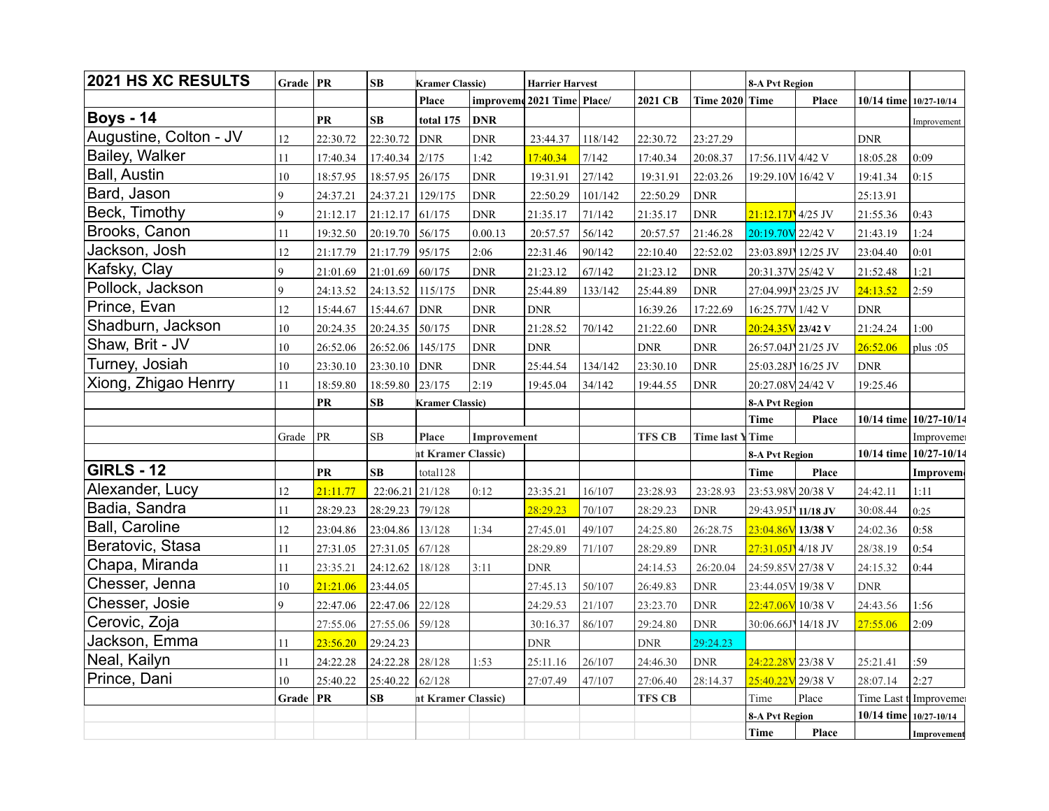| 2021 HS XC RESULTS | Grade | PR | SB | Kramer Classic) | | Harrier Harvest | | | | 8-A Pvt Region | | | |
|---|---|---|---|---|---|---|---|---|---|---|---|---|---|
| | | | | Place | improveme | 2021 Time | Place/ | 2021 CB | Time 2020 | Time | Place | 10/14 time | 10/27-10/14 |
| **Boys - 14** | | PR | SB | total 175 | DNR | | | | | | | | Improvement |
| Augustine, Colton - JV | 12 | 22:30.72 | 22:30.72 | DNR | DNR | 23:44.37 | 118/142 | 22:30.72 | 23:27.29 | | | DNR | |
| Bailey, Walker | 11 | 17:40.34 | 17:40.34 | 2/175 | 1:42 | 17:40.34 | 7/142 | 17:40.34 | 20:08.37 | 17:56.11V | 4/42 V | 18:05.28 | 0:09 |
| Ball, Austin | 10 | 18:57.95 | 18:57.95 | 26/175 | DNR | 19:31.91 | 27/142 | 19:31.91 | 22:03.26 | 19:29.10V | 16/42 V | 19:41.34 | 0:15 |
| Bard, Jason | 9 | 24:37.21 | 24:37.21 | 129/175 | DNR | 22:50.29 | 101/142 | 22:50.29 | DNR | | | 25:13.91 | |
| Beck, Timothy | 9 | 21:12.17 | 21:12.17 | 61/175 | DNR | 21:35.17 | 71/142 | 21:35.17 | DNR | 21:12.17J | 4/25 JV | 21:55.36 | 0:43 |
| Brooks, Canon | 11 | 19:32.50 | 20:19.70 | 56/175 | 0.00.13 | 20:57.57 | 56/142 | 20:57.57 | 21:46.28 | 20:19.70V | 22/42 V | 21:43.19 | 1:24 |
| Jackson, Josh | 12 | 21:17.79 | 21:17.79 | 95/175 | 2:06 | 22:31.46 | 90/142 | 22:10.40 | 22:52.02 | 23:03.89J | 12/25 JV | 23:04.40 | 0:01 |
| Kafsky, Clay | 9 | 21:01.69 | 21:01.69 | 60/175 | DNR | 21:23.12 | 67/142 | 21:23.12 | DNR | 20:31.37V | 25/42 V | 21:52.48 | 1:21 |
| Pollock, Jackson | 9 | 24:13.52 | 24:13.52 | 115/175 | DNR | 25:44.89 | 133/142 | 25:44.89 | DNR | 27:04.99J | 23/25 JV | 24:13.52 | 2:59 |
| Prince, Evan | 12 | 15:44.67 | 15:44.67 | DNR | DNR | DNR | | 16:39.26 | 17:22.69 | 16:25.77V | 1/42 V | DNR | |
| Shadburn, Jackson | 10 | 20:24.35 | 20:24.35 | 50/175 | DNR | 21:28.52 | 70/142 | 21:22.60 | DNR | 20:24.35V | 23/42 V | 21:24.24 | 1:00 |
| Shaw, Brit - JV | 10 | 26:52.06 | 26:52.06 | 145/175 | DNR | DNR | | DNR | DNR | 26:57.04J | 21/25 JV | 26:52.06 | plus :05 |
| Turney, Josiah | 10 | 23:30.10 | 23:30.10 | DNR | DNR | 25:44.54 | 134/142 | 23:30.10 | DNR | 25:03.28J | 16/25 JV | DNR | |
| Xiong, Zhigao Henrry | 11 | 18:59.80 | 18:59.80 | 23/175 | 2:19 | 19:45.04 | 34/142 | 19:44.55 | DNR | 20:27.08V | 24/42 V | 19:25.46 | |
| | | PR | SB | Kramer Classic) | | | | | | 8-A Pvt Region | | | |
| | | | | | | | | | | Time | Place | 10/14 time | 10/27-10/14 |
| | Grade | PR | SB | Place | Improvement | | | TFS CB | Time last Y | Time | | | Improveme |
| | | | | nt Kramer Classic) | | | | | | 8-A Pvt Region | | 10/14 time | 10/27-10/14 |
| **GIRLS - 12** | | PR | SB | total128 | | | | | | Time | Place | | Improvem |
| Alexander, Lucy | 12 | 21:11.77 | 22:06.21 | 21/128 | 0:12 | 23:35.21 | 16/107 | 23:28.93 | 23:28.93 | 23:53.98V | 20/38 V | 24:42.11 | 1:11 |
| Badia, Sandra | 11 | 28:29.23 | 28:29.23 | 79/128 | | 28:29.23 | 70/107 | 28:29.23 | DNR | 29:43.95J | 11/18 JV | 30:08.44 | 0:25 |
| Ball, Caroline | 12 | 23:04.86 | 23:04.86 | 13/128 | 1:34 | 27:45.01 | 49/107 | 24:25.80 | 26:28.75 | 23:04.86V | 13/38 V | 24:02.36 | 0:58 |
| Beratovic, Stasa | 11 | 27:31.05 | 27:31.05 | 67/128 | | 28:29.89 | 71/107 | 28:29.89 | DNR | 27:31.05J | 4/18 JV | 28/38.19 | 0:54 |
| Chapa, Miranda | 11 | 23:35.21 | 24:12.62 | 18/128 | 3:11 | DNR | | 24:14.53 | 26:20.04 | 24:59.85V | 27/38 V | 24:15.32 | 0:44 |
| Chesser, Jenna | 10 | 21:21.06 | 23:44.05 | | | 27:45.13 | 50/107 | 26:49.83 | DNR | 23:44.05V | 19/38 V | DNR | |
| Chesser, Josie | 9 | 22:47.06 | 22:47.06 | 22/128 | | 24:29.53 | 21/107 | 23:23.70 | DNR | 22:47.06V | 10/38 V | 24:43.56 | 1:56 |
| Cerovic, Zoja | | 27:55.06 | 27:55.06 | 59/128 | | 30:16.37 | 86/107 | 29:24.80 | DNR | 30:06.66J | 14/18 JV | 27:55.06 | 2:09 |
| Jackson, Emma | 11 | 23:56.20 | 29:24.23 | | | DNR | | DNR | 29:24.23 | | | | |
| Neal, Kailyn | 11 | 24:22.28 | 24:22.28 | 28/128 | 1:53 | 25:11.16 | 26/107 | 24:46.30 | DNR | 24:22.28V | 23/38 V | 25:21.41 | :59 |
| Prince, Dani | 10 | 25:40.22 | 25:40.22 | 62/128 | | 27:07.49 | 47/107 | 27:06.40 | 28:14.37 | 25:40.22V | 29/38 V | 28:07.14 | 2:27 |
| | Grade | PR | SB | nt Kramer Classic) | | | | TFS CB | | Time | Place | Time Last t | Improveme |
| | | | | | | | | | | 8-A Pvt Region | | 10/14 time | 10/27-10/14 |
| | | | | | | | | | | Time | Place | | Improvement |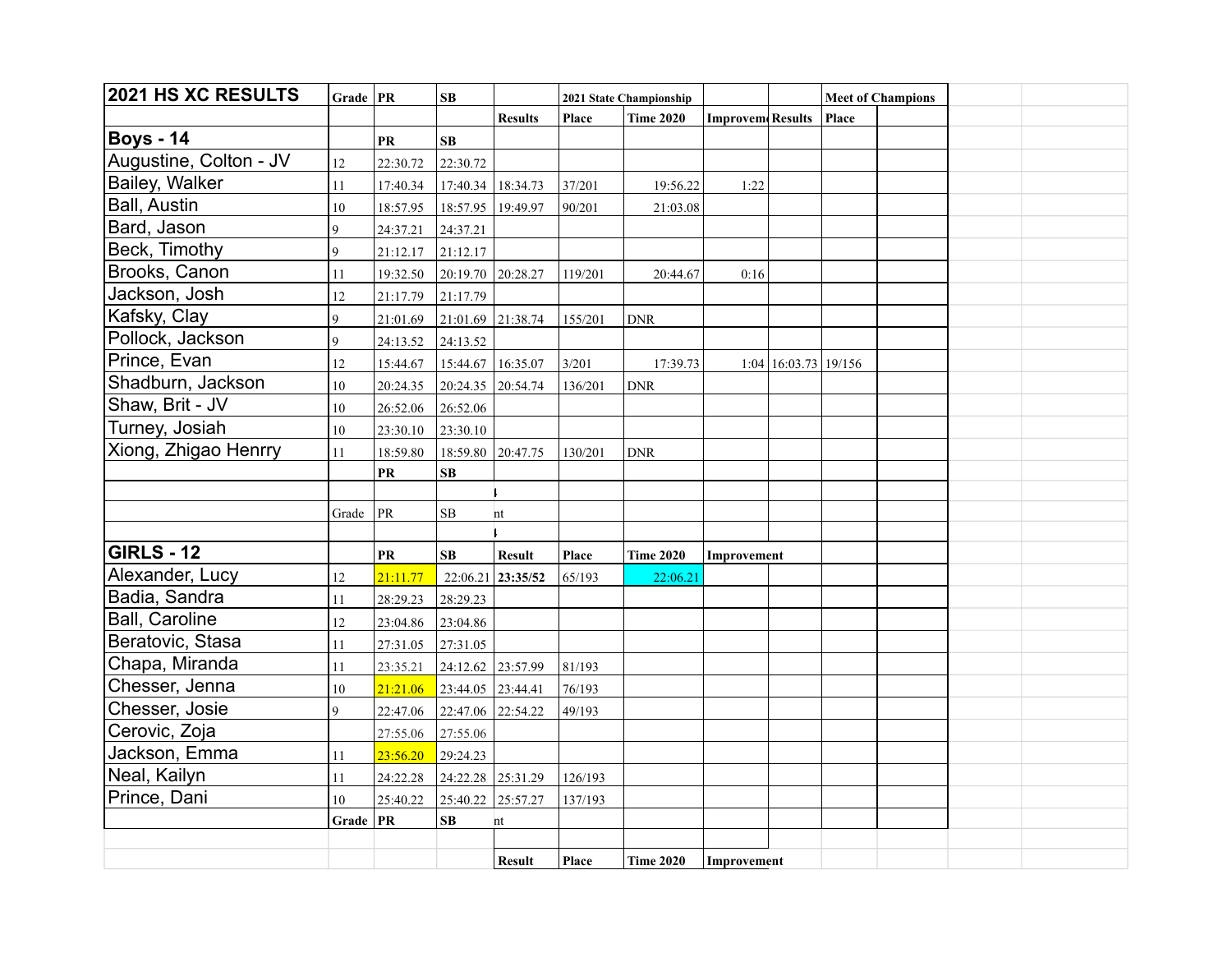| 2021 HS XC RESULTS | Grade | PR | SB | | 2021 State Championship | | | | Meet of Champions | | | |
|---|---|---|---|---|---|---|---|---|---|---|---|---|
| | | | | Results | Place | Time 2020 | Improvem | Results | Place | | | |
| **Boys - 14** | | PR | SB | | | | | | | | | |
| Augustine, Colton - JV | 12 | 22:30.72 | 22:30.72 | | | | | | | | | |
| Bailey, Walker | 11 | 17:40.34 | 17:40.34 | 18:34.73 | 37/201 | 19:56.22 | 1:22 | | | | | |
| Ball, Austin | 10 | 18:57.95 | 18:57.95 | 19:49.97 | 90/201 | 21:03.08 | | | | | | |
| Bard, Jason | 9 | 24:37.21 | 24:37.21 | | | | | | | | | |
| Beck, Timothy | 9 | 21:12.17 | 21:12.17 | | | | | | | | | |
| Brooks, Canon | 11 | 19:32.50 | 20:19.70 | 20:28.27 | 119/201 | 20:44.67 | 0:16 | | | | | |
| Jackson, Josh | 12 | 21:17.79 | 21:17.79 | | | | | | | | | |
| Kafsky, Clay | 9 | 21:01.69 | 21:01.69 | 21:38.74 | 155/201 | DNR | | | | | | |
| Pollock, Jackson | 9 | 24:13.52 | 24:13.52 | | | | | | | | | |
| Prince, Evan | 12 | 15:44.67 | 15:44.67 | 16:35.07 | 3/201 | 17:39.73 | 1:04 | 16:03.73 | 19/156 | | | |
| Shadburn, Jackson | 10 | 20:24.35 | 20:24.35 | 20:54.74 | 136/201 | DNR | | | | | | |
| Shaw, Brit - JV | 10 | 26:52.06 | 26:52.06 | | | | | | | | | |
| Turney, Josiah | 10 | 23:30.10 | 23:30.10 | | | | | | | | | |
| Xiong, Zhigao Henrry | 11 | 18:59.80 | 18:59.80 | 20:47.75 | 130/201 | DNR | | | | | | |
| | | PR | SB | | | | | | | | | |
| | | | | | | | | | | | | |
| | Grade | PR | SB | nt | | | | | | | | |
| | | | | | | | | | | | | |
| **GIRLS - 12** | | PR | SB | Result | Place | Time 2020 | Improvement | | | | | |
| Alexander, Lucy | 12 | 21:11.77 | 22:06.21 | **23:35/52** | 65/193 | 22:06.21 | | | | | | |
| Badia, Sandra | 11 | 28:29.23 | 28:29.23 | | | | | | | | | |
| Ball, Caroline | 12 | 23:04.86 | 23:04.86 | | | | | | | | | |
| Beratovic, Stasa | 11 | 27:31.05 | 27:31.05 | | | | | | | | | |
| Chapa, Miranda | 11 | 23:35.21 | 24:12.62 | 23:57.99 | 81/193 | | | | | | | |
| Chesser, Jenna | 10 | 21:21.06 | 23:44.05 | 23:44.41 | 76/193 | | | | | | | |
| Chesser, Josie | 9 | 22:47.06 | 22:47.06 | 22:54.22 | 49/193 | | | | | | | |
| Cerovic, Zoja | | 27:55.06 | 27:55.06 | | | | | | | | | |
| Jackson, Emma | 11 | 23:56.20 | 29:24.23 | | | | | | | | | |
| Neal, Kailyn | 11 | 24:22.28 | 24:22.28 | 25:31.29 | 126/193 | | | | | | | |
| Prince, Dani | 10 | 25:40.22 | 25:40.22 | 25:57.27 | 137/193 | | | | | | | |
| | Grade | PR | SB | nt | | | | | | | | |
| | | | | | | | | | | | | |
| | | | | Result | Place | Time 2020 | Improvement | | | | | |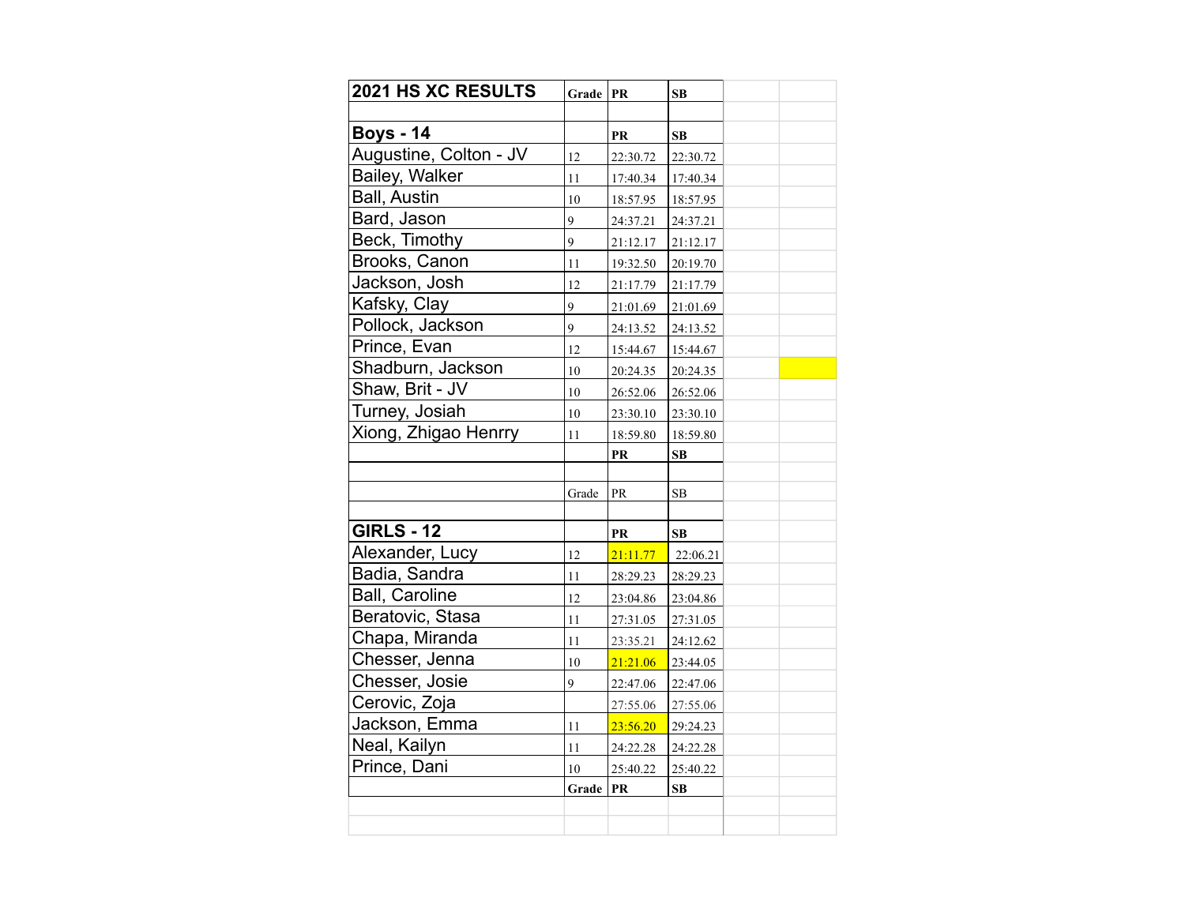| 2021 HS XC RESULTS | Grade | PR | SB |
|---|---|---|---|
| | | | |
| **Boys - 14** | | PR | SB |
| Augustine, Colton - JV | 12 | 22:30.72 | 22:30.72 |
| Bailey, Walker | 11 | 17:40.34 | 17:40.34 |
| Ball, Austin | 10 | 18:57.95 | 18:57.95 |
| Bard, Jason | 9 | 24:37.21 | 24:37.21 |
| Beck, Timothy | 9 | 21:12.17 | 21:12.17 |
| Brooks, Canon | 11 | 19:32.50 | 20:19.70 |
| Jackson, Josh | 12 | 21:17.79 | 21:17.79 |
| Kafsky, Clay | 9 | 21:01.69 | 21:01.69 |
| Pollock, Jackson | 9 | 24:13.52 | 24:13.52 |
| Prince, Evan | 12 | 15:44.67 | 15:44.67 |
| Shadburn, Jackson | 10 | 20:24.35 | 20:24.35 |
| Shaw, Brit - JV | 10 | 26:52.06 | 26:52.06 |
| Turney, Josiah | 10 | 23:30.10 | 23:30.10 |
| Xiong, Zhigao Henrry | 11 | 18:59.80 | 18:59.80 |
| | | PR | SB |
| | | | |
| | Grade | PR | SB |
| | | | |
| **GIRLS - 12** | | PR | SB |
| Alexander, Lucy | 12 | 21:11.77 | 22:06.21 |
| Badia, Sandra | 11 | 28:29.23 | 28:29.23 |
| Ball, Caroline | 12 | 23:04.86 | 23:04.86 |
| Beratovic, Stasa | 11 | 27:31.05 | 27:31.05 |
| Chapa, Miranda | 11 | 23:35.21 | 24:12.62 |
| Chesser, Jenna | 10 | 21:21.06 | 23:44.05 |
| Chesser, Josie | 9 | 22:47.06 | 22:47.06 |
| Cerovic, Zoja | | 27:55.06 | 27:55.06 |
| Jackson, Emma | 11 | 23:56.20 | 29:24.23 |
| Neal, Kailyn | 11 | 24:22.28 | 24:22.28 |
| Prince, Dani | 10 | 25:40.22 | 25:40.22 |
| | Grade | PR | SB |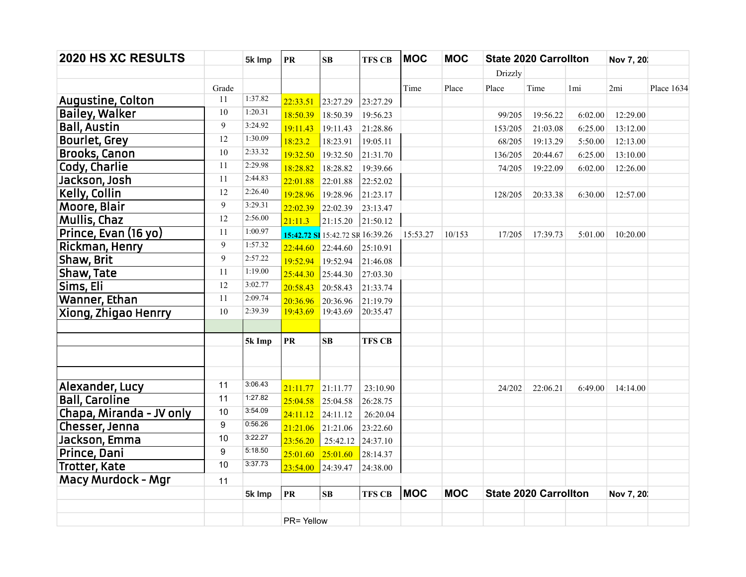| 2020 HS XC RESULTS | | 5k Imp | PR | SB | TFS CB | MOC | MOC | State 2020 Carrollton | | | Nov 7, 20 | |
|---|---|---|---|---|---|---|---|---|---|---|---|---|
| | | | | | | | | Drizzly | | | | |
| | Grade | | | | | Time | Place | Place | Time | 1mi | 2mi | Place 1634 |
| Augustine, Colton | 11 | 1:37.82 | 22:33.51 | 23:27.29 | 23:27.29 | | | | | | | |
| Bailey, Walker | 10 | 1:20.31 | 18:50.39 | 18:50.39 | 19:56.23 | | | 99/205 | 19:56.22 | 6:02.00 | 12:29.00 | |
| Ball, Austin | 9 | 3:24.92 | 19:11.43 | 19:11.43 | 21:28.86 | | | 153/205 | 21:03.08 | 6:25.00 | 13:12.00 | |
| Bourlet, Grey | 12 | 1:30.09 | 18:23.2 | 18:23.91 | 19:05.11 | | | 68/205 | 19:13.29 | 5:50.00 | 12:13.00 | |
| Brooks, Canon | 10 | 2:33.32 | 19:32.50 | 19:32.50 | 21:31.70 | | | 136/205 | 20:44.67 | 6:25.00 | 13:10.00 | |
| Cody, Charlie | 11 | 2:29.98 | 18:28.82 | 18:28.82 | 19:39.66 | | | 74/205 | 19:22.09 | 6:02.00 | 12:26.00 | |
| Jackson, Josh | 11 | 2:44.83 | 22:01.88 | 22:01.88 | 22:52.02 | | | | | | | |
| Kelly, Collin | 12 | 2:26.40 | 19:28.96 | 19:28.96 | 21:23.17 | | | 128/205 | 20:33.38 | 6:30.00 | 12:57.00 | |
| Moore, Blair | 9 | 3:29.31 | 22:02.39 | 22:02.39 | 23:13.47 | | | | | | | |
| Mullis, Chaz | 12 | 2:56.00 | 21:11.3 | 21:15.20 | 21:50.12 | | | | | | | |
| Prince, Evan (16 yo) | 11 | 1:00.97 | 15:42.72 SI | 15:42.72 SR | 16:39.26 | 15:53.27 | 10/153 | 17/205 | 17:39.73 | 5:01.00 | 10:20.00 | |
| Rickman, Henry | 9 | 1:57.32 | 22:44.60 | 22:44.60 | 25:10.91 | | | | | | | |
| Shaw, Brit | 9 | 2:57.22 | 19:52.94 | 19:52.94 | 21:46.08 | | | | | | | |
| Shaw, Tate | 11 | 1:19.00 | 25:44.30 | 25:44.30 | 27:03.30 | | | | | | | |
| Sims, Eli | 12 | 3:02.77 | 20:58.43 | 20:58.43 | 21:33.74 | | | | | | | |
| Wanner, Ethan | 11 | 2:09.74 | 20:36.96 | 20:36.96 | 21:19.79 | | | | | | | |
| Xiong, Zhigao Henrry | 10 | 2:39.39 | 19:43.69 | 19:43.69 | 20:35.47 | | | | | | | |
| | | | | | | | | | | | | |
| | | 5k Imp | PR | SB | TFS CB | | | | | | | |
| | | | | | | | | | | | | |
| | | | | | | | | | | | | |
| Alexander, Lucy | 11 | 3:06.43 | 21:11.77 | 21:11.77 | 23:10.90 | | | 24/202 | 22:06.21 | 6:49.00 | 14:14.00 | |
| Ball, Caroline | 11 | 1:27.82 | 25:04.58 | 25:04.58 | 26:28.75 | | | | | | | |
| Chapa, Miranda - JV only | 10 | 3:54.09 | 24:11.12 | 24:11.12 | 26:20.04 | | | | | | | |
| Chesser, Jenna | 9 | 0:56.26 | 21:21.06 | 21:21.06 | 23:22.60 | | | | | | | |
| Jackson, Emma | 10 | 3:22.27 | 23:56.20 | 25:42.12 | 24:37.10 | | | | | | | |
| Prince, Dani | 9 | 5:18.50 | 25:01.60 | 25:01.60 | 28:14.37 | | | | | | | |
| Trotter, Kate | 10 | 3:37.73 | 23:54.00 | 24:39.47 | 24:38.00 | | | | | | | |
| Macy Murdock - Mgr | 11 | | | | | | | | | | | |
| | | 5k Imp | PR | SB | TFS CB | MOC | MOC | State 2020 Carrollton | | | Nov 7, 20 | |
| | | | | | | | | | | | | |
| | | | PR= Yellow | | | | | | | | | |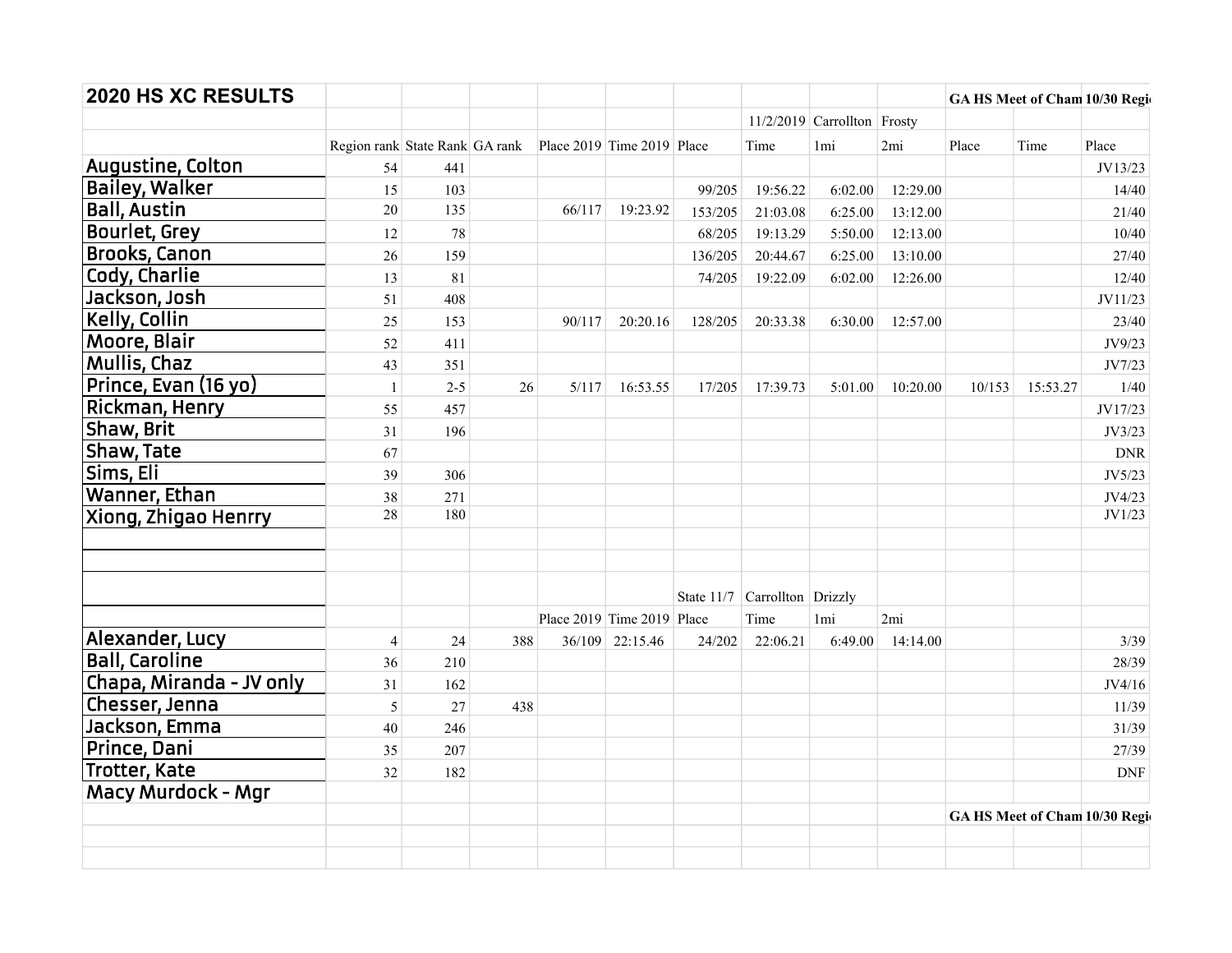## 2020 HS XC RESULTS

| | | | | | | | | | | GA HS Meet of Cham | | 10/30 Regi |
|---|---|---|---|---|---|---|---|---|---|---|---|---|
| | | | | | | | 11/2/2019 | Carrollton | Frosty | | | |
| | Region rank | State Rank | GA rank | Place 2019 | Time 2019 | Place | Time | 1mi | 2mi | Place | Time | Place |
| Augustine, Colton | 54 | 441 | | | | | | | | | | JV13/23 |
| Bailey, Walker | 15 | 103 | | | | 99/205 | 19:56.22 | 6:02.00 | 12:29.00 | | | 14/40 |
| Ball, Austin | 20 | 135 | | 66/117 | 19:23.92 | 153/205 | 21:03.08 | 6:25.00 | 13:12.00 | | | 21/40 |
| Bourlet, Grey | 12 | 78 | | | | 68/205 | 19:13.29 | 5:50.00 | 12:13.00 | | | 10/40 |
| Brooks, Canon | 26 | 159 | | | | 136/205 | 20:44.67 | 6:25.00 | 13:10.00 | | | 27/40 |
| Cody, Charlie | 13 | 81 | | | | 74/205 | 19:22.09 | 6:02.00 | 12:26.00 | | | 12/40 |
| Jackson, Josh | 51 | 408 | | | | | | | | | | JV11/23 |
| Kelly, Collin | 25 | 153 | | 90/117 | 20:20.16 | 128/205 | 20:33.38 | 6:30.00 | 12:57.00 | | | 23/40 |
| Moore, Blair | 52 | 411 | | | | | | | | | | JV9/23 |
| Mullis, Chaz | 43 | 351 | | | | | | | | | | JV7/23 |
| Prince, Evan (16 yo) | 1 | 2-5 | 26 | 5/117 | 16:53.55 | 17/205 | 17:39.73 | 5:01.00 | 10:20.00 | 10/153 | 15:53.27 | 1/40 |
| Rickman, Henry | 55 | 457 | | | | | | | | | | JV17/23 |
| Shaw, Brit | 31 | 196 | | | | | | | | | | JV3/23 |
| Shaw, Tate | 67 | | | | | | | | | | | DNR |
| Sims, Eli | 39 | 306 | | | | | | | | | | JV5/23 |
| Wanner, Ethan | 38 | 271 | | | | | | | | | | JV4/23 |
| Xiong, Zhigao Henrry | 28 | 180 | | | | | | | | | | JV1/23 |
| | | | | | | | | | | | | |
| | | | | | | | | | | | | |
| | | | | | | State 11/7 | Carrollton | Drizzly | | | | |
| | | | | Place 2019 | Time 2019 | Place | Time | 1mi | 2mi | | | |
| Alexander, Lucy | 4 | 24 | 388 | 36/109 | 22:15.46 | 24/202 | 22:06.21 | 6:49.00 | 14:14.00 | | | 3/39 |
| Ball, Caroline | 36 | 210 | | | | | | | | | | 28/39 |
| Chapa, Miranda - JV only | 31 | 162 | | | | | | | | | | JV4/16 |
| Chesser, Jenna | 5 | 27 | 438 | | | | | | | | | 11/39 |
| Jackson, Emma | 40 | 246 | | | | | | | | | | 31/39 |
| Prince, Dani | 35 | 207 | | | | | | | | | | 27/39 |
| Trotter, Kate | 32 | 182 | | | | | | | | | | DNF |
| Macy Murdock - Mgr | | | | | | | | | | | | |
| | | | | | | | | | | GA HS Meet of Cham | | 10/30 Regi |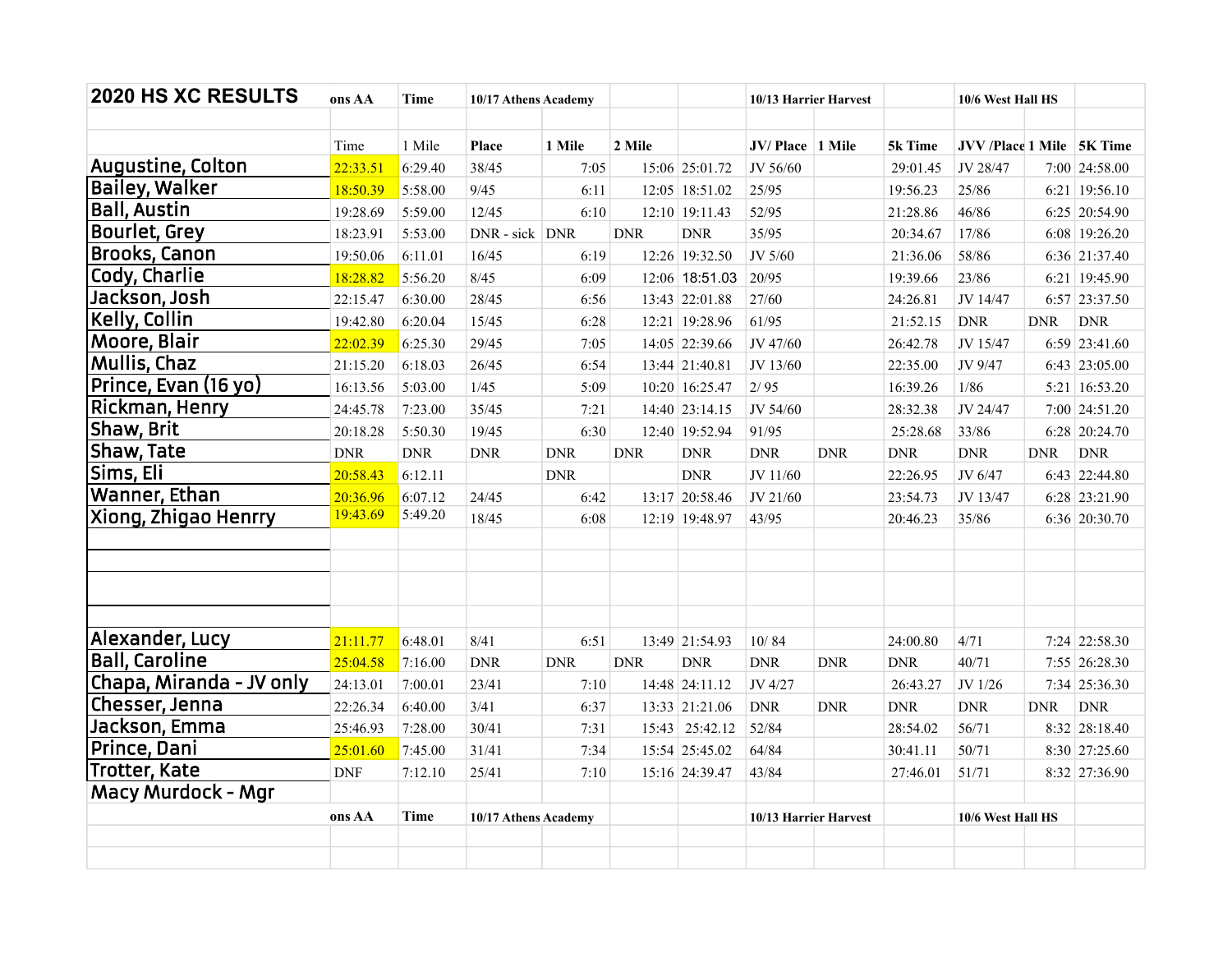| 2020 HS XC RESULTS | ons AA | Time | 10/17 Athens Academy | | | | 10/13 Harrier Harvest | | | 10/6 West Hall HS | | |
|---|---|---|---|---|---|---|---|---|---|---|---|---|
| | | | | | | | | | | | | |
| | Time | 1 Mile | Place | 1 Mile | 2 Mile | | JV/ Place | 1 Mile | 5k Time | JVV /Place | 1 Mile | 5K Time |
| Augustine, Colton | 22:33.51 | 6:29.40 | 38/45 | 7:05 | 15:06 | 25:01.72 | JV 56/60 | | 29:01.45 | JV 28/47 | 7:00 | 24:58.00 |
| Bailey, Walker | 18:50.39 | 5:58.00 | 9/45 | 6:11 | 12:05 | 18:51.02 | 25/95 | | 19:56.23 | 25/86 | 6:21 | 19:56.10 |
| Ball, Austin | 19:28.69 | 5:59.00 | 12/45 | 6:10 | 12:10 | 19:11.43 | 52/95 | | 21:28.86 | 46/86 | 6:25 | 20:54.90 |
| Bourlet, Grey | 18:23.91 | 5:53.00 | DNR - sick | DNR | DNR | DNR | 35/95 | | 20:34.67 | 17/86 | 6:08 | 19:26.20 |
| Brooks, Canon | 19:50.06 | 6:11.01 | 16/45 | 6:19 | 12:26 | 19:32.50 | JV 5/60 | | 21:36.06 | 58/86 | 6:36 | 21:37.40 |
| Cody, Charlie | 18:28.82 | 5:56.20 | 8/45 | 6:09 | 12:06 | 18:51.03 | 20/95 | | 19:39.66 | 23/86 | 6:21 | 19:45.90 |
| Jackson, Josh | 22:15.47 | 6:30.00 | 28/45 | 6:56 | 13:43 | 22:01.88 | 27/60 | | 24:26.81 | JV 14/47 | 6:57 | 23:37.50 |
| Kelly, Collin | 19:42.80 | 6:20.04 | 15/45 | 6:28 | 12:21 | 19:28.96 | 61/95 | | 21:52.15 | DNR | DNR | DNR |
| Moore, Blair | 22:02.39 | 6:25.30 | 29/45 | 7:05 | 14:05 | 22:39.66 | JV 47/60 | | 26:42.78 | JV 15/47 | 6:59 | 23:41.60 |
| Mullis, Chaz | 21:15.20 | 6:18.03 | 26/45 | 6:54 | 13:44 | 21:40.81 | JV 13/60 | | 22:35.00 | JV 9/47 | 6:43 | 23:05.00 |
| Prince, Evan (16 yo) | 16:13.56 | 5:03.00 | 1/45 | 5:09 | 10:20 | 16:25.47 | 2/ 95 | | 16:39.26 | 1/86 | 5:21 | 16:53.20 |
| Rickman, Henry | 24:45.78 | 7:23.00 | 35/45 | 7:21 | 14:40 | 23:14.15 | JV 54/60 | | 28:32.38 | JV 24/47 | 7:00 | 24:51.20 |
| Shaw, Brit | 20:18.28 | 5:50.30 | 19/45 | 6:30 | 12:40 | 19:52.94 | 91/95 | | 25:28.68 | 33/86 | 6:28 | 20:24.70 |
| Shaw, Tate | DNR | DNR | DNR | DNR | DNR | DNR | DNR | DNR | DNR | DNR | DNR | DNR |
| Sims, Eli | 20:58.43 | 6:12.11 | | DNR | | DNR | JV 11/60 | | 22:26.95 | JV 6/47 | 6:43 | 22:44.80 |
| Wanner, Ethan | 20:36.96 | 6:07.12 | 24/45 | 6:42 | 13:17 | 20:58.46 | JV 21/60 | | 23:54.73 | JV 13/47 | 6:28 | 23:21.90 |
| Xiong, Zhigao Henrry | 19:43.69 | 5:49.20 | 18/45 | 6:08 | 12:19 | 19:48.97 | 43/95 | | 20:46.23 | 35/86 | 6:36 | 20:30.70 |
| | | | | | | | | | | | | |
| | | | | | | | | | | | | |
| | | | | | | | | | | | | |
| | | | | | | | | | | | | |
| Alexander, Lucy | 21:11.77 | 6:48.01 | 8/41 | 6:51 | 13:49 | 21:54.93 | 10/ 84 | | 24:00.80 | 4/71 | 7:24 | 22:58.30 |
| Ball, Caroline | 25:04.58 | 7:16.00 | DNR | DNR | DNR | DNR | DNR | DNR | DNR | 40/71 | 7:55 | 26:28.30 |
| Chapa, Miranda - JV only | 24:13.01 | 7:00.01 | 23/41 | 7:10 | 14:48 | 24:11.12 | JV 4/27 | | 26:43.27 | JV 1/26 | 7:34 | 25:36.30 |
| Chesser, Jenna | 22:26.34 | 6:40.00 | 3/41 | 6:37 | 13:33 | 21:21.06 | DNR | DNR | DNR | DNR | DNR | DNR |
| Jackson, Emma | 25:46.93 | 7:28.00 | 30/41 | 7:31 | 15:43 | 25:42.12 | 52/84 | | 28:54.02 | 56/71 | 8:32 | 28:18.40 |
| Prince, Dani | 25:01.60 | 7:45.00 | 31/41 | 7:34 | 15:54 | 25:45.02 | 64/84 | | 30:41.11 | 50/71 | 8:30 | 27:25.60 |
| Trotter, Kate | DNF | 7:12.10 | 25/41 | 7:10 | 15:16 | 24:39.47 | 43/84 | | 27:46.01 | 51/71 | 8:32 | 27:36.90 |
| Macy Murdock - Mgr | | | | | | | | | | | | |
| | ons AA | Time | 10/17 Athens Academy | | | | 10/13 Harrier Harvest | | | 10/6 West Hall HS | | |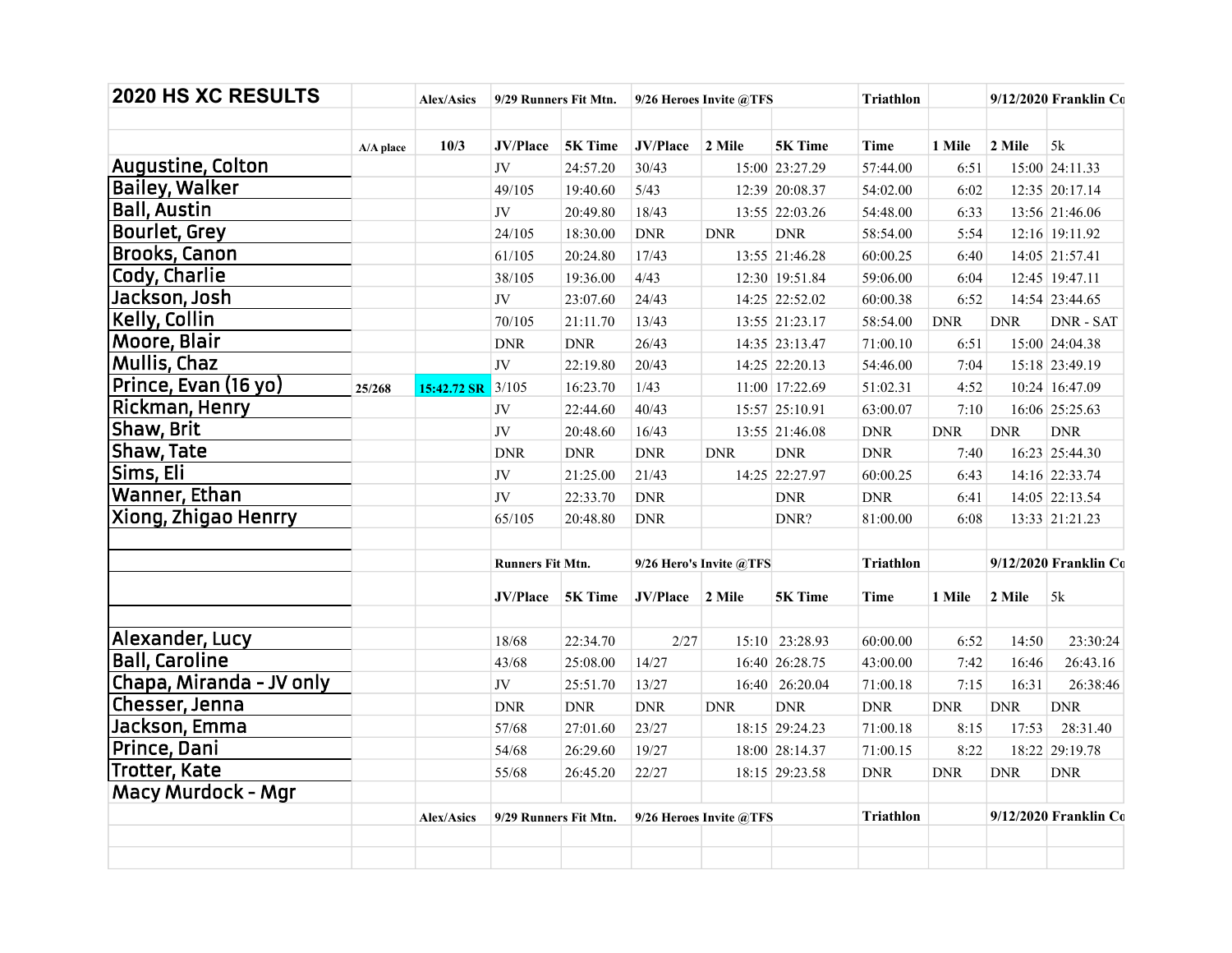| 2020 HS XC RESULTS | | Alex/Asics | 9/29 Runners Fit Mtn. | | 9/26 Heroes Invite @TFS | | | Triathlon | | 9/12/2020 Franklin Co | |
|---|---|---|---|---|---|---|---|---|---|---|---|
| | | | | | | | | | | | |
| | A/A place | 10/3 | JV/Place | 5K Time | JV/Place | 2 Mile | 5K Time | Time | 1 Mile | 2 Mile | 5k |
| Augustine, Colton | | | JV | 24:57.20 | 30/43 | 15:00 | 23:27.29 | 57:44.00 | 6:51 | 15:00 | 24:11.33 |
| Bailey, Walker | | | 49/105 | 19:40.60 | 5/43 | 12:39 | 20:08.37 | 54:02.00 | 6:02 | 12:35 | 20:17.14 |
| Ball, Austin | | | JV | 20:49.80 | 18/43 | 13:55 | 22:03.26 | 54:48.00 | 6:33 | 13:56 | 21:46.06 |
| Bourlet, Grey | | | 24/105 | 18:30.00 | DNR | DNR | DNR | 58:54.00 | 5:54 | 12:16 | 19:11.92 |
| Brooks, Canon | | | 61/105 | 20:24.80 | 17/43 | 13:55 | 21:46.28 | 60:00.25 | 6:40 | 14:05 | 21:57.41 |
| Cody, Charlie | | | 38/105 | 19:36.00 | 4/43 | 12:30 | 19:51.84 | 59:06.00 | 6:04 | 12:45 | 19:47.11 |
| Jackson, Josh | | | JV | 23:07.60 | 24/43 | 14:25 | 22:52.02 | 60:00.38 | 6:52 | 14:54 | 23:44.65 |
| Kelly, Collin | | | 70/105 | 21:11.70 | 13/43 | 13:55 | 21:23.17 | 58:54.00 | DNR | DNR | DNR - SAT |
| Moore, Blair | | | DNR | DNR | 26/43 | 14:35 | 23:13.47 | 71:00.10 | 6:51 | 15:00 | 24:04.38 |
| Mullis, Chaz | | | JV | 22:19.80 | 20/43 | 14:25 | 22:20.13 | 54:46.00 | 7:04 | 15:18 | 23:49.19 |
| Prince, Evan (16 yo) | 25/268 | 15:42.72 SR | 3/105 | 16:23.70 | 1/43 | 11:00 | 17:22.69 | 51:02.31 | 4:52 | 10:24 | 16:47.09 |
| Rickman, Henry | | | JV | 22:44.60 | 40/43 | 15:57 | 25:10.91 | 63:00.07 | 7:10 | 16:06 | 25:25.63 |
| Shaw, Brit | | | JV | 20:48.60 | 16/43 | 13:55 | 21:46.08 | DNR | DNR | DNR | DNR |
| Shaw, Tate | | | DNR | DNR | DNR | DNR | DNR | DNR | 7:40 | 16:23 | 25:44.30 |
| Sims, Eli | | | JV | 21:25.00 | 21/43 | 14:25 | 22:27.97 | 60:00.25 | 6:43 | 14:16 | 22:33.74 |
| Wanner, Ethan | | | JV | 22:33.70 | DNR | | DNR | DNR | 6:41 | 14:05 | 22:13.54 |
| Xiong, Zhigao Henrry | | | 65/105 | 20:48.80 | DNR | | DNR? | 81:00.00 | 6:08 | 13:33 | 21:21.23 |
| | | | | | | | | | | | |
| | | | Runners Fit Mtn. | | 9/26 Hero's Invite @TFS | | | Triathlon | | 9/12/2020 Franklin Co | |
| | | | JV/Place | 5K Time | JV/Place | 2 Mile | 5K Time | Time | 1 Mile | 2 Mile | 5k |
| | | | | | | | | | | | |
| Alexander, Lucy | | | 18/68 | 22:34.70 | 2/27 | 15:10 | 23:28.93 | 60:00.00 | 6:52 | 14:50 | 23:30:24 |
| Ball, Caroline | | | 43/68 | 25:08.00 | 14/27 | 16:40 | 26:28.75 | 43:00.00 | 7:42 | 16:46 | 26:43.16 |
| Chapa, Miranda - JV only | | | JV | 25:51.70 | 13/27 | 16:40 | 26:20.04 | 71:00.18 | 7:15 | 16:31 | 26:38:46 |
| Chesser, Jenna | | | DNR | DNR | DNR | DNR | DNR | DNR | DNR | DNR | DNR |
| Jackson, Emma | | | 57/68 | 27:01.60 | 23/27 | 18:15 | 29:24.23 | 71:00.18 | 8:15 | 17:53 | 28:31.40 |
| Prince, Dani | | | 54/68 | 26:29.60 | 19/27 | 18:00 | 28:14.37 | 71:00.15 | 8:22 | 18:22 | 29:19.78 |
| Trotter, Kate | | | 55/68 | 26:45.20 | 22/27 | 18:15 | 29:23.58 | DNR | DNR | DNR | DNR |
| Macy Murdock - Mgr | | | | | | | | | | | |
| | | Alex/Asics | 9/29 Runners Fit Mtn. | | 9/26 Heroes Invite @TFS | | | Triathlon | | 9/12/2020 Franklin Co | |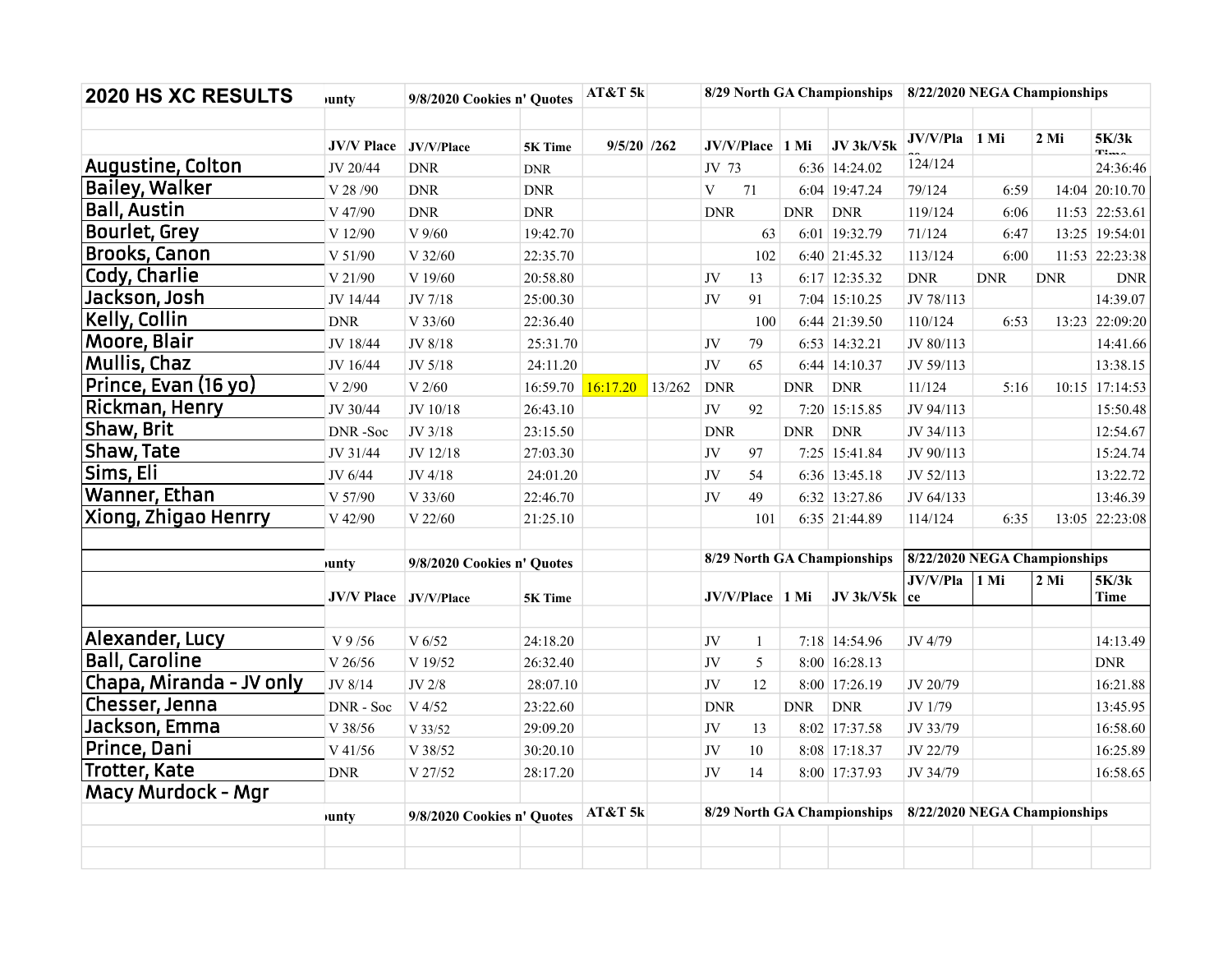| 2020 HS XC RESULTS | unty | 9/8/2020 Cookies n' Quotes | | AT&T 5k | | 8/29 North GA Championships | | | 8/22/2020 NEGA Championships | | | |
|---|---|---|---|---|---|---|---|---|---|---|---|---|
| | | | | | | | | | | | | |
| | JV/V Place | JV/V/Place | 5K Time | 9/5/20 | /262 | JV/V/Place | 1 Mi | JV 3k/V5k | JV/V/Place | 1 Mi | 2 Mi | 5K/3k Time |
| Augustine, Colton | JV 20/44 | DNR | DNR | | | JV 73 | 6:36 | 14:24.02 | 124/124 | | | 24:36:46 |
| Bailey, Walker | V 28 /90 | DNR | DNR | | | V 71 | 6:04 | 19:47.24 | 79/124 | 6:59 | 14:04 | 20:10.70 |
| Ball, Austin | V 47/90 | DNR | DNR | | | DNR | DNR | DNR | 119/124 | 6:06 | 11:53 | 22:53.61 |
| Bourlet, Grey | V 12/90 | V 9/60 | 19:42.70 | | | 63 | 6:01 | 19:32.79 | 71/124 | 6:47 | 13:25 | 19:54:01 |
| Brooks, Canon | V 51/90 | V 32/60 | 22:35.70 | | | 102 | 6:40 | 21:45.32 | 113/124 | 6:00 | 11:53 | 22:23:38 |
| Cody, Charlie | V 21/90 | V 19/60 | 20:58.80 | | | JV 13 | 6:17 | 12:35.32 | DNR | DNR | DNR | DNR |
| Jackson, Josh | JV 14/44 | JV 7/18 | 25:00.30 | | | JV 91 | 7:04 | 15:10.25 | JV 78/113 | | | 14:39.07 |
| Kelly, Collin | DNR | V 33/60 | 22:36.40 | | | 100 | 6:44 | 21:39.50 | 110/124 | 6:53 | 13:23 | 22:09:20 |
| Moore, Blair | JV 18/44 | JV 8/18 | 25:31.70 | | | JV 79 | 6:53 | 14:32.21 | JV 80/113 | | | 14:41.66 |
| Mullis, Chaz | JV 16/44 | JV 5/18 | 24:11.20 | | | JV 65 | 6:44 | 14:10.37 | JV 59/113 | | | 13:38.15 |
| Prince, Evan (16 yo) | V 2/90 | V 2/60 | 16:59.70 | 16:17.20 | 13/262 | DNR | DNR | DNR | 11/124 | 5:16 | 10:15 | 17:14:53 |
| Rickman, Henry | JV 30/44 | JV 10/18 | 26:43.10 | | | JV 92 | 7:20 | 15:15.85 | JV 94/113 | | | 15:50.48 |
| Shaw, Brit | DNR -Soc | JV 3/18 | 23:15.50 | | | DNR | DNR | DNR | JV 34/113 | | | 12:54.67 |
| Shaw, Tate | JV 31/44 | JV 12/18 | 27:03.30 | | | JV 97 | 7:25 | 15:41.84 | JV 90/113 | | | 15:24.74 |
| Sims, Eli | JV 6/44 | JV 4/18 | 24:01.20 | | | JV 54 | 6:36 | 13:45.18 | JV 52/113 | | | 13:22.72 |
| Wanner, Ethan | V 57/90 | V 33/60 | 22:46.70 | | | JV 49 | 6:32 | 13:27.86 | JV 64/133 | | | 13:46.39 |
| Xiong, Zhigao Henrry | V 42/90 | V 22/60 | 21:25.10 | | | 101 | 6:35 | 21:44.89 | 114/124 | 6:35 | 13:05 | 22:23:08 |
| | | | | | | | | | | | | |
| | unty | 9/8/2020 Cookies n' Quotes | | | | 8/29 North GA Championships | | | 8/22/2020 NEGA Championships | | | |
| | JV/V Place | JV/V/Place | 5K Time | | | JV/V/Place | 1 Mi | JV 3k/V5k | JV/V/Place | 1 Mi | 2 Mi | 5K/3k Time |
| | | | | | | | | | | | | |
| Alexander, Lucy | V 9 /56 | V 6/52 | 24:18.20 | | | JV 1 | 7:18 | 14:54.96 | JV 4/79 | | | 14:13.49 |
| Ball, Caroline | V 26/56 | V 19/52 | 26:32.40 | | | JV 5 | 8:00 | 16:28.13 | | | | DNR |
| Chapa, Miranda - JV only | JV 8/14 | JV 2/8 | 28:07.10 | | | JV 12 | 8:00 | 17:26.19 | JV 20/79 | | | 16:21.88 |
| Chesser, Jenna | DNR - Soc | V 4/52 | 23:22.60 | | | DNR | DNR | DNR | JV 1/79 | | | 13:45.95 |
| Jackson, Emma | V 38/56 | V 33/52 | 29:09.20 | | | JV 13 | 8:02 | 17:37.58 | JV 33/79 | | | 16:58.60 |
| Prince, Dani | V 41/56 | V 38/52 | 30:20.10 | | | JV 10 | 8:08 | 17:18.37 | JV 22/79 | | | 16:25.89 |
| Trotter, Kate | DNR | V 27/52 | 28:17.20 | | | JV 14 | 8:00 | 17:37.93 | JV 34/79 | | | 16:58.65 |
| Macy Murdock - Mgr | | | | | | | | | | | | |
| | unty | 9/8/2020 Cookies n' Quotes | | AT&T 5k | | 8/29 North GA Championships | | | 8/22/2020 NEGA Championships | | | |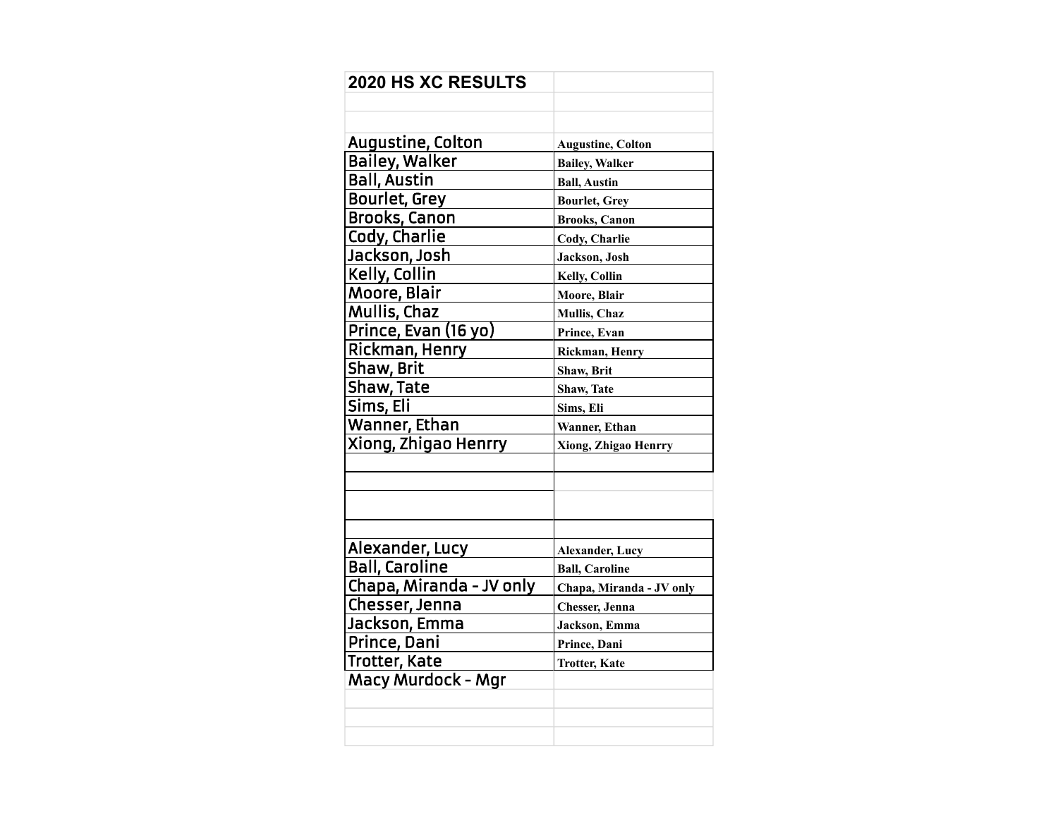| 2020 HS XC RESULTS | |
|---|---|
| | |
| | |
| Augustine, Colton | **Augustine, Colton** |
| Bailey, Walker | **Bailey, Walker** |
| Ball, Austin | **Ball, Austin** |
| Bourlet, Grey | **Bourlet, Grey** |
| Brooks, Canon | **Brooks, Canon** |
| Cody, Charlie | **Cody, Charlie** |
| Jackson, Josh | **Jackson, Josh** |
| Kelly, Collin | **Kelly, Collin** |
| Moore, Blair | **Moore, Blair** |
| Mullis, Chaz | **Mullis, Chaz** |
| Prince, Evan (16 yo) | **Prince, Evan** |
| Rickman, Henry | **Rickman, Henry** |
| Shaw, Brit | **Shaw, Brit** |
| Shaw, Tate | **Shaw, Tate** |
| Sims, Eli | **Sims, Eli** |
| Wanner, Ethan | **Wanner, Ethan** |
| Xiong, Zhigao Henrry | **Xiong, Zhigao Henrry** |
| | |
| | |
| | |
| | |
| Alexander, Lucy | **Alexander, Lucy** |
| Ball, Caroline | **Ball, Caroline** |
| Chapa, Miranda - JV only | **Chapa, Miranda - JV only** |
| Chesser, Jenna | **Chesser, Jenna** |
| Jackson, Emma | **Jackson, Emma** |
| Prince, Dani | **Prince, Dani** |
| Trotter, Kate | **Trotter, Kate** |
| Macy Murdock - Mgr | |
| | |
| | |
| | |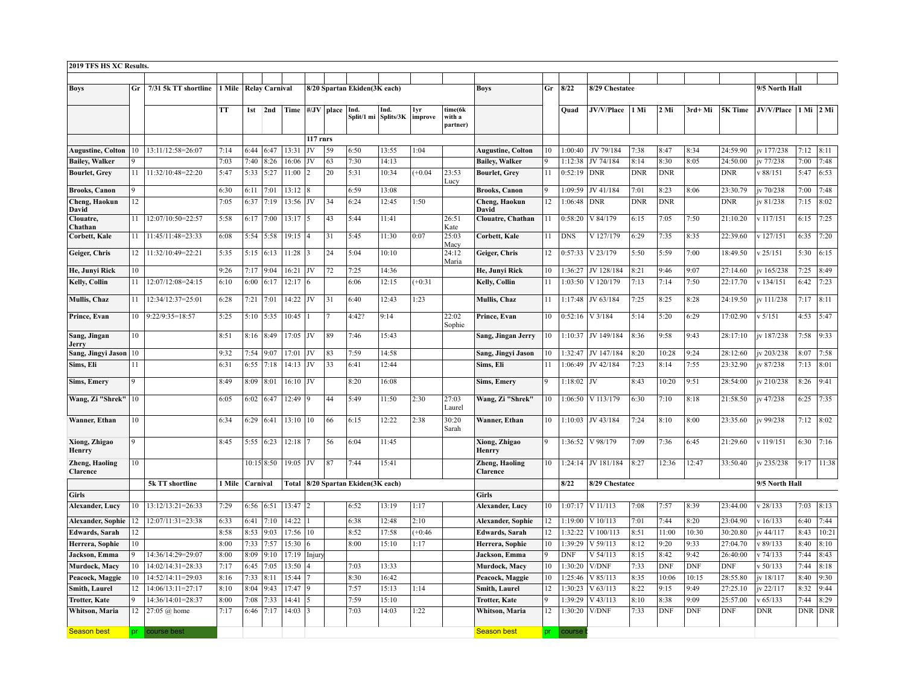**2019 TFS HS XC Results.**

| Boys | Gr | 7/31 5k TT shortline | 1 Mile | Relay Carnival | | | 8/20 Spartan Ekiden(3K each) | | | | | | Boys | Gr | 8/22 | 8/29 Chestatee | | | | | 9/5 North Hall | | |
|---|---|---|---|---|---|---|---|---|---|---|---|---|---|---|---|---|---|---|---|---|---|---|---|
| | | | TT | 1st | 2nd | Time | #/JV | place | Ind. Split/1 mi | Ind. Splits/3K | 1yr improve | time(6k with a partner) | | | Quad | JV/V/Place | 1 Mi | 2 Mi | 3rd+ Mi | 5K Time | JV/V/Place | 1 Mi | 2 Mi |
| | | | | | | | 117 rnrs | | | | | | | | | | | | | | | | |
| Augustine, Colton | 10 | 13:11/12:58=26:07 | 7:14 | 6:44 | 6:47 | 13:31 | JV | 59 | 6:50 | 13:55 | 1:04 | | Augustine, Colton | 10 | 1:00:40 | JV 79/184 | 7:38 | 8:47 | 8:34 | 24:59.90 | jv 177/238 | 7:12 | 8:11 |
| Bailey, Walker | 9 | | 7:03 | 7:40 | 8:26 | 16:06 | JV | 63 | 7:30 | 14:13 | | | Bailey, Walker | 9 | 1:12:38 | JV 74/184 | 8:14 | 8:30 | 8:05 | 24:50.00 | jv 77/238 | 7:00 | 7:48 |
| Bourlet, Grey | 11 | 11:32/10:48=22:20 | 5:47 | 5:33 | 5:27 | 11:00 | 2 | 20 | 5:31 | 10:34 | (+0.04 | 23:53 Lucy | Bourlet, Grey | 11 | 0:52:19 | DNR | DNR | DNR | | DNR | v 88/151 | 5:47 | 6:53 |
| Brooks, Canon | 9 | | 6:30 | 6:11 | 7:01 | 13:12 | 8 | | 6:59 | 13:08 | | | Brooks, Canon | 9 | 1:09:59 | JV 41/184 | 7:01 | 8:23 | 8:06 | 23:30.79 | jv 70/238 | 7:00 | 7:48 |
| Cheng, Haokun David | 12 | | 7:05 | 6:37 | 7:19 | 13:56 | JV | 34 | 6:24 | 12:45 | 1:50 | | Cheng, Haokun David | 12 | 1:06:48 | DNR | DNR | DNR | | DNR | jv 81/238 | 7:15 | 8:02 |
| Clouatre, Chathan | 11 | 12:07/10:50=22:57 | 5:58 | 6:17 | 7:00 | 13:17 | 5 | 43 | 5:44 | 11:41 | | 26:51 Kate | Clouatre, Chathan | 11 | 0:58:20 | V 84/179 | 6:15 | 7:05 | 7:50 | 21:10.20 | v 117/151 | 6:15 | 7:25 |
| Corbett, Kale | 11 | 11:45/11:48=23:33 | 6:08 | 5:54 | 5:58 | 19:15 | 4 | 31 | 5:45 | 11:30 | 0:07 | 25:03 Macy | Corbett, Kale | 11 | DNS | V 127/179 | 6:29 | 7:35 | 8:35 | 22:39.60 | v 127/151 | 6:35 | 7:20 |
| Geiger, Chris | 12 | 11:32/10:49=22:21 | 5:35 | 5:15 | 6:13 | 11:28 | 3 | 24 | 5:04 | 10:10 | | 24:12 Maria | Geiger, Chris | 12 | 0:57:33 | V 23/179 | 5:50 | 5:59 | 7:00 | 18:49.50 | v 25/151 | 5:30 | 6:15 |
| He, Junyi Rick | 10 | | 9:26 | 7:17 | 9:04 | 16:21 | JV | 72 | 7:25 | 14:36 | | | He, Junyi Rick | 10 | 1:36:27 | JV 128/184 | 8:21 | 9:46 | 9:07 | 27:14.60 | jv 165/238 | 7:25 | 8:49 |
| Kelly, Collin | 11 | 12:07/12:08=24:15 | 6:10 | 6:00 | 6:17 | 12:17 | 6 | | 6:06 | 12:15 | (+0:31 | | Kelly, Collin | 11 | 1:03:50 | V 120/179 | 7:13 | 7:14 | 7:50 | 22:17.70 | v 134/151 | 6:42 | 7:23 |
| Mullis, Chaz | 11 | 12:34/12:37=25:01 | 6:28 | 7:21 | 7:01 | 14:22 | JV | 31 | 6:40 | 12:43 | 1:23 | | Mullis, Chaz | 11 | 1:17:48 | JV 63/184 | 7:25 | 8:25 | 8:28 | 24:19.50 | jv 111/238 | 7:17 | 8:11 |
| Prince, Evan | 10 | 9:22/9:35=18:57 | 5:25 | 5:10 | 5:35 | 10:45 | 1 | 7 | 4:42? | 9:14 | | 22:02 Sophie | Prince, Evan | 10 | 0:52:16 | V 3/184 | 5:14 | 5:20 | 6:29 | 17:02.90 | v 5/151 | 4:53 | 5:47 |
| Sang, Jingan Jerry | 10 | | 8:51 | 8:16 | 8:49 | 17:05 | JV | 89 | 7:46 | 15:43 | | | Sang, Jingan Jerry | 10 | 1:10:37 | JV 149/184 | 8:36 | 9:58 | 9:43 | 28:17:10 | jv 187/238 | 7:58 | 9:33 |
| Sang, Jingyi Jason | 10 | | 9:32 | 7:54 | 9:07 | 17:01 | JV | 83 | 7:59 | 14:58 | | | Sang, Jingyi Jason | 10 | 1:32:47 | JV 147/184 | 8:20 | 10:28 | 9:24 | 28:12:60 | jv 203/238 | 8:07 | 7:58 |
| Sims, Eli | 11 | | 6:31 | 6:55 | 7:18 | 14:13 | JV | 33 | 6:41 | 12:44 | | | Sims, Eli | 11 | 1:06:49 | JV 42/184 | 7:23 | 8:14 | 7:55 | 23:32.90 | jv 87/238 | 7:13 | 8:01 |
| Sims, Emery | 9 | | 8:49 | 8:09 | 8:01 | 16:10 | JV | | 8:20 | 16:08 | | | Sims, Emery | 9 | 1:18:02 | JV | 8:43 | 10:20 | 9:51 | 28:54:00 | jv 210/238 | 8:26 | 9:41 |
| Wang, Zi "Shrek" | 10 | | 6:05 | 6:02 | 6:47 | 12:49 | 9 | 44 | 5:49 | 11:50 | 2:30 | 27:03 Laurel | Wang, Zi "Shrek" | 10 | 1:06:50 | V 113/179 | 6:30 | 7:10 | 8:18 | 21:58.50 | jv 47/238 | 6:25 | 7:35 |
| Wanner, Ethan | 10 | | 6:34 | 6:29 | 6:41 | 13:10 | 10 | 66 | 6:15 | 12:22 | 2:38 | 30:20 Sarah | Wanner, Ethan | 10 | 1:10:03 | JV 43/184 | 7:24 | 8:10 | 8:00 | 23:35.60 | jv 99/238 | 7:12 | 8:02 |
| Xiong, Zhigao Henrry | 9 | | 8:45 | 5:55 | 6:23 | 12:18 | 7 | 56 | 6:04 | 11:45 | | | Xiong, Zhigao Henrry | 9 | 1:36:52 | V 98/179 | 7:09 | 7:36 | 6:45 | 21:29.60 | v 119/151 | 6:30 | 7:16 |
| Zheng, Haoling Clarence | 10 | | | 10:15 | 8:50 | 19:05 | JV | 87 | 7:44 | 15:41 | | | Zheng, Haoling Clarence | 10 | 1:24:14 | JV 181/184 | 8:27 | 12:36 | 12:47 | 33:50.40 | jv 235/238 | 9:17 | 11:38 |
| | | 5k TT shortline | 1 Mile | Carnival | | Total | 8/20 Spartan Ekiden(3K each) | | | | | | | | 8/22 | 8/29 Chestatee | | | | | 9/5 North Hall | | |
| Girls | | | | | | | | | | | | | Girls | | | | | | | | | | |
| Alexander, Lucy | 10 | 13:12/13:21=26:33 | 7:29 | 6:56 | 6:51 | 13:47 | 2 | | 6:52 | 13:19 | 1:17 | | Alexander, Lucy | 10 | 1:07:17 | V 11/113 | 7:08 | 7:57 | 8:39 | 23:44.00 | v 28/133 | 7:03 | 8:13 |
| Alexander, Sophie | 12 | 12:07/11:31=23:38 | 6:33 | 6:41 | 7:10 | 14:22 | 1 | | 6:38 | 12:48 | 2:10 | | Alexander, Sophie | 12 | 1:19:00 | V 10/113 | 7:01 | 7:44 | 8:20 | 23:04.90 | v 16/133 | 6:40 | 7:44 |
| Edwards, Sarah | 12 | | 8:58 | 8:53 | 9:03 | 17:56 | 10 | | 8:52 | 17:58 | (+0:46 | | Edwards, Sarah | 12 | 1:32:22 | V 100/113 | 8:51 | 11:00 | 10:30 | 30:20.80 | jv 44/117 | 8:43 | 10:21 |
| Herrera, Sophie | 10 | | 8:00 | 7:33 | 7:57 | 15:30 | 6 | | 8:00 | 15:10 | 1:17 | | Herrera, Sophie | 10 | 1:39:29 | V 59/113 | 8:12 | 9:20 | 9:33 | 27:04.70 | v 89/133 | 8:40 | 8:10 |
| Jackson, Emma | 9 | 14:36/14:29=29:07 | 8:00 | 8:09 | 9:10 | 17:19 | Injury | | | | | | Jackson, Emma | 9 | DNF | V 54/113 | 8:15 | 8:42 | 9:42 | 26:40:00 | v 74/133 | 7:44 | 8:43 |
| Murdock, Macy | 10 | 14:02/14:31=28:33 | 7:17 | 6:45 | 7:05 | 13:50 | 4 | | 7:03 | 13:33 | | | Murdock, Macy | 10 | 1:30:20 | V/DNF | 7:33 | DNF | DNF | DNF | v 50/133 | 7:44 | 8:18 |
| Peacock, Maggie | 10 | 14:52/14:11=29:03 | 8:16 | 7:33 | 8:11 | 15:44 | 7 | | 8:30 | 16:42 | | | Peacock, Maggie | 10 | 1:25:46 | V 85/113 | 8:35 | 10:06 | 10:15 | 28:55.80 | jv 18/117 | 8:40 | 9:30 |
| Smith, Laurel | 12 | 14:06/13:11=27:17 | 8:10 | 8:04 | 9:43 | 17:47 | 9 | | 7:57 | 15:13 | 1:14 | | Smith, Laurel | 12 | 1:30:23 | V 63/113 | 8:22 | 9:15 | 9:49 | 27:25.10 | jv 22/117 | 8:32 | 9:44 |
| Trotter, Kate | 9 | 14:36/14:01=28:37 | 8:00 | 7:08 | 7:33 | 14:41 | 5 | | 7:59 | 15:10 | | | Trotter, Kate | 9 | 1:39:29 | V 43/113 | 8:10 | 8:38 | 9:09 | 25:57.00 | v 65/133 | 7:44 | 8:29 |
| Whitson, Maria | 12 | 27:05 @ home | 7:17 | 6:46 | 7:17 | 14:03 | 3 | | 7:03 | 14:03 | 1:22 | | Whitson, Maria | 12 | 1:30:20 | V/DNF | 7:33 | DNF | DNF | DNF | DNR | DNR | DNR |
| Season best | pr | course best | | | | | | | | | | | Season best | pr | course b | | | | | | | | |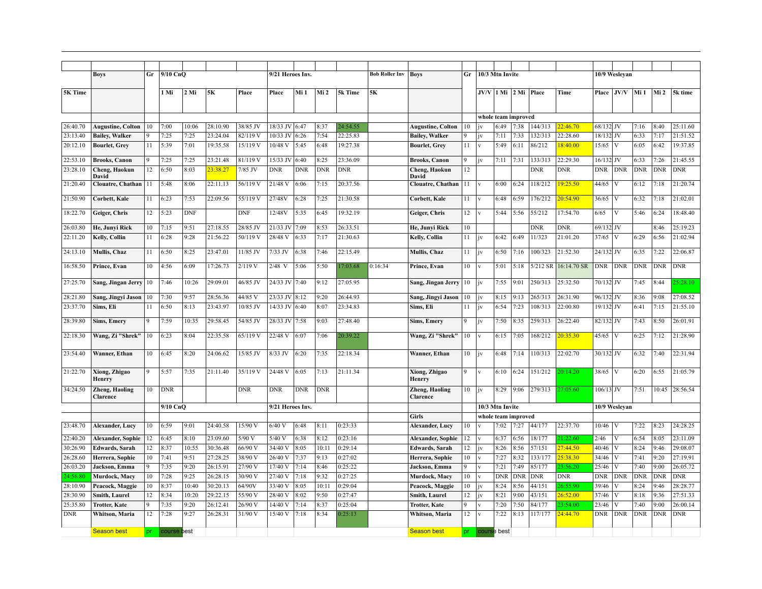| 5K Time | Boys | Gr | 9/10 CnQ | | | | 9/21 Heroes Inv. | | | | Bob Roller Inv | Boys | Gr | 10/3 Mtn Invite | | | | | 10/9 Wesleyan | | | | |
|---|---|---|---|---|---|---|---|---|---|---|---|---|---|---|---|---|---|---|---|---|---|---|---|
| | | | 1 Mi | 2 Mi | 5K | Place | Place | Mi 1 | Mi 2 | 5k Time | 5K | | | JV/V | 1 Mi | 2 Mi | Place | Time | Place | JV/V | Mi 1 | Mi 2 | 5k time |
| | | | | | | | | | | | | | | whole team improved | | | | | | | | | |
| 26:40.70 | Augustine, Colton | 10 | 7:00 | 10:06 | 28:10.90 | 38/85 JV | 18/33 JV | 6:47 | 8:37 | 24:54.55 | | Augustine, Colton | 10 | jv | 6:49 | 7:38 | 144/313 | 22:46.70 | 68/132 | JV | 7:16 | 8:40 | 25:11.60 |
| 23:13.40 | Bailey, Walker | 9 | 7:25 | 7:25 | 23:24.04 | 82/119 V | 10/33 JV | 6:26 | 7:54 | 22:25.83 | | Bailey, Walker | 9 | jv | 7:11 | 7:33 | 132/313 | 22:28.60 | 18/132 | JV | 6:33 | 7:17 | 21:51.52 |
| 20:12.10 | Bourlet, Grey | 11 | 5:39 | 7:01 | 19:35.58 | 15/119 V | 10/48 V | 5:45 | 6:48 | 19:27.38 | | Bourlet, Grey | 11 | v | 5:49 | 6:11 | 86/212 | 18:40.00 | 15/65 | V | 6:05 | 6:42 | 19:37.85 |
| 22:53.10 | Brooks, Canon | 9 | 7:25 | 7:25 | 23:21.48 | 81/119 V | 15/33 JV | 6:40 | 8:25 | 23:36.09 | | Brooks, Canon | 9 | jv | 7:11 | 7:31 | 133/313 | 22:29.30 | 16/132 | JV | 6:33 | 7:26 | 21:45.55 |
| 23:28.10 | Cheng, Haokun David | 12 | 6:50 | 8:03 | 23:38.27 | 7/85 JV | DNR | DNR | DNR | DNR | | Cheng, Haokun David | 12 | | | | DNR | DNR | DNR | DNR | DNR | DNR | DNR |
| 21:20.40 | Clouatre, Chathan | 11 | 5:48 | 8:06 | 22:11.13 | 56/119 V | 21/48 V | 6:06 | 7:15 | 20:37.56 | | Clouatre, Chathan | 11 | v | 6:00 | 6:24 | 118/212 | 19:25.50 | 44/65 | V | 6:12 | 7:18 | 21:20.74 |
| 21:50.90 | Corbett, Kale | 11 | 6:23 | 7:53 | 22:09.56 | 55/119 V | 27/48V | 6:28 | 7:25 | 21:30.58 | | Corbett, Kale | 11 | v | 6:48 | 6:59 | 176/212 | 20:54.90 | 36/65 | V | 6:32 | 7:18 | 21:02.01 |
| 18:22.70 | Geiger, Chris | 12 | 5:23 | DNF | | DNF | 12/48V | 5:35 | 6:45 | 19:32.19 | | Geiger, Chris | 12 | v | 5:44 | 5:56 | 55/212 | 17:54.70 | 6/65 | V | 5:46 | 6:24 | 18:48.40 |
| 26:03.80 | He, Junyi Rick | 10 | 7:15 | 9:51 | 27:18.55 | 28/85 JV | 21/33 JV | 7:09 | 8:53 | 26:33.51 | | He, Junyi Rick | 10 | | | | DNR | DNR | 69/132 | JV | | 8:46 | 25:19.23 |
| 22:11.20 | Kelly, Collin | 11 | 6:28 | 9:28 | 21:56.22 | 50/119 V | 28/48 V | 6:33 | 7:17 | 21:30.63 | | Kelly, Collin | 11 | jv | 6:42 | 6:49 | 11/323 | 21:01.20 | 37/65 | V | 6:29 | 6:56 | 21:02.94 |
| 24:13.10 | Mullis, Chaz | 11 | 6:50 | 8:25 | 23:47.01 | 11/85 JV | 7/33 JV | 6:38 | 7:46 | 22:15.49 | | Mullis, Chaz | 11 | jv | 6:50 | 7:16 | 100/323 | 21:52.30 | 24/132 | JV | 6:35 | 7:22 | 22:06.87 |
| 16:58.50 | Prince, Evan | 10 | 4:56 | 6:09 | 17:26.73 | 2/119 V | 2/48 V | 5:06 | 5:50 | 17:03.68 | 0:16:34 | Prince, Evan | 10 | v | 5:01 | 5:18 | 5/212 SR | 16:14.70 SR | DNR | DNR | DNR | DNR | DNR |
| 27:25.70 | Sang, Jingan Jerry | 10 | 7:46 | 10:26 | 29:09.01 | 46/85 JV | 24/33 JV | 7:40 | 9:12 | 27:05.95 | | Sang, Jingan Jerry | 10 | jv | 7:55 | 9:01 | 250/313 | 25:32.50 | 70/132 | JV | 7:45 | 8:44 | 25:28.10 |
| 28:21.80 | Sang, Jingyi Jason | 10 | 7:30 | 9:57 | 28:56.36 | 44/85 V | 23/33 JV | 8:12 | 9:20 | 26:44.93 | | Sang, Jingyi Jason | 10 | jv | 8:15 | 9:13 | 265/313 | 26:31.90 | 96/132 | JV | 8:36 | 9:08 | 27:08.52 |
| 23:37.70 | Sims, Eli | 11 | 6:50 | 8:13 | 23:43.97 | 10/85 JV | 14/33 JV | 6:40 | 8:07 | 23:34.83 | | Sims, Eli | 11 | jv | 6:54 | 7:23 | 108/313 | 22:00.80 | 19/132 | JV | 6:41 | 7:15 | 21:55.10 |
| 28:39.80 | Sims, Emery | 9 | 7:59 | 10:35 | 29:58.45 | 54/85 JV | 28/33 JV | 7:58 | 9:03 | 27:48.40 | | Sims, Emery | 9 | jv | 7:50 | 8:35 | 259/313 | 26:22.40 | 82/132 | JV | 7:43 | 8:50 | 26:01.91 |
| 22:18.30 | Wang, Zi "Shrek" | 10 | 6:23 | 8:04 | 22:35.58 | 65/119 V | 22/48 V | 6:07 | 7:06 | 20:39.22 | | Wang, Zi "Shrek" | 10 | v | 6:15 | 7:05 | 168/212 | 20:35.30 | 45/65 | V | 6:25 | 7:12 | 21:28.90 |
| 23:54.40 | Wanner, Ethan | 10 | 6:45 | 8:20 | 24:06.62 | 15/85 JV | 8/33 JV | 6:20 | 7:35 | 22:18.34 | | Wanner, Ethan | 10 | jv | 6:48 | 7:14 | 110/313 | 22:02.70 | 30/132 | JV | 6:32 | 7:40 | 22:31.94 |
| 21:22.70 | Xiong, Zhigao Henrry | 9 | 5:57 | 7:35 | 21:11.40 | 35/119 V | 24/48 V | 6:05 | 7:13 | 21:11.34 | | Xiong, Zhigao Henrry | 9 | v | 6:10 | 6:24 | 151/212 | 20:14.20 | 38/65 | V | 6:20 | 6:55 | 21:05.79 |
| 34:24.50 | Zheng, Haoling Clarence | 10 | DNR | | | DNR | DNR | DNR | DNR | | | Zheng, Haoling Clarence | 10 | jv | 8:29 | 9:06 | 279/313 | 27:05.60 | 106/13 | JV | 7:51 | 10:45 | 28:56.54 |
| | | | 9/10 CnQ | | | | 9/21 Heroes Inv. | | | | | | | 10/3 Mtn Invite | | | | | 10/9 Wesleyan | | | | |
| | | | | | | | | | | | | Girls | | whole team improved | | | | | | | | | |
| 23:48.70 | Alexander, Lucy | 10 | 6:59 | 9:01 | 24:40.58 | 15/90 V | 6/40 V | 6:48 | 8:11 | 0:23:33 | | Alexander, Lucy | 10 | v | 7:02 | 7:27 | 44/177 | 22:37.70 | 10/46 | V | 7:22 | 8:23 | 24:28.25 |
| 22:40.20 | Alexander, Sophie | 12 | 6:45 | 8:10 | 23:09.60 | 5/90 V | 5/40 V | 6:38 | 8:12 | 0:23:16 | | Alexander, Sophie | 12 | v | 6:37 | 6:56 | 18/177 | 21:22.60 | 2/46 | V | 6:54 | 8:05 | 23:11.09 |
| 30:26.90 | Edwards, Sarah | 12 | 8:37 | 10:55 | 30:36.48 | 66/90 V | 34/40 V | 8:05 | 10:11 | 0:29:14 | | Edwards, Sarah | 12 | jv | 8:26 | 8:56 | 57/151 | 27:44.50 | 40/46 | V | 8:24 | 9:46 | 29:08.07 |
| 26:28.60 | Herrera, Sophie | 10 | 7:41 | 9:51 | 27:28.25 | 38/90 V | 26/40 V | 7:37 | 9:13 | 0:27:02 | | Herrera, Sophie | 10 | v | 7:27 | 8:32 | 133/177 | 25:38.30 | 34/46 | V | 7:41 | 9:20 | 27:19.91 |
| 26:03.20 | Jackson, Emma | 9 | 7:35 | 9:20 | 26:15.91 | 27/90 V | 17/40 V | 7:14 | 8:46 | 0:25:22 | | Jackson, Emma | 9 | v | 7:21 | 7:49 | 85/177 | 23:56.20 | 25/46 | V | 7:40 | 9:00 | 26:05.72 |
| 24:56.80 | Murdock, Macy | 10 | 7:28 | 9:25 | 26:28.15 | 30/90 V | 27/40 V | 7:18 | 9:32 | 0:27:25 | | Murdock, Macy | 10 | v | DNR | DNR | DNR | DNR | DNR | DNR | DNR | DNR | DNR |
| 28:10.90 | Peacock, Maggie | 10 | 8:37 | 10:40 | 30:20.13 | 64/90V | 33/40 V | 8:05 | 10:11 | 0:29:04 | | Peacock, Maggie | 10 | jv | 8:24 | 8:56 | 44/151 | 26:55.90 | 39/46 | V | 8:24 | 9:46 | 28:28.77 |
| 28:30.90 | Smith, Laurel | 12 | 8:34 | 10:20 | 29:22.15 | 55/90 V | 28/40 V | 8:02 | 9:50 | 0:27:47 | | Smith, Laurel | 12 | jv | 8:21 | 9:00 | 43/151 | 26:52.00 | 37/46 | V | 8:18 | 9:36 | 27:51.33 |
| 25:35.80 | Trotter, Kate | 9 | 7:35 | 9:20 | 26:12.41 | 26/90 V | 14/40 V | 7:14 | 8:37 | 0:25:04 | | Trotter, Kate | 9 | v | 7:20 | 7:50 | 84/177 | 23:54.00 | 23/46 | V | 7:40 | 9:00 | 26:00.14 |
| DNR | Whitson, Maria | 12 | 7:28 | 9:27 | 26:28.31 | 31/90 V | 15/40 V | 7:18 | 8:34 | 0:25:13 | | Whitson, Maria | 12 | v | 7:22 | 8:13 | 117/177 | 24:44.70 | DNR | DNR | DNR | DNR | DNR |
| | Season best | pr | course best | | | | | | | | | Season best | pr | course best | | | | | | | | | |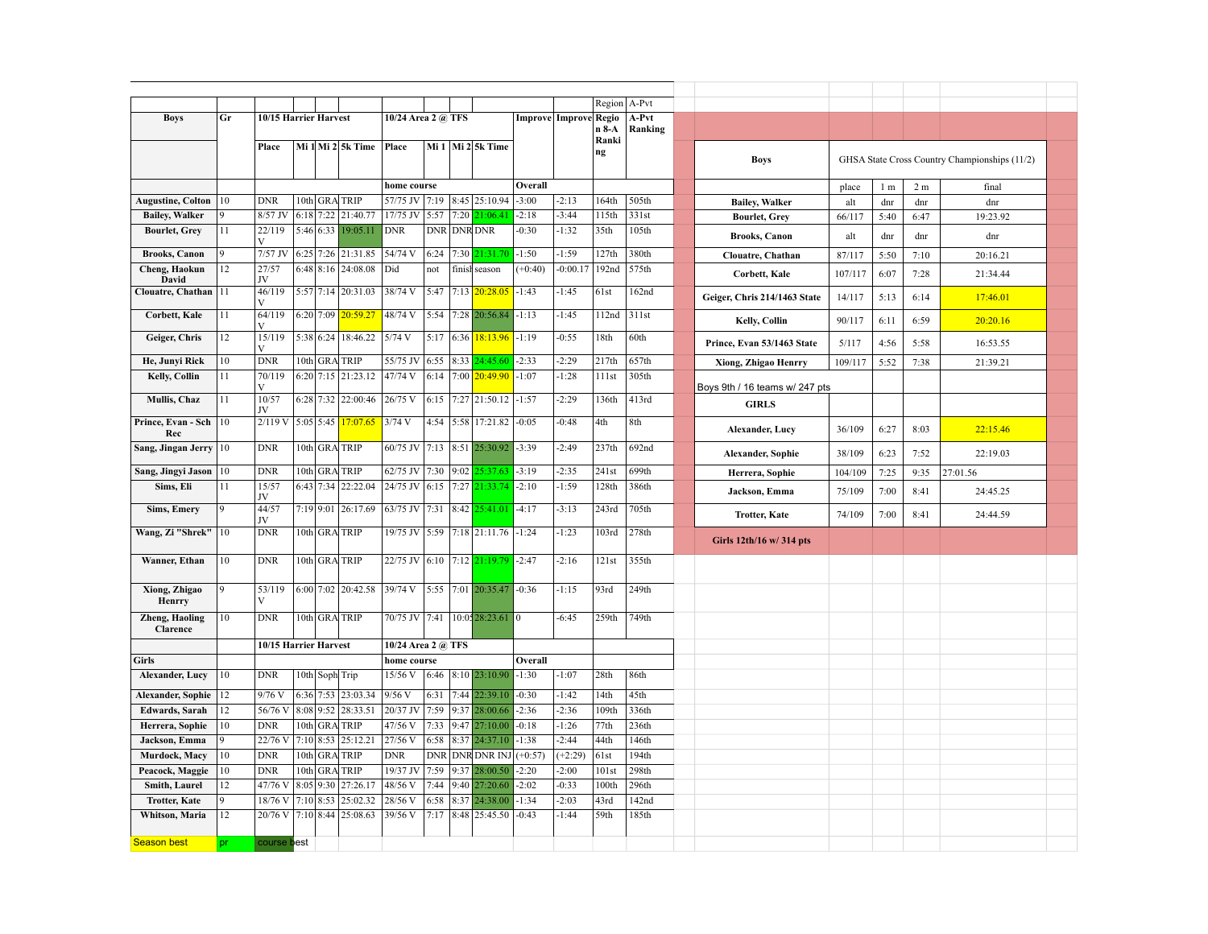| Boys | Gr | 10/15 Harrier Harvest | | | | 10/24 Area 2 @ TFS | | | | Improve | Improve | Region 8-A Ranking | A-Pvt Ranking |
|---|---|---|---|---|---|---|---|---|---|---|---|---|---|
| | | Place | Mi 1 | Mi 2 | 5k Time | Place | Mi 1 | Mi 2 | 5k Time | | | | |
| | | | | | | home course | | | | Overall | | | |
| Augustine, Colton | 10 | DNR | 10th | GRA | TRIP | 57/75 JV | 7:19 | 8:45 | 25:10.94 | -3:00 | -2:13 | 164th | 505th |
| Bailey, Walker | 9 | 8/57 JV | 6:18 | 7:22 | 21:40.77 | 17/75 JV | 5:57 | 7:20 | 21:06.41 | -2:18 | -3:44 | 115th | 331st |
| Bourlet, Grey | 11 | 22/119 V | 5:46 | 6:33 | 19:05.11 | DNR | DNR | DNR | DNR | -0:30 | -1:32 | 35th | 105th |
| Brooks, Canon | 9 | 7/57 JV | 6:25 | 7:26 | 21:31.85 | 54/74 V | 6:24 | 7:30 | 21:31.70 | -1:50 | -1:59 | 127th | 380th |
| Cheng, Haokun David | 12 | 27/57 JV | 6:48 | 8:16 | 24:08.08 | Did | not | finish | season | (+0:40) | -0:00.17 | 192nd | 575th |
| Clouatre, Chathan | 11 | 46/119 V | 5:57 | 7:14 | 20:31.03 | 38/74 V | 5:47 | 7:13 | 20:28.05 | -1:43 | -1:45 | 61st | 162nd |
| Corbett, Kale | 11 | 64/119 V | 6:20 | 7:09 | 20:59.27 | 48/74 V | 5:54 | 7:28 | 20:56.84 | -1:13 | -1:45 | 112nd | 311st |
| Geiger, Chris | 12 | 15/119 V | 5:38 | 6:24 | 18:46.22 | 5/74 V | 5:17 | 6:36 | 18:13.96 | -1:19 | -0:55 | 18th | 60th |
| He, Junyi Rick | 10 | DNR | 10th | GRA | TRIP | 55/75 JV | 6:55 | 8:33 | 24:45.60 | -2:33 | -2:29 | 217th | 657th |
| Kelly, Collin | 11 | 70/119 V | 6:20 | 7:15 | 21:23.12 | 47/74 V | 6:14 | 7:00 | 20:49.90 | -1:07 | -1:28 | 111st | 305th |
| Mullis, Chaz | 11 | 10/57 JV | 6:28 | 7:32 | 22:00:46 | 26/75 V | 6:15 | 7:27 | 21:50.12 | -1:57 | -2:29 | 136th | 413rd |
| Prince, Evan - Sch Rec | 10 | 2/119 V | 5:05 | 5:45 | 17:07.65 | 3/74 V | 4:54 | 5:58 | 17:21.82 | -0.05 | -0:48 | 4th | 8th |
| Sang, Jingan Jerry | 10 | DNR | 10th | GRA | TRIP | 60/75 JV | 7:13 | 8:51 | 25:30.92 | -3:39 | -2:49 | 237th | 692nd |
| Sang, Jingyi Jason | 10 | DNR | 10th | GRA | TRIP | 62/75 JV | 7:30 | 9:02 | 25:37.63 | -3:19 | -2:35 | 241st | 699th |
| Sims, Eli | 11 | 15/57 JV | 6:43 | 7:34 | 22:22.04 | 24/75 JV | 6:15 | 7:27 | 21:33.74 | -2:10 | -1:59 | 128th | 386th |
| Sims, Emery | 9 | 44/57 JV | 7:19 | 9:01 | 26:17.69 | 63/75 JV | 7:31 | 8:42 | 25:41.01 | -4:17 | -3:13 | 243rd | 705th |
| Wang, Zi "Shrek" | 10 | DNR | 10th | GRA | TRIP | 19/75 JV | 5:59 | 7:18 | 21:11.76 | -1:24 | -1:23 | 103rd | 278th |
| Wanner, Ethan | 10 | DNR | 10th | GRA | TRIP | 22/75 JV | 6:10 | 7:12 | 21:19.79 | -2:47 | -2:16 | 121st | 355th |
| Xiong, Zhigao Henrry | 9 | 53/119 V | 6:00 | 7:02 | 20:42.58 | 39/74 V | 5:55 | 7:01 | 20:35.47 | -0:36 | -1:15 | 93rd | 249th |
| Zheng, Haoling Clarence | 10 | DNR | 10th | GRA | TRIP | 70/75 JV | 7:41 | 10:05 | 28:23.61 | 0 | -6:45 | 259th | 749th |
| | | 10/15 Harrier Harvest | | | | 10/24 Area 2 @ TFS | | | | | | | |
| Girls | | | | | | home course | | | | Overall | | | |
| Alexander, Lucy | 10 | DNR | 10th | Soph | Trip | 15/56 V | 6:46 | 8:10 | 23:10.90 | -1:30 | -1:07 | 28th | 86th |
| Alexander, Sophie | 12 | 9/76 V | 6:36 | 7:53 | 23:03.34 | 9/56 V | 6:31 | 7:44 | 22:39.10 | -0:30 | -1:42 | 14th | 45th |
| Edwards, Sarah | 12 | 56/76 V | 8:08 | 9:52 | 28:33.51 | 20/37 JV | 7:59 | 9:37 | 28:00.66 | -2:36 | -2:36 | 109th | 336th |
| Herrera, Sophie | 10 | DNR | 10th | GRA | TRIP | 47/56 V | 7:33 | 9:47 | 27:10.00 | -0:18 | -1:26 | 77th | 236th |
| Jackson, Emma | 9 | 22/76 V | 7:10 | 8:53 | 25:12.21 | 27/56 V | 6:58 | 8:37 | 24:37.10 | -1:38 | -2:44 | 44th | 146th |
| Murdock, Macy | 10 | DNR | 10th | GRA | TRIP | DNR | DNR | DNR | DNR INJ | (+0:57) | (+2:29) | 61st | 194th |
| Peacock, Maggie | 10 | DNR | 10th | GRA | TRIP | 19/37 JV | 7:59 | 9:37 | 28:00.50 | -2:20 | -2:00 | 101st | 298th |
| Smith, Laurel | 12 | 47/76 V | 8:05 | 9:30 | 27:26.17 | 48/56 V | 7:44 | 9:40 | 27:20.60 | -2:02 | -0:33 | 100th | 296th |
| Trotter, Kate | 9 | 18/76 V | 7:10 | 8:53 | 25:02.32 | 28/56 V | 6:58 | 8:37 | 24:38.00 | -1:34 | -2:03 | 43rd | 142nd |
| Whitson, Maria | 12 | 20/76 V | 7:10 | 8:44 | 25:08.63 | 39/56 V | 7:17 | 8:48 | 25:45.50 | -0:43 | -1:44 | 59th | 185th |

Season best | pr | course best

| Boys | GHSA State Cross Country Championships (11/2) | | | |
|---|---|---|---|---|
| | place | 1 m | 2 m | final |
| Bailey, Walker | alt | dnr | dnr | dnr |
| Bourlet, Grey | 66/117 | 5:40 | 6:47 | 19:23.92 |
| Brooks, Canon | alt | dnr | dnr | dnr |
| Clouatre, Chathan | 87/117 | 5:50 | 7:10 | 20:16.21 |
| Corbett, Kale | 107/117 | 6:07 | 7:28 | 21:34.44 |
| Geiger, Chris 214/1463 State | 14/117 | 5:13 | 6:14 | 17:46.01 |
| Kelly, Collin | 90/117 | 6:11 | 6:59 | 20:20.16 |
| Prince, Evan 53/1463 State | 5/117 | 4:56 | 5:58 | 16:53.55 |
| Xiong, Zhigao Henrry | 109/117 | 5:52 | 7:38 | 21:39.21 |
| Boys 9th / 16 teams w/ 247 pts | | | | |
| GIRLS | | | | |
| Alexander, Lucy | 36/109 | 6:27 | 8:03 | 22:15.46 |
| Alexander, Sophie | 38/109 | 6:23 | 7:52 | 22:19.03 |
| Herrera, Sophie | 104/109 | 7:25 | 9:35 | 27:01.56 |
| Jackson, Emma | 75/109 | 7:00 | 8:41 | 24:45.25 |
| Trotter, Kate | 74/109 | 7:00 | 8:41 | 24:44.59 |
| Girls 12th/16 w/ 314 pts | | | | |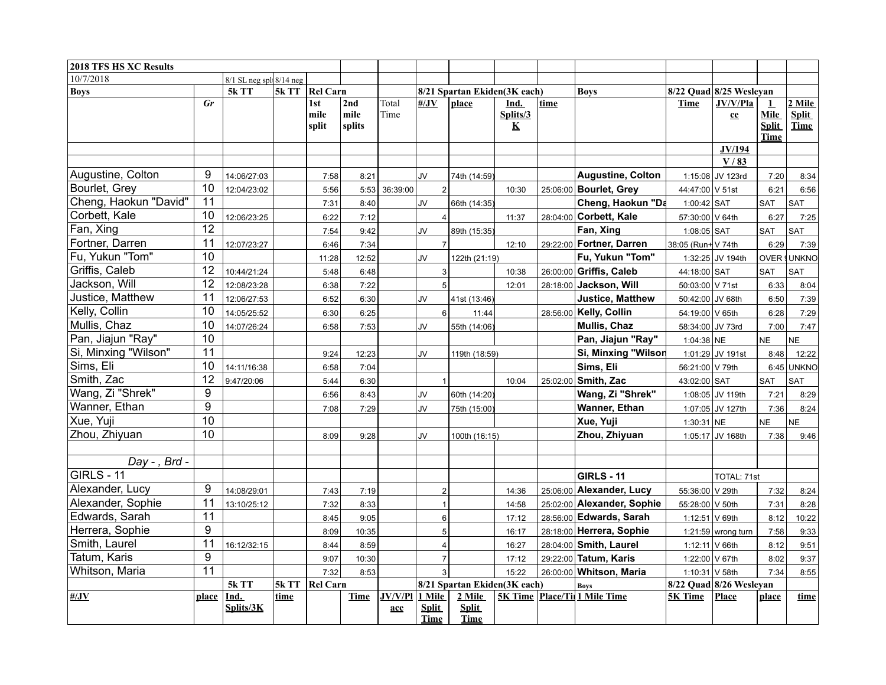| 2018 TFS HS XC Results | | | | | | | | | | | | | | | |
|---|---|---|---|---|---|---|---|---|---|---|---|---|---|---|---|
| 10/7/2018 | | 8/1 SL neg spl | 8/14 neg | | | | | | | | | | | | |
| **Boys** | | **5k TT** | **5k TT** | **Rel Carn** | | | **8/21 Spartan Ekiden(3K each)** | | | | **Boys** | **8/22 Quad** | **8/25 Wesleyan** | | |
| | *Gr* | | | **1st mile split** | **2nd mile splits** | Total Time | **#/JV** | **place** | **Ind. Splits/3 K** | **time** | | **Time** | **JV/V/Place** | **1 Mile Split Time** | **2 Mile Split Time** |
| | | | | | | | | | | | | | **JV/194** | | |
| | | | | | | | | | | | | | **V / 83** | | |
| Augustine, Colton | 9 | 14:06/27:03 | | 7:58 | 8:21 | | JV | 74th (14:59) | | | **Augustine, Colton** | 1:15:08 | JV 123rd | 7:20 | 8:34 |
| Bourlet, Grey | 10 | 12:04/23:02 | | 5:56 | 5:53 | 36:39:00 | 2 | | 10:30 | 25:06:00 | **Bourlet, Grey** | 44:47:00 | V 51st | 6:21 | 6:56 |
| Cheng, Haokun "David" | 11 | | | 7:31 | 8:40 | | JV | 66th (14:35) | | | **Cheng, Haokun "Da** | 1:00:42 | SAT | SAT | SAT |
| Corbett, Kale | 10 | 12:06/23:25 | | 6:22 | 7:12 | | 4 | | 11:37 | 28:04:00 | **Corbett, Kale** | 57:30:00 | V 64th | 6:27 | 7:25 |
| Fan, Xing | 12 | | | 7:54 | 9:42 | | JV | 89th (15:35) | | | **Fan, Xing** | 1:08:05 | SAT | SAT | SAT |
| Fortner, Darren | 11 | 12:07/23:27 | | 6:46 | 7:34 | | 7 | | 12:10 | 29:22:00 | **Fortner, Darren** | 38:05 (Run+ | V 74th | 6:29 | 7:39 |
| Fu, Yukun "Tom" | 10 | | | 11:28 | 12:52 | | JV | 122th (21:19) | | | **Fu, Yukun "Tom"** | 1:32:25 | JV 194th | OVER ! | UNKNO |
| Griffis, Caleb | 12 | 10:44/21:24 | | 5:48 | 6:48 | | 3 | | 10:38 | 26:00:00 | **Griffis, Caleb** | 44:18:00 | SAT | SAT | SAT |
| Jackson, Will | 12 | 12:08/23:28 | | 6:38 | 7:22 | | 5 | | 12:01 | 28:18:00 | **Jackson, Will** | 50:03:00 | V 71st | 6:33 | 8:04 |
| Justice, Matthew | 11 | 12:06/27:53 | | 6:52 | 6:30 | | JV | 41st (13:46) | | | **Justice, Matthew** | 50:42:00 | JV 68th | 6:50 | 7:39 |
| Kelly, Collin | 10 | 14:05/25:52 | | 6:30 | 6:25 | | 6 | 11:44 | | 28:56:00 | **Kelly, Collin** | 54:19:00 | V 65th | 6:28 | 7:29 |
| Mullis, Chaz | 10 | 14:07/26:24 | | 6:58 | 7:53 | | JV | 55th (14:06) | | | **Mullis, Chaz** | 58:34:00 | JV 73rd | 7:00 | 7:47 |
| Pan, Jiajun "Ray" | 10 | | | | | | | | | | **Pan, Jiajun "Ray"** | 1:04:38 | NE | NE | NE |
| Si, Minxing "Wilson" | 11 | | | 9:24 | 12:23 | | JV | 119th (18:59) | | | **Si, Minxing "Wilson** | 1:01:29 | JV 191st | 8:48 | 12:22 |
| Sims, Eli | 10 | 14:11/16:38 | | 6:58 | 7:04 | | | | | | **Sims, Eli** | 56:21:00 | V 79th | 6:45 | UNKNO |
| Smith, Zac | 12 | 9:47/20:06 | | 5:44 | 6:30 | | 1 | | 10:04 | 25:02:00 | **Smith, Zac** | 43:02:00 | SAT | SAT | SAT |
| Wang, Zi "Shrek" | 9 | | | 6:56 | 8:43 | | JV | 60th (14:20) | | | **Wang, Zi "Shrek"** | 1:08:05 | JV 119th | 7:21 | 8:29 |
| Wanner, Ethan | 9 | | | 7:08 | 7:29 | | JV | 75th (15:00) | | | **Wanner, Ethan** | 1:07:05 | JV 127th | 7:36 | 8:24 |
| Xue, Yuji | 10 | | | | | | | | | | **Xue, Yuji** | 1:30:31 | NE | NE | NE |
| Zhou, Zhiyuan | 10 | | | 8:09 | 9:28 | | JV | 100th (16:15) | | | **Zhou, Zhiyuan** | 1:05:17 | JV 168th | 7:38 | 9:46 |
| | | | | | | | | | | | | | | | |
| *Day - , Brd -* | | | | | | | | | | | | | | | |
| GIRLS - 11 | | | | | | | | | | | **GIRLS - 11** | | TOTAL: 71st | | |
| Alexander, Lucy | 9 | 14:08/29:01 | | 7:43 | 7:19 | | 2 | | 14:36 | 25:06:00 | **Alexander, Lucy** | 55:36:00 | V 29th | 7:32 | 8:24 |
| Alexander, Sophie | 11 | 13:10/25:12 | | 7:32 | 8:33 | | 1 | | 14:58 | 25:02:00 | **Alexander, Sophie** | 55:28:00 | V 50th | 7:31 | 8:28 |
| Edwards, Sarah | 11 | | | 8:45 | 9:05 | | 6 | | 17:12 | 28:56:00 | **Edwards, Sarah** | 1:12:51 | V 69th | 8:12 | 10:22 |
| Herrera, Sophie | 9 | | | 8:09 | 10:35 | | 5 | | 16:17 | 28:18:00 | **Herrera, Sophie** | 1:21:59 | wrong turn | 7:58 | 9:33 |
| Smith, Laurel | 11 | 16:12/32:15 | | 8:44 | 8:59 | | 4 | | 16:27 | 28:04:00 | **Smith, Laurel** | 1:12:11 | V 66th | 8:12 | 9:51 |
| Tatum, Karis | 9 | | | 9:07 | 10:30 | | 7 | | 17:12 | 29:22:00 | **Tatum, Karis** | 1:22:00 | V 67th | 8:02 | 9:37 |
| Whitson, Maria | 11 | | | 7:32 | 8:53 | | 3 | | 15:22 | 26:00:00 | **Whitson, Maria** | 1:10:31 | V 58th | 7:34 | 8:55 |
| | | **5k TT** | **5k TT** | **Rel Carn** | | | **8/21 Spartan Ekiden(3K each)** | | | | **Boys** | **8/22 Quad** | **8/26 Wesleyan** | | |
| **#/JV** | **place** | **Ind. Splits/3K** | **time** | | **Time** | **JV/V/Place** | **1 Mile Split Time** | **2 Mile Split Time** | **5K Time** | **Place/Ti** | **1 Mile Time** | **5K Time** | **Place** | **place** | **time** |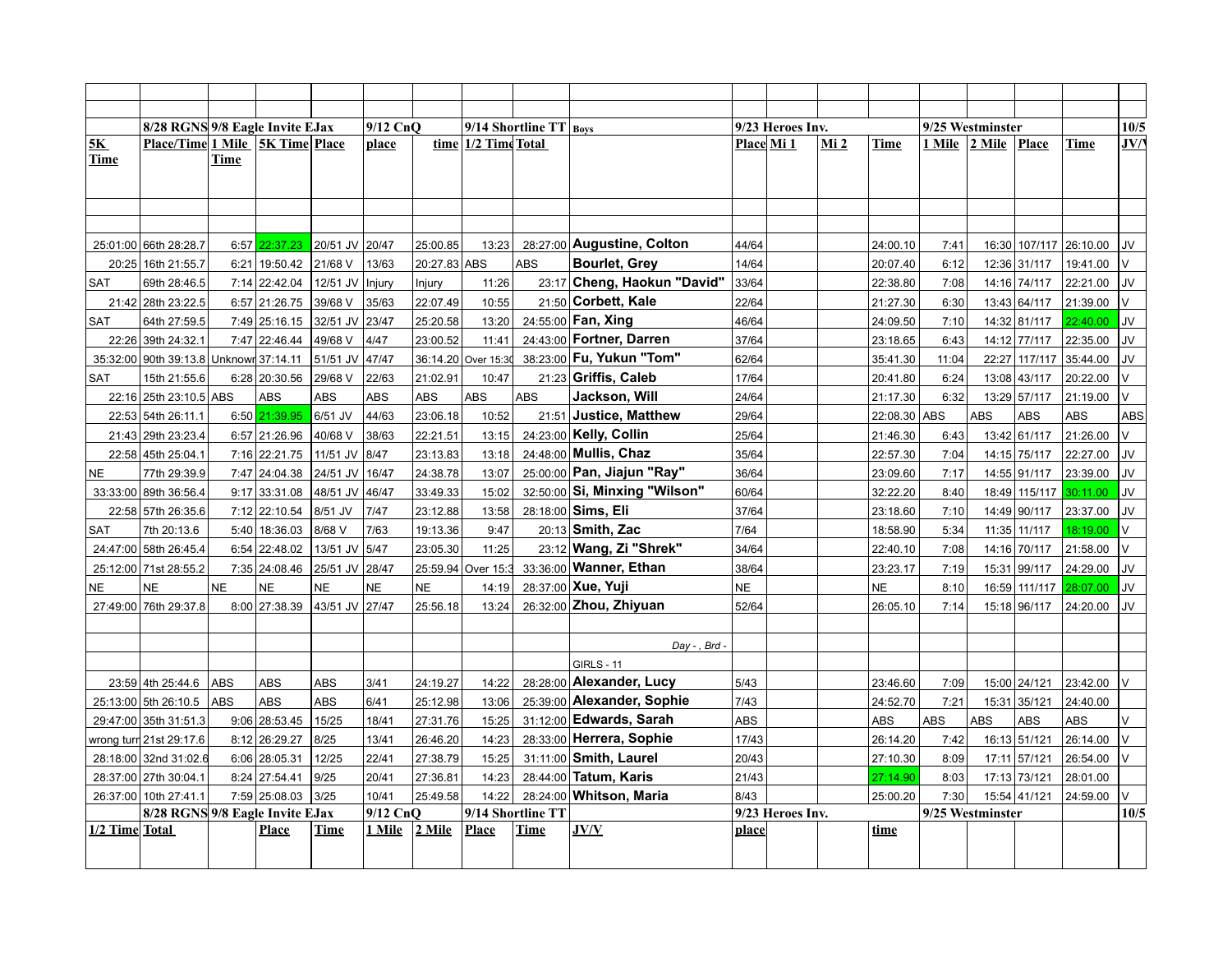| | 8/28 RGNS | 9/8 Eagle Invite EJax | | | 9/12 CnQ | | 9/14 Shortline TT | | Boys | 9/23 Heroes Inv. | | | | 9/25 Westminster | | | | 10/5 |
|---|---|---|---|---|---|---|---|---|---|---|---|---|---|---|---|---|---|---|
| 5K Time | Place/Time | 1 Mile Time | 5K Time | Place | place | time | 1/2 Time | Total | | Place | Mi 1 | Mi 2 | Time | 1 Mile | 2 Mile | Place | Time | JV/V |
| | | | | | | | | | | | | | | | | | | |
| | | | | | | | | | | | | | | | | | | |
| 25:01:00 | 66th 28:28.7 | 6:57 | 22:37.23 | 20/51 JV | 20/47 | 25:00.85 | 13:23 | 28:27:00 | **Augustine, Colton** | 44/64 | | | 24:00.10 | 7:41 | 16:30 | 107/117 | 26:10.00 | JV |
| 20:25 | 16th 21:55.7 | 6:21 | 19:50.42 | 21/68 V | 13/63 | 20:27.83 | ABS | ABS | **Bourlet, Grey** | 14/64 | | | 20:07.40 | 6:12 | 12:36 | 31/117 | 19:41.00 | V |
| SAT | 69th 28:46.5 | 7:14 | 22:42.04 | 12/51 JV | Injury | Injury | 11:26 | 23:17 | **Cheng, Haokun "David"** | 33/64 | | | 22:38.80 | 7:08 | 14:16 | 74/117 | 22:21.00 | JV |
| 21:42 | 28th 23:22.5 | 6:57 | 21:26.75 | 39/68 V | 35/63 | 22:07.49 | 10:55 | 21:50 | **Corbett, Kale** | 22/64 | | | 21:27.30 | 6:30 | 13:43 | 64/117 | 21:39.00 | V |
| SAT | 64th 27:59.5 | 7:49 | 25:16.15 | 32/51 JV | 23/47 | 25:20.58 | 13:20 | 24:55:00 | **Fan, Xing** | 46/64 | | | 24:09.50 | 7:10 | 14:32 | 81/117 | 22:40.00 | JV |
| 22:26 | 39th 24:32.1 | 7:47 | 22:46.44 | 49/68 V | 4/47 | 23:00.52 | 11:41 | 24:43:00 | **Fortner, Darren** | 37/64 | | | 23:18.65 | 6:43 | 14:12 | 77/117 | 22:35.00 | JV |
| 35:32:00 | 90th 39:13.8 | Unknown | 37:14.11 | 51/51 JV | 47/47 | 36:14.20 | Over 15:30 | 38:23:00 | **Fu, Yukun "Tom"** | 62/64 | | | 35:41.30 | 11:04 | 22:27 | 117/117 | 35:44.00 | JV |
| SAT | 15th 21:55.6 | 6:28 | 20:30.56 | 29/68 V | 22/63 | 21:02.91 | 10:47 | 21:23 | **Griffis, Caleb** | 17/64 | | | 20:41.80 | 6:24 | 13:08 | 43/117 | 20:22.00 | V |
| 22:16 | 25th 23:10.5 | ABS | ABS | ABS | ABS | ABS | ABS | ABS | **Jackson, Will** | 24/64 | | | 21:17.30 | 6:32 | 13:29 | 57/117 | 21:19.00 | V |
| 22:53 | 54th 26:11.1 | 6:50 | 21:39.95 | 6/51 JV | 44/63 | 23:06.18 | 10:52 | 21:51 | **Justice, Matthew** | 29/64 | | | 22:08.30 | ABS | ABS | ABS | ABS | ABS |
| 21:43 | 29th 23:23.4 | 6:57 | 21:26.96 | 40/68 V | 38/63 | 22:21.51 | 13:15 | 24:23:00 | **Kelly, Collin** | 25/64 | | | 21:46.30 | 6:43 | 13:42 | 61/117 | 21:26.00 | V |
| 22:58 | 45th 25:04.1 | 7:16 | 22:21.75 | 11/51 JV | 8/47 | 23:13.83 | 13:18 | 24:48:00 | **Mullis, Chaz** | 35/64 | | | 22:57.30 | 7:04 | 14:15 | 75/117 | 22:27.00 | JV |
| NE | 77th 29:39.9 | 7:47 | 24:04.38 | 24/51 JV | 16/47 | 24:38.78 | 13:07 | 25:00:00 | **Pan, Jiajun "Ray"** | 36/64 | | | 23:09.60 | 7:17 | 14:55 | 91/117 | 23:39.00 | JV |
| 33:33:00 | 89th 36:56.4 | 9:17 | 33:31.08 | 48/51 JV | 46/47 | 33:49.33 | 15:02 | 32:50:00 | **Si, Minxing "Wilson"** | 60/64 | | | 32:22.20 | 8:40 | 18:49 | 115/117 | 30:11.00 | JV |
| 22:58 | 57th 26:35.6 | 7:12 | 22:10.54 | 8/51 JV | 7/47 | 23:12.88 | 13:58 | 28:18:00 | **Sims, Eli** | 37/64 | | | 23:18.60 | 7:10 | 14:49 | 90/117 | 23:37.00 | JV |
| SAT | 7th 20:13.6 | 5:40 | 18:36.03 | 8/68 V | 7/63 | 19:13.36 | 9:47 | 20:13 | **Smith, Zac** | 7/64 | | | 18:58.90 | 5:34 | 11:35 | 11/117 | 18:19.00 | V |
| 24:47:00 | 58th 26:45.4 | 6:54 | 22:48.02 | 13/51 JV | 5/47 | 23:05.30 | 11:25 | 23:12 | **Wang, Zi "Shrek"** | 34/64 | | | 22:40.10 | 7:08 | 14:16 | 70/117 | 21:58.00 | V |
| 25:12:00 | 71st 28:55.2 | 7:35 | 24:08.46 | 25/51 JV | 28/47 | 25:59.94 | Over 15:3 | 33:36:00 | **Wanner, Ethan** | 38/64 | | | 23:23.17 | 7:19 | 15:31 | 99/117 | 24:29.00 | JV |
| NE | NE | NE | NE | NE | NE | NE | 14:19 | 28:37:00 | **Xue, Yuji** | NE | | | NE | 8:10 | 16:59 | 111/117 | 28:07.00 | JV |
| 27:49:00 | 76th 29:37.8 | 8:00 | 27:38.39 | 43/51 JV | 27/47 | 25:56.18 | 13:24 | 26:32:00 | **Zhou, Zhiyuan** | 52/64 | | | 26:05.10 | 7:14 | 15:18 | 96/117 | 24:20.00 | JV |
| | | | | | | | | | | | | | | | | | | |
| | | | | | | | | | *Day - , Brd -* | | | | | | | | | |
| | | | | | | | | | GIRLS - 11 | | | | | | | | | |
| 23:59 | 4th 25:44.6 | ABS | ABS | ABS | 3/41 | 24:19.27 | 14:22 | 28:28:00 | **Alexander, Lucy** | 5/43 | | | 23:46.60 | 7:09 | 15:00 | 24/121 | 23:42.00 | V |
| 25:13:00 | 5th 26:10.5 | ABS | ABS | ABS | 6/41 | 25:12.98 | 13:06 | 25:39:00 | **Alexander, Sophie** | 7/43 | | | 24:52.70 | 7:21 | 15:31 | 35/121 | 24:40.00 | |
| 29:47:00 | 35th 31:51.3 | 9:06 | 28:53.45 | 15/25 | 18/41 | 27:31.76 | 15:25 | 31:12:00 | **Edwards, Sarah** | ABS | | | ABS | ABS | ABS | ABS | ABS | V |
| wrong turn | 21st 29:17.6 | 8:12 | 26:29.27 | 8/25 | 13/41 | 26:46.20 | 14:23 | 28:33:00 | **Herrera, Sophie** | 17/43 | | | 26:14.20 | 7:42 | 16:13 | 51/121 | 26:14.00 | V |
| 28:18:00 | 32nd 31:02.6 | 6:06 | 28:05.31 | 12/25 | 22/41 | 27:38.79 | 15:25 | 31:11:00 | **Smith, Laurel** | 20/43 | | | 27:10.30 | 8:09 | 17:11 | 57/121 | 26:54.00 | V |
| 28:37:00 | 27th 30:04.1 | 8:24 | 27:54.41 | 9/25 | 20/41 | 27:36.81 | 14:23 | 28:44:00 | **Tatum, Karis** | 21/43 | | | 27:14.90 | 8:03 | 17:13 | 73/121 | 28:01.00 | |
| 26:37:00 | 10th 27:41.1 | 7:59 | 25:08.03 | 3/25 | 10/41 | 25:49.58 | 14:22 | 28:24:00 | **Whitson, Maria** | 8/43 | | | 25:00.20 | 7:30 | 15:54 | 41/121 | 24:59.00 | V |
| | 8/28 RGNS | 9/8 Eagle Invite EJax | | | 9/12 CnQ | | 9/14 Shortline TT | | | 9/23 Heroes Inv. | | | | 9/25 Westminster | | | | 10/5 |
| 1/2 Time | Total | | Place | Time | 1 Mile | 2 Mile | Place | Time | JV/V | place | | | time | | | | | |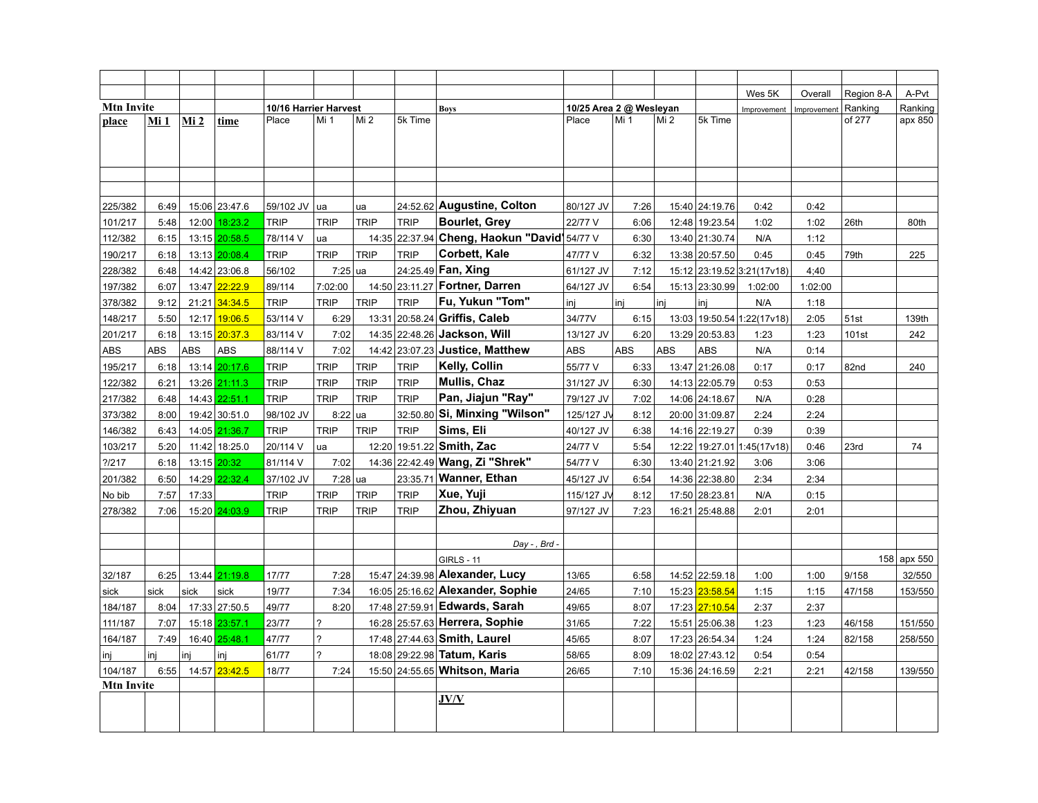| | | | | | | | | | | | | | Wes 5K | Overall | Region 8-A | A-Pvt |
|---|---|---|---|---|---|---|---|---|---|---|---|---|---|---|---|---|
| **Mtn Invite** | | | | 10/16 Harrier Harvest | | | | **Boys** | 10/25 Area 2 @ Wesleyan | | | | Improvement | Improvement | Ranking | Ranking |
| **place** | **Mi 1** | **Mi 2** | **time** | Place | Mi 1 | Mi 2 | 5k Time | | Place | Mi 1 | Mi 2 | 5k Time | | | of 277 | apx 850 |
| | | | | | | | | | | | | | | | | |
| | | | | | | | | | | | | | | | | |
| 225/382 | 6:49 | 15:06 | 23:47.6 | 59/102 JV | ua | ua | 24:52.62 | **Augustine, Colton** | 80/127 JV | 7:26 | 15:40 | 24:19.76 | 0:42 | 0:42 | | |
| 101/217 | 5:48 | 12:00 | 18:23.2 | TRIP | TRIP | TRIP | TRIP | **Bourlet, Grey** | 22/77 V | 6:06 | 12:48 | 19:23.54 | 1:02 | 1:02 | 26th | 80th |
| 112/382 | 6:15 | 13:15 | 20:58.5 | 78/114 V | ua | 14:35 | 22:37.94 | **Cheng, Haokun "David"** | 54/77 V | 6:30 | 13:40 | 21:30.74 | N/A | 1:12 | | |
| 190/217 | 6:18 | 13:13 | 20:08.4 | TRIP | TRIP | TRIP | TRIP | **Corbett, Kale** | 47/77 V | 6:32 | 13:38 | 20:57.50 | 0:45 | 0:45 | 79th | 225 |
| 228/382 | 6:48 | 14:42 | 23:06.8 | 56/102 | 7:25 | ua | 24:25.49 | **Fan, Xing** | 61/127 JV | 7:12 | 15:12 | 23:19.52 | 3:21(17v18) | 4;40 | | |
| 197/382 | 6:07 | 13:47 | 22:22.9 | 89/114 | 7:02:00 | 14:50 | 23:11.27 | **Fortner, Darren** | 64/127 JV | 6:54 | 15:13 | 23:30.99 | 1:02:00 | 1:02:00 | | |
| 378/382 | 9:12 | 21:21 | 34:34.5 | TRIP | TRIP | TRIP | TRIP | **Fu, Yukun "Tom"** | inj | inj | inj | inj | N/A | 1:18 | | |
| 148/217 | 5:50 | 12:17 | 19:06.5 | 53/114 V | 6:29 | 13:31 | 20:58.24 | **Griffis, Caleb** | 34/77V | 6:15 | 13:03 | 19:50.54 | 1:22(17v18) | 2:05 | 51st | 139th |
| 201/217 | 6:18 | 13:15 | 20:37.3 | 83/114 V | 7:02 | 14:35 | 22:48.26 | **Jackson, Will** | 13/127 JV | 6:20 | 13:29 | 20:53.83 | 1:23 | 1:23 | 101st | 242 |
| ABS | ABS | ABS | ABS | 88/114 V | 7:02 | 14:42 | 23:07.23 | **Justice, Matthew** | ABS | ABS | ABS | ABS | N/A | 0:14 | | |
| 195/217 | 6:18 | 13:14 | 20:17.6 | TRIP | TRIP | TRIP | TRIP | **Kelly, Collin** | 55/77 V | 6:33 | 13:47 | 21:26.08 | 0:17 | 0:17 | 82nd | 240 |
| 122/382 | 6:21 | 13:26 | 21:11.3 | TRIP | TRIP | TRIP | TRIP | **Mullis, Chaz** | 31/127 JV | 6:30 | 14:13 | 22:05.79 | 0:53 | 0:53 | | |
| 217/382 | 6:48 | 14:43 | 22:51.1 | TRIP | TRIP | TRIP | TRIP | **Pan, Jiajun "Ray"** | 79/127 JV | 7:02 | 14:06 | 24:18.67 | N/A | 0:28 | | |
| 373/382 | 8:00 | 19:42 | 30:51.0 | 98/102 JV | 8:22 | ua | 32:50.80 | **Si, Minxing "Wilson"** | 125/127 JV | 8:12 | 20:00 | 31:09.87 | 2:24 | 2:24 | | |
| 146/382 | 6:43 | 14:05 | 21:36.7 | TRIP | TRIP | TRIP | TRIP | **Sims, Eli** | 40/127 JV | 6:38 | 14:16 | 22:19.27 | 0:39 | 0:39 | | |
| 103/217 | 5:20 | 11:42 | 18:25.0 | 20/114 V | ua | 12:20 | 19:51.22 | **Smith, Zac** | 24/77 V | 5:54 | 12:22 | 19:27.01 | 1:45(17v18) | 0:46 | 23rd | 74 |
| ?/217 | 6:18 | 13:15 | 20:32 | 81/114 V | 7:02 | 14:36 | 22:42.49 | **Wang, Zi "Shrek"** | 54/77 V | 6:30 | 13:40 | 21:21.92 | 3:06 | 3:06 | | |
| 201/382 | 6:50 | 14:29 | 22:32.4 | 37/102 JV | 7:28 | ua | 23:35.71 | **Wanner, Ethan** | 45/127 JV | 6:54 | 14:36 | 22:38.80 | 2:34 | 2:34 | | |
| No bib | 7:57 | 17:33 | | TRIP | TRIP | TRIP | TRIP | **Xue, Yuji** | 115/127 JV | 8:12 | 17:50 | 28:23.81 | N/A | 0:15 | | |
| 278/382 | 7:06 | 15:20 | 24:03.9 | TRIP | TRIP | TRIP | TRIP | **Zhou, Zhiyuan** | 97/127 JV | 7:23 | 16:21 | 25:48.88 | 2:01 | 2:01 | | |
| | | | | | | | | | | | | | | | | |
| | | | | | | | | *Day - , Brd -* | | | | | | | | |
| | | | | | | | | GIRLS - 11 | | | | | | | 158 | apx 550 |
| 32/187 | 6:25 | 13:44 | 21:19.8 | 17/77 | 7:28 | 15:47 | 24:39.98 | **Alexander, Lucy** | 13/65 | 6:58 | 14:52 | 22:59.18 | 1:00 | 1:00 | 9/158 | 32/550 |
| sick | sick | sick | sick | 19/77 | 7:34 | 16:05 | 25:16.62 | **Alexander, Sophie** | 24/65 | 7:10 | 15:23 | 23:58.54 | 1:15 | 1:15 | 47/158 | 153/550 |
| 184/187 | 8:04 | 17:33 | 27:50.5 | 49/77 | 8:20 | 17:48 | 27:59.91 | **Edwards, Sarah** | 49/65 | 8:07 | 17:23 | 27:10.54 | 2:37 | 2:37 | | |
| 111/187 | 7:07 | 15:18 | 23:57.1 | 23/77 | ? | 16:28 | 25:57.63 | **Herrera, Sophie** | 31/65 | 7:22 | 15:51 | 25:06.38 | 1:23 | 1:23 | 46/158 | 151/550 |
| 164/187 | 7:49 | 16:40 | 25:48.1 | 47/77 | ? | 17:48 | 27:44.63 | **Smith, Laurel** | 45/65 | 8:07 | 17:23 | 26:54.34 | 1:24 | 1:24 | 82/158 | 258/550 |
| inj | inj | inj | inj | 61/77 | ? | 18:08 | 29:22.98 | **Tatum, Karis** | 58/65 | 8:09 | 18:02 | 27:43.12 | 0:54 | 0:54 | | |
| 104/187 | 6:55 | 14:57 | 23:42.5 | 18/77 | 7:24 | 15:50 | 24:55.65 | **Whitson, Maria** | 26/65 | 7:10 | 15:36 | 24:16.59 | 2:21 | 2:21 | 42/158 | 139/550 |
| **Mtn Invite** | | | | | | | | | | | | | | | | |
| | | | | | | | | **JV/V** | | | | | | | | |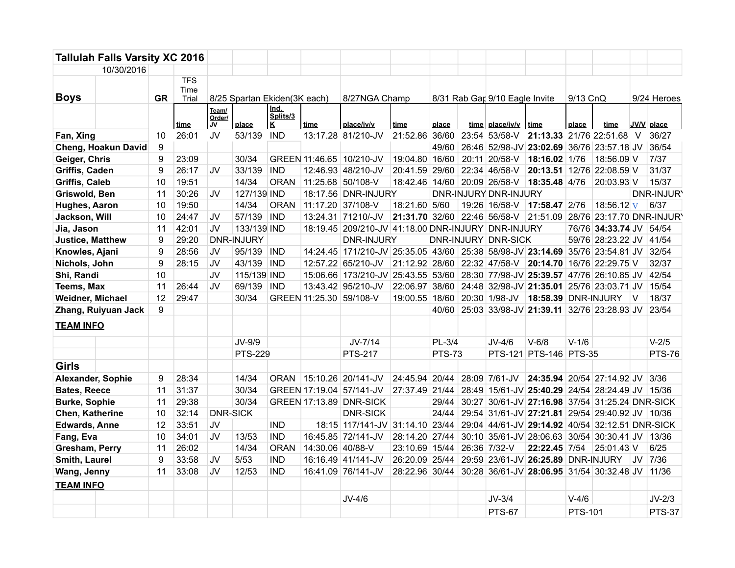| Tallulah Falls Varsity XC 2016 | | | | | | | | | | | | | | | | |
|---|---|---|---|---|---|---|---|---|---|---|---|---|---|---|---|---|
| 10/30/2016 | | | | | | | | | | | | | | | | |
| **Boys** | **GR** | TFS Time Trial | 8/25 Spartan Ekiden(3K each) | | | | 8/27NGA Champ | | 8/31 Rab Gap | | 9/10 Eagle Invite | | 9/13 CnQ | | | 9/24 Heroes |
| | | time | Team/ Order/ JV | place | Ind. Splits/3 K | time | place/jv/v | time | place | time | place/jv/v | time | place | time | JV/V | place |
| **Fan, Xing** | 10 | 26:01 | JV | 53/139 | IND | 13:17.28 | 81/210-JV | 21:52.86 | 36/60 | 23:54 | 53/58-V | **21:13.33** | 21/76 | 22:51.68 | V | 36/27 |
| **Cheng, Hoakun David** | 9 | | | | | | | | 49/60 | 26:46 | 52/98-JV | **23:02.69** | 36/76 | 23:57.18 | JV | 36/54 |
| **Geiger, Chris** | 9 | 23:09 | | 30/34 | GREEN | 11:46.65 | 10/210-JV | 19:04.80 | 16/60 | 20:11 | 20/58-V | **18:16.02** | 1/76 | 18:56.09 | V | 7/37 |
| **Griffis, Caden** | 9 | 26:17 | JV | 33/139 | IND | 12:46.93 | 48/210-JV | 20:41.59 | 29/60 | 22:34 | 46/58-V | **20:13.51** | 12/76 | 22:08.59 | V | 31/37 |
| **Griffis, Caleb** | 10 | 19:51 | | 14/34 | ORAN | 11:25.68 | 50/108-V | 18:42.46 | 14/60 | 20:09 | 26/58-V | **18:35.48** | 4/76 | 20:03.93 | V | 15/37 |
| **Griswold, Ben** | 11 | 30:26 | JV | 127/139 | IND | 18:17.56 | DNR-INJURY | | DNR-INJURY | | DNR-INJURY | | | | DNR-INJURY | |
| **Hughes, Aaron** | 10 | 19:50 | | 14/34 | ORAN | 11:17.20 | 37/108-V | 18:21.60 | 5/60 | 19:26 | 16/58-V | **17:58.47** | 2/76 | 18:56.12 | V | 6/37 |
| **Jackson, Will** | 10 | 24:47 | JV | 57/139 | IND | 13:24.31 | 71210/-JV | **21:31.70** | 32/60 | 22:46 | 56/58-V | 21:51.09 | 28/76 | 23:17.70 | DNR-INJURY | |
| **Jia, Jason** | 11 | 42:01 | JV | 133/139 | IND | 18:19.45 | 209/210-JV | 41:18.00 | DNR-INJURY | | DNR-INJURY | | 76/76 | **34:33.74** | JV | 54/54 |
| **Justice, Matthew** | 9 | 29:20 | DNR-INJURY | | | | DNR-INJURY | | DNR-INJURY | | DNR-SICK | | 59/76 | 28:23.22 | JV | 41/54 |
| **Knowles, Ajani** | 9 | 28:56 | JV | 95/139 | IND | 14:24.45 | 171/210-JV | 25:35.05 | 43/60 | 25:38 | 58/98-JV | **23:14.69** | 35/76 | 23:54.81 | JV | 32/54 |
| **Nichols, John** | 9 | 28:15 | JV | 43/139 | IND | 12:57.22 | 65/210-JV | 21:12.92 | 28/60 | 22:32 | 47/58-V | **20:14.70** | 16/76 | 22:29.75 | V | 32/37 |
| **Shi, Randi** | 10 | | JV | 115/139 | IND | 15:06.66 | 173/210-JV | 25:43.55 | 53/60 | 28:30 | 77/98-JV | **25:39.57** | 47/76 | 26:10.85 | JV | 42/54 |
| **Teems, Max** | 11 | 26:44 | JV | 69/139 | IND | 13:43.42 | 95/210-JV | 22:06.97 | 38/60 | 24:48 | 32/98-JV | **21:35.01** | 25/76 | 23:03.71 | JV | 15/54 |
| **Weidner, Michael** | 12 | 29:47 | | 30/34 | GREEN | 11:25.30 | 59/108-V | 19:00.55 | 18/60 | 20:30 | 1/98-JV | **18:58.39** | DNR-INJURY | | V | 18/37 |
| **Zhang, Ruiyuan Jack** | 9 | | | | | | | | 40/60 | 25:03 | 33/98-JV | **21:39.11** | 32/76 | 23:28.93 | JV | 23/54 |
| **TEAM INFO** | | | | | | | | | | | | | | | | |
| | | | | JV-9/9 | | | JV-7/14 | | PL-3/4 | | JV-4/6 | V-6/8 | V-1/6 | | | V-2/5 |
| | | | | PTS-229 | | | PTS-217 | | PTS-73 | | PTS-121 | PTS-146 | PTS-35 | | | PTS-76 |
| **Girls** | | | | | | | | | | | | | | | | |
| **Alexander, Sophie** | 9 | 28:34 | | 14/34 | ORAN | 15:10.26 | 20/141-JV | 24:45.94 | 20/44 | 28:09 | 7/61-JV | **24:35.94** | 20/54 | 27:14.92 | JV | 3/36 |
| **Bates, Reece** | 11 | 31:37 | | 30/34 | GREEN | 17:19.04 | 57/141-JV | 27:37.49 | 21/44 | 28:49 | 15/61-JV | **25:40.29** | 24/54 | 28:24.49 | JV | 15/36 |
| **Burke, Sophie** | 11 | 29:38 | | 30/34 | GREEN | 17:13.89 | DNR-SICK | | 29/44 | 30:27 | 30/61-JV | **27:16.98** | 37/54 | 31:25.24 | DNR-SICK | |
| **Chen, Katherine** | 10 | 32:14 | DNR-SICK | | | | DNR-SICK | | 24/44 | 29:54 | 31/61-JV | **27:21.81** | 29/54 | 29:40.92 | JV | 10/36 |
| **Edwards, Anne** | 12 | 33:51 | JV | | IND | 18:15 | 117/141-JV | 31:14.10 | 23/44 | 29:04 | 44/61-JV | **29:14.92** | 40/54 | 32:12.51 | DNR-SICK | |
| **Fang, Eva** | 10 | 34:01 | JV | 13/53 | IND | 16:45.85 | 72/141-JV | 28:14.20 | 27/44 | 30:10 | 35/61-JV | 28:06.63 | 30/54 | 30:30.41 | JV | 13/36 |
| **Gresham, Perry** | 11 | 26:02 | | 14/34 | ORAN | 14:30.06 | 40/88-V | 23:10.69 | 15/44 | 26:36 | 7/32-V | **22:22.45** | 7/54 | 25:01.43 | V | 6/25 |
| **Smith, Laurel** | 9 | 33:58 | JV | 5/53 | IND | 16:16.49 | 41/141-JV | 26:20.09 | 25/44 | 29:59 | 23/61-JV | **26:25.89** | DNR-INJURY | | JV | 7/36 |
| **Wang, Jenny** | 11 | 33:08 | JV | 12/53 | IND | 16:41.09 | 76/141-JV | 28:22.96 | 30/44 | 30:28 | 36/61-JV | **28:06.95** | 31/54 | 30:32.48 | JV | 11/36 |
| **TEAM INFO** | | | | | | | | | | | | | | | | |
| | | | | | | | JV-4/6 | | | | JV-3/4 | | V-4/6 | | | JV-2/3 |
| | | | | | | | | | | | PTS-67 | | PTS-101 | | | PTS-37 |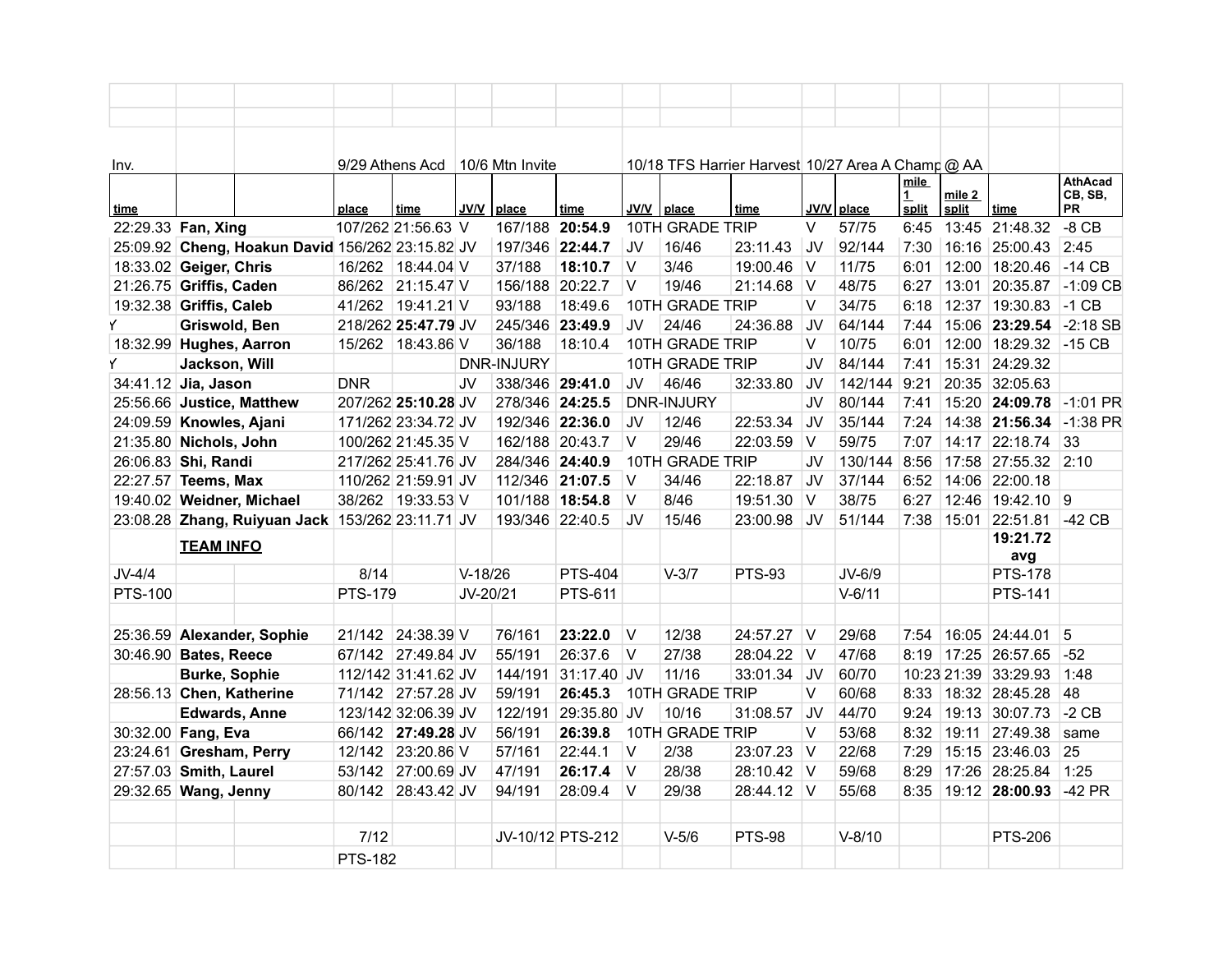| Inv. | | | 9/29 Athens Acd | | 10/6 Mtn Invite | | | 10/18 TFS Harrier Harvest | | | 10/27 Area A Champ @ AA | | | | | |
|---|---|---|---|---|---|---|---|---|---|---|---|---|---|---|---|---|
| time | | | place | time | JV/V | place | time | JV/V | place | time | JV/V | place | mile 1 split | mile 2 split | time | AthAcad CB, SB, PR |
| 22:29.33 | **Fan, Xing** | | 107/262 | 21:56.63 | V | 167/188 | **20:54.9** | 10TH GRADE TRIP | | | V | 57/75 | 6:45 | 13:45 | 21:48.32 | -8 CB |
| 25:09.92 | **Cheng, Hoakun David** | | 156/262 | 23:15.82 | JV | 197/346 | **22:44.7** | JV | 16/46 | 23:11.43 | JV | 92/144 | 7:30 | 16:16 | 25:00.43 | 2:45 |
| 18:33.02 | **Geiger, Chris** | | 16/262 | 18:44.04 | V | 37/188 | **18:10.7** | V | 3/46 | 19:00.46 | V | 11/75 | 6:01 | 12:00 | 18:20.46 | -14 CB |
| 21:26.75 | **Griffis, Caden** | | 86/262 | 21:15.47 | V | 156/188 | 20:22.7 | V | 19/46 | 21:14.68 | V | 48/75 | 6:27 | 13:01 | 20:35.87 | -1:09 CB |
| 19:32.38 | **Griffis, Caleb** | | 41/262 | 19:41.21 | V | 93/188 | 18:49.6 | 10TH GRADE TRIP | | | V | 34/75 | 6:18 | 12:37 | 19:30.83 | -1 CB |
| Y | **Griswold, Ben** | | 218/262 | **25:47.79** | JV | 245/346 | **23:49.9** | JV | 24/46 | 24:36.88 | JV | 64/144 | 7:44 | 15:06 | **23:29.54** | -2:18 SB |
| 18:32.99 | **Hughes, Aarron** | | 15/262 | 18:43.86 | V | 36/188 | 18:10.4 | 10TH GRADE TRIP | | | V | 10/75 | 6:01 | 12:00 | 18:29.32 | -15 CB |
| Y | **Jackson, Will** | | | | DNR-INJURY | | | 10TH GRADE TRIP | | | JV | 84/144 | 7:41 | 15:31 | 24:29.32 | |
| 34:41.12 | **Jia, Jason** | | DNR | | JV | 338/346 | **29:41.0** | JV | 46/46 | 32:33.80 | JV | 142/144 | 9:21 | 20:35 | 32:05.63 | |
| 25:56.66 | **Justice, Matthew** | | 207/262 | **25:10.28** | JV | 278/346 | **24:25.5** | DNR-INJURY | | | JV | 80/144 | 7:41 | 15:20 | **24:09.78** | -1:01 PR |
| 24:09.59 | **Knowles, Ajani** | | 171/262 | 23:34.72 | JV | 192/346 | **22:36.0** | JV | 12/46 | 22:53.34 | JV | 35/144 | 7:24 | 14:38 | **21:56.34** | -1:38 PR |
| 21:35.80 | **Nichols, John** | | 100/262 | 21:45.35 | V | 162/188 | 20:43.7 | V | 29/46 | 22:03.59 | V | 59/75 | 7:07 | 14:17 | 22:18.74 | 33 |
| 26:06.83 | **Shi, Randi** | | 217/262 | 25:41.76 | JV | 284/346 | **24:40.9** | 10TH GRADE TRIP | | | JV | 130/144 | 8:56 | 17:58 | 27:55.32 | 2:10 |
| 22:27.57 | **Teems, Max** | | 110/262 | 21:59.91 | JV | 112/346 | **21:07.5** | V | 34/46 | 22:18.87 | JV | 37/144 | 6:52 | 14:06 | 22:00.18 | |
| 19:40.02 | **Weidner, Michael** | | 38/262 | 19:33.53 | V | 101/188 | **18:54.8** | V | 8/46 | 19:51.30 | V | 38/75 | 6:27 | 12:46 | 19:42.10 | 9 |
| 23:08.28 | **Zhang, Ruiyuan Jack** | | 153/262 | 23:11.71 | JV | 193/346 | 22:40.5 | JV | 15/46 | 23:00.98 | JV | 51/144 | 7:38 | 15:01 | 22:51.81 | -42 CB |
| | **TEAM INFO** | | | | | | | | | | | | | | **19:21.72 avg** | |
| JV-4/4 | | | 8/14 | | V-18/26 | | PTS-404 | | V-3/7 | PTS-93 | | JV-6/9 | | | PTS-178 | |
| PTS-100 | | | PTS-179 | | JV-20/21 | | PTS-611 | | | | | V-6/11 | | | PTS-141 | |
| | | | | | | | | | | | | | | | | |
| 25:36.59 | **Alexander, Sophie** | | 21/142 | 24:38.39 | V | 76/161 | **23:22.0** | V | 12/38 | 24:57.27 | V | 29/68 | 7:54 | 16:05 | 24:44.01 | 5 |
| 30:46.90 | **Bates, Reece** | | 67/142 | 27:49.84 | JV | 55/191 | 26:37.6 | V | 27/38 | 28:04.22 | V | 47/68 | 8:19 | 17:25 | 26:57.65 | -52 |
| | **Burke, Sophie** | | 112/142 | 31:41.62 | JV | 144/191 | 31:17.40 | JV | 11/16 | 33:01.34 | JV | 60/70 | 10:23 | 21:39 | 33:29.93 | 1:48 |
| 28:56.13 | **Chen, Katherine** | | 71/142 | 27:57.28 | JV | 59/191 | **26:45.3** | 10TH GRADE TRIP | | | V | 60/68 | 8:33 | 18:32 | 28:45.28 | 48 |
| | **Edwards, Anne** | | 123/142 | 32:06.39 | JV | 122/191 | 29:35.80 | JV | 10/16 | 31:08.57 | JV | 44/70 | 9:24 | 19:13 | 30:07.73 | -2 CB |
| 30:32.00 | **Fang, Eva** | | 66/142 | **27:49.28** | JV | 56/191 | **26:39.8** | 10TH GRADE TRIP | | | V | 53/68 | 8:32 | 19:11 | 27:49.38 | same |
| 23:24.61 | **Gresham, Perry** | | 12/142 | 23:20.86 | V | 57/161 | 22:44.1 | V | 2/38 | 23:07.23 | V | 22/68 | 7:29 | 15:15 | 23:46.03 | 25 |
| 27:57.03 | **Smith, Laurel** | | 53/142 | 27:00.69 | JV | 47/191 | **26:17.4** | V | 28/38 | 28:10.42 | V | 59/68 | 8:29 | 17:26 | 28:25.84 | 1:25 |
| 29:32.65 | **Wang, Jenny** | | 80/142 | 28:43.42 | JV | 94/191 | 28:09.4 | V | 29/38 | 28:44.12 | V | 55/68 | 8:35 | 19:12 | **28:00.93** | -42 PR |
| | | | | | | | | | | | | | | | | |
| | | | 7/12 | | | JV-10/12 | PTS-212 | | V-5/6 | PTS-98 | | V-8/10 | | | PTS-206 | |
| | | | PTS-182 | | | | | | | | | | | | | |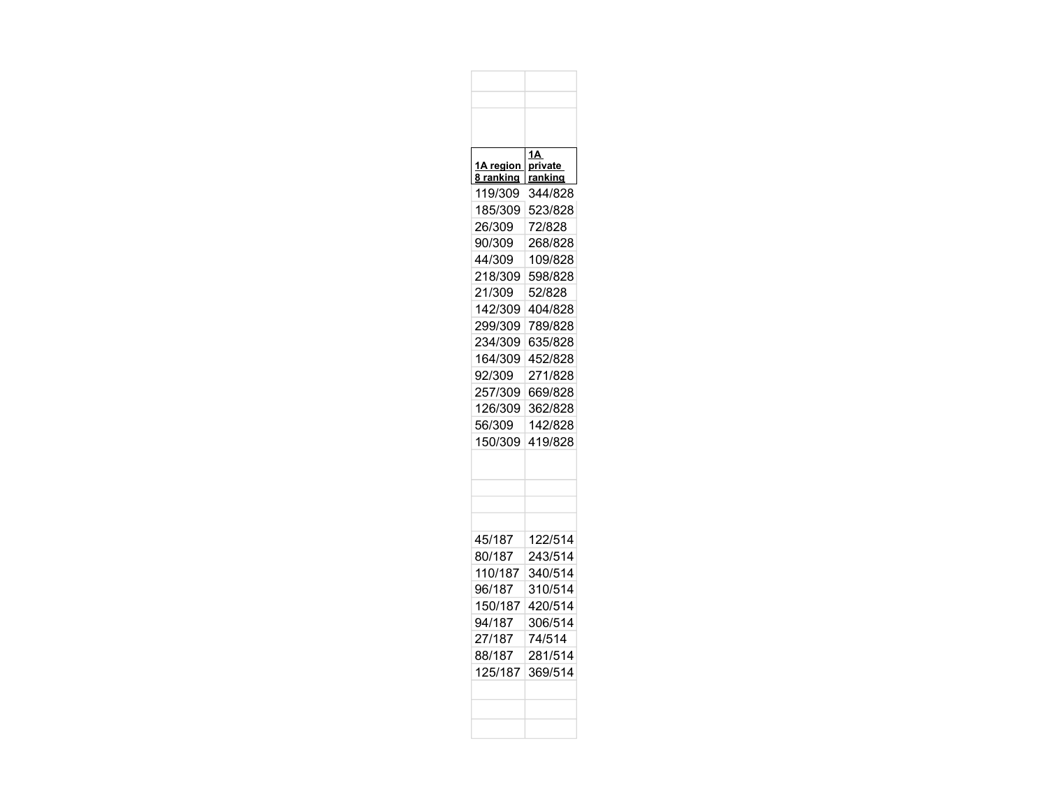| 1A region 8 ranking | 1A private ranking |
| --- | --- |
| 119/309 | 344/828 |
| 185/309 | 523/828 |
| 26/309 | 72/828 |
| 90/309 | 268/828 |
| 44/309 | 109/828 |
| 218/309 | 598/828 |
| 21/309 | 52/828 |
| 142/309 | 404/828 |
| 299/309 | 789/828 |
| 234/309 | 635/828 |
| 164/309 | 452/828 |
| 92/309 | 271/828 |
| 257/309 | 669/828 |
| 126/309 | 362/828 |
| 56/309 | 142/828 |
| 150/309 | 419/828 |
| | |
| | |
| | |
| | |
| 45/187 | 122/514 |
| 80/187 | 243/514 |
| 110/187 | 340/514 |
| 96/187 | 310/514 |
| 150/187 | 420/514 |
| 94/187 | 306/514 |
| 27/187 | 74/514 |
| 88/187 | 281/514 |
| 125/187 | 369/514 |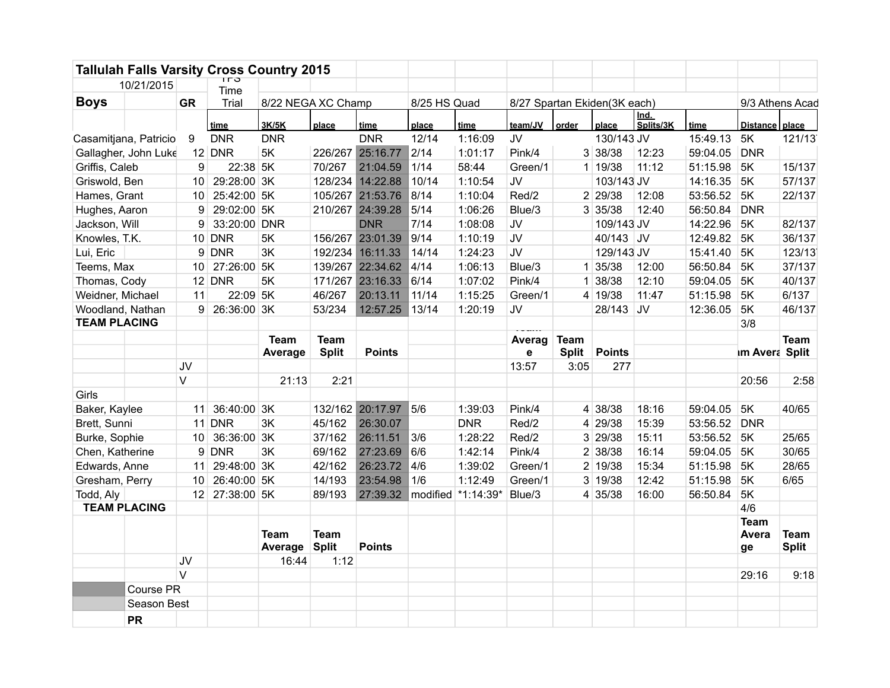# Tallulah Falls Varsity Cross Country 2015

10/21/2015

| Boys | GR | TFS Time Trial | 8/22 NEGA XC Champ | | | 8/25 HS Quad | | 8/27 Spartan Ekiden(3K each) | | | | | 9/3 Athens Acad | |
|---|---|---|---|---|---|---|---|---|---|---|---|---|---|---|
| | | time | 3K/5K | place | time | place | time | team/JV | order | place | Ind. Splits/3K | time | Distance | place |
| Casamitjana, Patricio | 9 | DNR | DNR | | DNR | 12/14 | 1:16:09 | JV | | 130/143 | JV | 15:49.13 | 5K | 121/137 |
| Gallagher, John Luke | 12 | DNR | 5K | 226/267 | 25:16.77 | 2/14 | 1:01:17 | Pink/4 | 3 | 38/38 | 12:23 | 59:04.05 | DNR | |
| Griffis, Caleb | 9 | 22:38 | 5K | 70/267 | 21:04.59 | 1/14 | 58:44 | Green/1 | 1 | 19/38 | 11:12 | 51:15.98 | 5K | 15/137 |
| Griswold, Ben | 10 | 29:28:00 | 3K | 128/234 | 14:22.88 | 10/14 | 1:10:54 | JV | | 103/143 | JV | 14:16.35 | 5K | 57/137 |
| Hames, Grant | 10 | 25:42:00 | 5K | 105/267 | 21:53.76 | 8/14 | 1:10:04 | Red/2 | 2 | 29/38 | 12:08 | 53:56.52 | 5K | 22/137 |
| Hughes, Aaron | 9 | 29:02:00 | 5K | 210/267 | 24:39.28 | 5/14 | 1:06:26 | Blue/3 | 3 | 35/38 | 12:40 | 56:50.84 | DNR | |
| Jackson, Will | 9 | 33:20:00 | DNR | | DNR | 7/14 | 1:08:08 | JV | | 109/143 | JV | 14:22.96 | 5K | 82/137 |
| Knowles, T.K. | 10 | DNR | 5K | 156/267 | 23:01.39 | 9/14 | 1:10:19 | JV | | 40/143 | JV | 12:49.82 | 5K | 36/137 |
| Lui, Eric | 9 | DNR | 3K | 192/234 | 16:11.33 | 14/14 | 1:24:23 | JV | | 129/143 | JV | 15:41.40 | 5K | 123/137 |
| Teems, Max | 10 | 27:26:00 | 5K | 139/267 | 22:34.62 | 4/14 | 1:06:13 | Blue/3 | 1 | 35/38 | 12:00 | 56:50.84 | 5K | 37/137 |
| Thomas, Cody | 12 | DNR | 5K | 171/267 | 23:16.33 | 6/14 | 1:07:02 | Pink/4 | 1 | 38/38 | 12:10 | 59:04.05 | 5K | 40/137 |
| Weidner, Michael | 11 | 22:09 | 5K | 46/267 | 20:13.11 | 11/14 | 1:15:25 | Green/1 | 4 | 19/38 | 11:47 | 51:15.98 | 5K | 6/137 |
| Woodland, Nathan | 9 | 26:36:00 | 3K | 53/234 | 12:57.25 | 13/14 | 1:20:19 | JV | | 28/143 | JV | 12:36.05 | 5K | 46/137 |
| **TEAM PLACING** | | | | | | | | | | | | | 3/8 | |
| | | | **Team Average** | **Team Split** | **Points** | | | **Team Average** | **Team Split** | **Points** | | | **Team Average** | **Team Split** |
| | JV | | | | | | | 13:57 | 3:05 | 277 | | | | |
| | V | | 21:13 | 2:21 | | | | | | | | | 20:56 | 2:58 |
| Girls | | | | | | | | | | | | | | |
| Baker, Kaylee | 11 | 36:40:00 | 3K | 132/162 | 20:17.97 | 5/6 | 1:39:03 | Pink/4 | 4 | 38/38 | 18:16 | 59:04.05 | 5K | 40/65 |
| Brett, Sunni | 11 | DNR | 3K | 45/162 | 26:30.07 | | DNR | Red/2 | 4 | 29/38 | 15:39 | 53:56.52 | DNR | |
| Burke, Sophie | 10 | 36:36:00 | 3K | 37/162 | 26:11.51 | 3/6 | 1:28:22 | Red/2 | 3 | 29/38 | 15:11 | 53:56.52 | 5K | 25/65 |
| Chen, Katherine | 9 | DNR | 3K | 69/162 | 27:23.69 | 6/6 | 1:42:14 | Pink/4 | 2 | 38/38 | 16:14 | 59:04.05 | 5K | 30/65 |
| Edwards, Anne | 11 | 29:48:00 | 3K | 42/162 | 26:23.72 | 4/6 | 1:39:02 | Green/1 | 2 | 19/38 | 15:34 | 51:15.98 | 5K | 28/65 |
| Gresham, Perry | 10 | 26:40:00 | 5K | 14/193 | 23:54.98 | 1/6 | 1:12:49 | Green/1 | 3 | 19/38 | 12:42 | 51:15.98 | 5K | 6/65 |
| Todd, Aly | 12 | 27:38:00 | 5K | 89/193 | 27:39.32 | modified | *1:14:39* | Blue/3 | 4 | 35/38 | 16:00 | 56:50.84 | 5K | |
| **TEAM PLACING** | | | | | | | | | | | | | 4/6 | |
| | | | **Team Average** | **Team Split** | **Points** | | | | | | | | **Team Average** | **Team Split** |
| | JV | | 16:44 | 1:12 | | | | | | | | | | |
| | V | | | | | | | | | | | | 29:16 | 9:18 |

| Legend | |
|---|---|
| (dark shading) | Course PR |
| (light shading) | Season Best |
| | **PR** |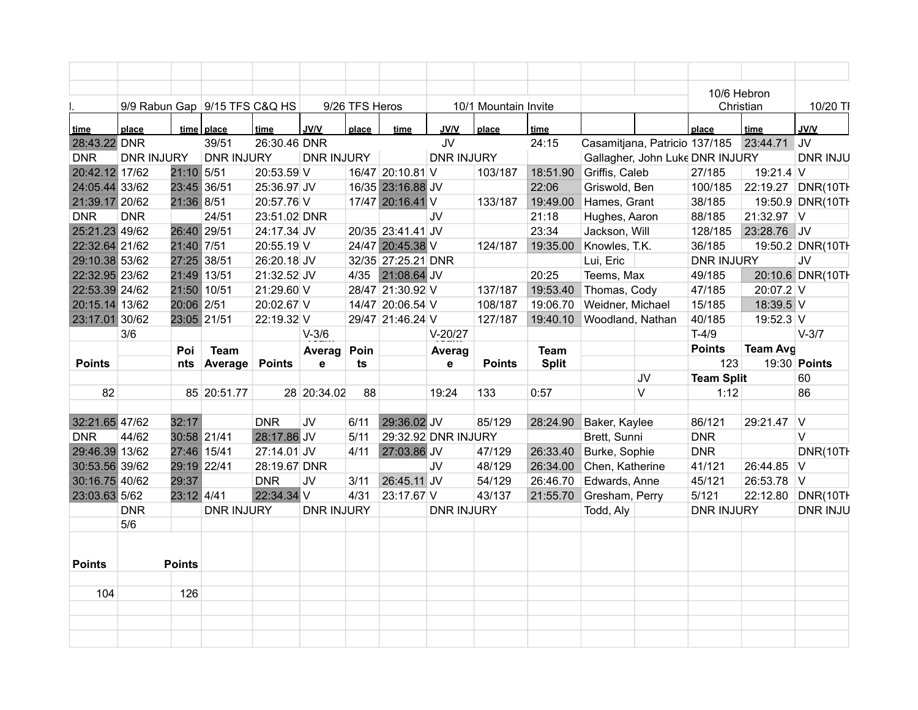| l. | 9/9 Rabun Gap | | 9/15 TFS C&Q HS | | 9/26 TFS Heros | | | 10/1 Mountain Invite | | | | | 10/6 Hebron Christian | | 10/20 TI |
|---|---|---|---|---|---|---|---|---|---|---|---|---|---|---|---|
| time | place | time | place | time | JV/V | place | time | JV/V | place | time | | | place | time | JV/V |
| 28:43.22 | DNR | | 39/51 | 26:30.46 | DNR | | | JV | | 24:15 | Casamitjana, Patricio | | 137/185 | 23:44.71 | JV |
| DNR | DNR INJURY | | DNR INJURY | | DNR INJURY | | | DNR INJURY | | | Gallagher, John Luke | | DNR INJURY | | DNR INJU |
| 20:42.12 | 17/62 | 21:10 | 5/51 | 20:53.59 | V | 16/47 | 20:10.81 | V | 103/187 | 18:51.90 | Griffis, Caleb | | 27/185 | 19:21.4 | V |
| 24:05.44 | 33/62 | 23:45 | 36/51 | 25:36.97 | JV | 16/35 | 23:16.88 | JV | | 22:06 | Griswold, Ben | | 100/185 | 22:19.27 | DNR(10TH |
| 21:39.17 | 20/62 | 21:36 | 8/51 | 20:57.76 | V | 17/47 | 20:16.41 | V | 133/187 | 19:49.00 | Hames, Grant | | 38/185 | 19:50.9 | DNR(10TH |
| DNR | DNR | | 24/51 | 23:51.02 | DNR | | | JV | | 21:18 | Hughes, Aaron | | 88/185 | 21:32.97 | V |
| 25:21.23 | 49/62 | 26:40 | 29/51 | 24:17.34 | JV | 20/35 | 23:41.41 | JV | | 23:34 | Jackson, Will | | 128/185 | 23:28.76 | JV |
| 22:32.64 | 21/62 | 21:40 | 7/51 | 20:55.19 | V | 24/47 | 20:45.38 | V | 124/187 | 19:35.00 | Knowles, T.K. | | 36/185 | 19:50.2 | DNR(10TH |
| 29:10.38 | 53/62 | 27:25 | 38/51 | 26:20.18 | JV | 32/35 | 27:25.21 | DNR | | | Lui, Eric | | DNR INJURY | | JV |
| 22:32.95 | 23/62 | 21:49 | 13/51 | 21:32.52 | JV | 4/35 | 21:08.64 | JV | | 20:25 | Teems, Max | | 49/185 | 20:10.6 | DNR(10TH |
| 22:53.39 | 24/62 | 21:50 | 10/51 | 21:29.60 | V | 28/47 | 21:30.92 | V | 137/187 | 19:53.40 | Thomas, Cody | | 47/185 | 20:07.2 | V |
| 20:15.14 | 13/62 | 20:06 | 2/51 | 20:02.67 | V | 14/47 | 20:06.54 | V | 108/187 | 19:06.70 | Weidner, Michael | | 15/185 | 18:39.5 | V |
| 23:17.01 | 30/62 | 23:05 | 21/51 | 22:19.32 | V | 29/47 | 21:46.24 | V | 127/187 | 19:40.10 | Woodland, Nathan | | 40/185 | 19:52.3 | V |
| | 3/6 | | | | V-3/6 | | | V-20/27 | | | | | T-4/9 | | V-3/7 |
| Points | | Points | Team Average | Points | Average | Points | | Average | Points | Team Split | | | Points | Team Avg | Points |
| | | | | | | | | | | | | | 123 | 19:30 | |
| | | | | | | | | | | | | JV | Team Split | | 60 |
| 82 | | 85 | 20:51.77 | 28 | 20:34.02 | 88 | | 19:24 | 133 | 0:57 | | V | 1:12 | | 86 |
| | | | | | | | | | | | | | | | |
| 32:21.65 | 47/62 | 32:17 | | DNR | JV | 6/11 | 29:36.02 | JV | 85/129 | 28:24.90 | Baker, Kaylee | | 86/121 | 29:21.47 | V |
| DNR | 44/62 | 30:58 | 21/41 | 28:17.86 | JV | 5/11 | 29:32.92 | DNR INJURY | | | Brett, Sunni | | DNR | | V |
| 29:46.39 | 13/62 | 27:46 | 15/41 | 27:14.01 | JV | 4/11 | 27:03.86 | JV | 47/129 | 26:33.40 | Burke, Sophie | | DNR | | DNR(10TH |
| 30:53.56 | 39/62 | 29:19 | 22/41 | 28:19.67 | DNR | | | JV | 48/129 | 26:34.00 | Chen, Katherine | | 41/121 | 26:44.85 | V |
| 30:16.75 | 40/62 | 29:37 | | DNR | JV | 3/11 | 26:45.11 | JV | 54/129 | 26:46.70 | Edwards, Anne | | 45/121 | 26:53.78 | V |
| 23:03.63 | 5/62 | 23:12 | 4/41 | 22:34.34 | V | 4/31 | 23:17.67 | V | 43/137 | 21:55.70 | Gresham, Perry | | 5/121 | 22:12.80 | DNR(10TH |
| | DNR | | DNR INJURY | | DNR INJURY | | | DNR INJURY | | | Todd, Aly | | DNR INJURY | | DNR INJU |
| | 5/6 | | | | | | | | | | | | | | |
| Points | | Points | | | | | | | | | | | | | |
| 104 | | 126 | | | | | | | | | | | | | |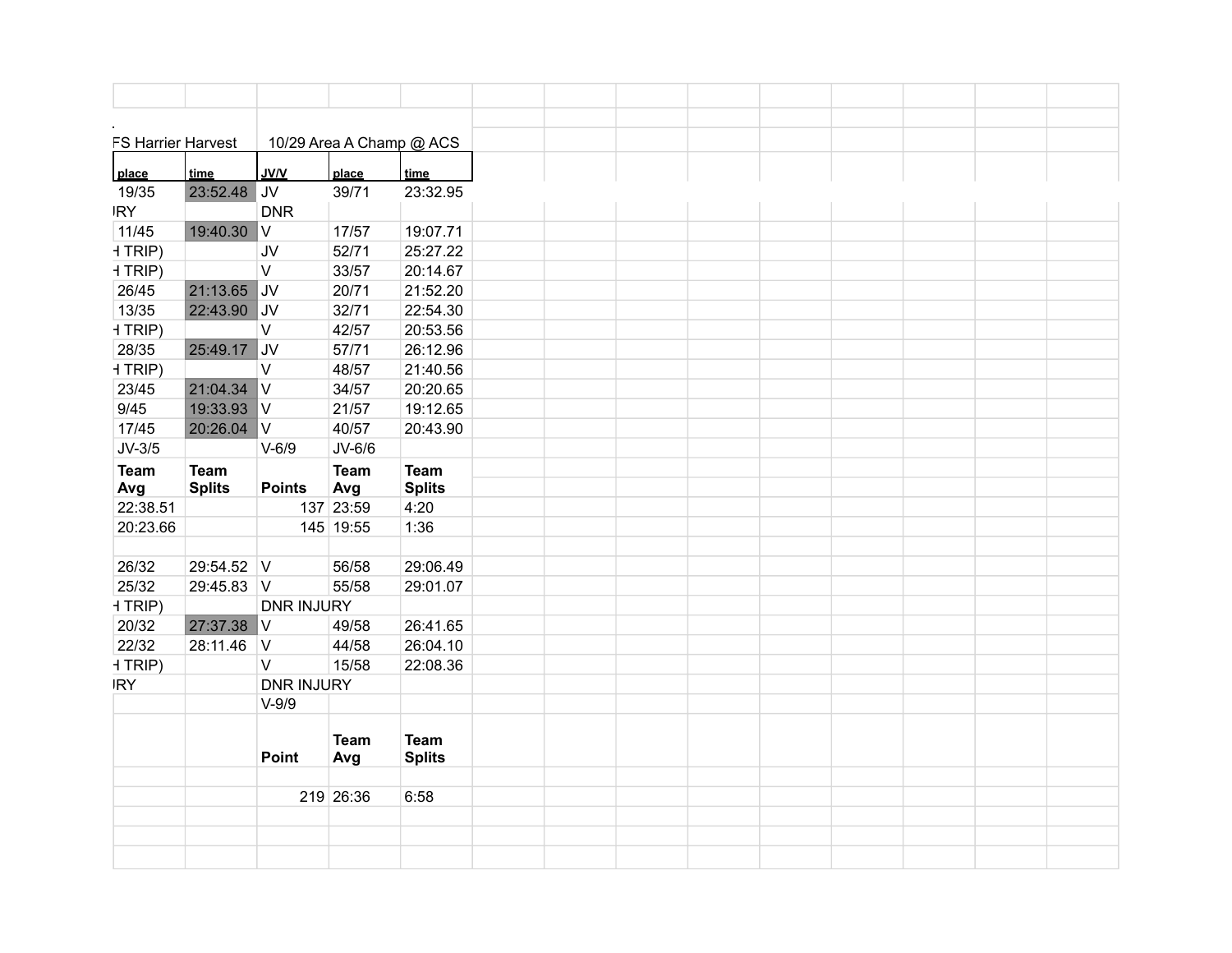| FS Harrier Harvest | | 10/29 Area A Champ @ ACS | | |
|---|---|---|---|---|
| place | time | JV/V | place | time |
| 19/35 | 23:52.48 | JV | 39/71 | 23:32.95 |
| IRY | | DNR | | |
| 11/45 | 19:40.30 | V | 17/57 | 19:07.71 |
| H TRIP) | | JV | 52/71 | 25:27.22 |
| H TRIP) | | V | 33/57 | 20:14.67 |
| 26/45 | 21:13.65 | JV | 20/71 | 21:52.20 |
| 13/35 | 22:43.90 | JV | 32/71 | 22:54.30 |
| H TRIP) | | V | 42/57 | 20:53.56 |
| 28/35 | 25:49.17 | JV | 57/71 | 26:12.96 |
| H TRIP) | | V | 48/57 | 21:40.56 |
| 23/45 | 21:04.34 | V | 34/57 | 20:20.65 |
| 9/45 | 19:33.93 | V | 21/57 | 19:12.65 |
| 17/45 | 20:26.04 | V | 40/57 | 20:43.90 |
| JV-3/5 | | V-6/9 | JV-6/6 | |
| Team Avg | Team Splits | Points | Team Avg | Team Splits |
| 22:38.51 | | 137 | 23:59 | 4:20 |
| 20:23.66 | | 145 | 19:55 | 1:36 |
| | | | | |
| 26/32 | 29:54.52 | V | 56/58 | 29:06.49 |
| 25/32 | 29:45.83 | V | 55/58 | 29:01.07 |
| H TRIP) | | DNR INJURY | | |
| 20/32 | 27:37.38 | V | 49/58 | 26:41.65 |
| 22/32 | 28:11.46 | V | 44/58 | 26:04.10 |
| H TRIP) | | V | 15/58 | 22:08.36 |
| IRY | | DNR INJURY | | |
| | | V-9/9 | | |
| | | Point | Team Avg | Team Splits |
| | | | | |
| | | 219 | 26:36 | 6:58 |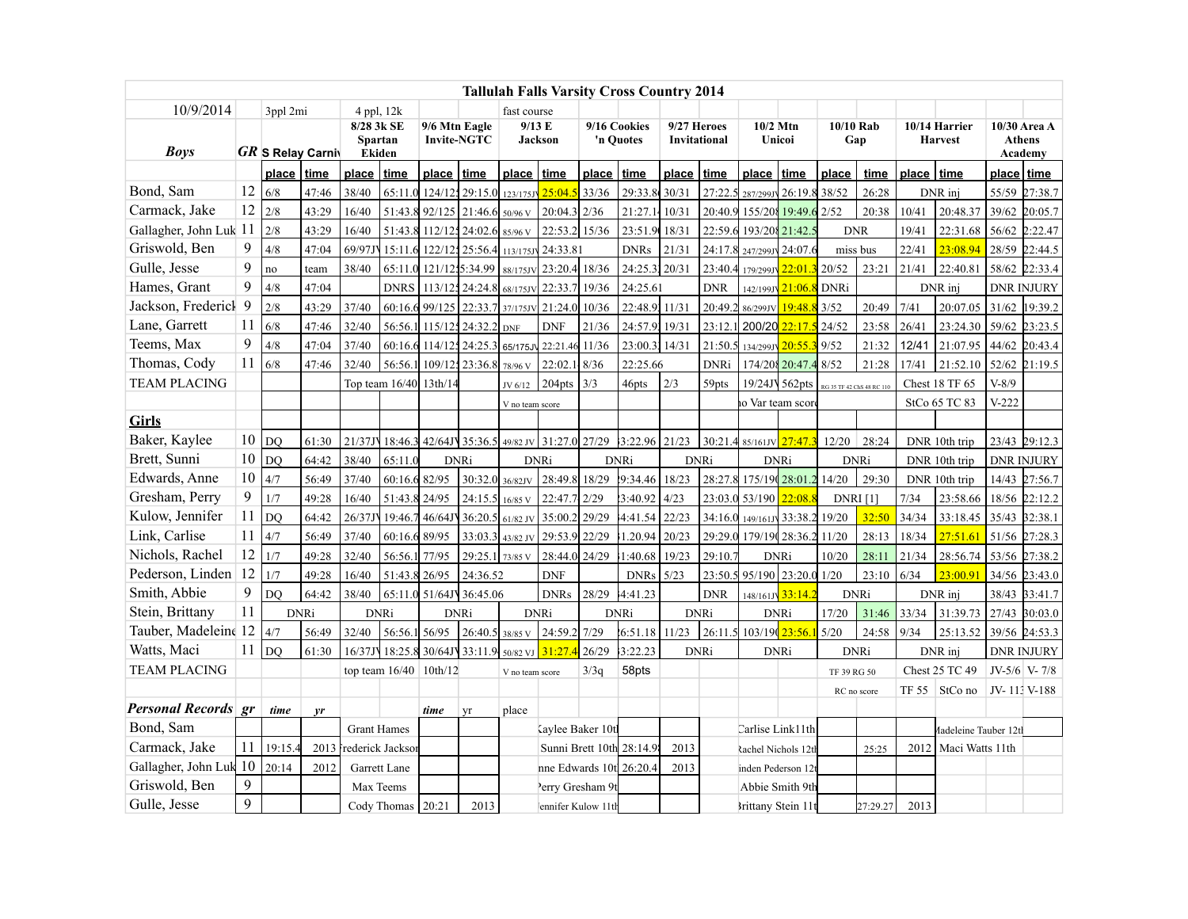# Tallulah Falls Varsity Cross Country 2014

| 10/9/2014 | | 3ppl 2mi | | 4 ppl, 12k | | | | fast course | | | | | | | | | | | | | |
|---|---|---|---|---|---|---|---|---|---|---|---|---|---|---|---|---|---|---|---|---|---|
| ***Boys*** | ***GR*** | **S Relay Carniv** | | **8/28 3k SE Spartan Ekiden** | | **9/6 Mtn Eagle Invite-NGTC** | | **9/13 E Jackson** | | **9/16 Cookies 'n Quotes** | | **9/27 Heroes Invitational** | | **10/2 Mtn Unicoi** | | **10/10 Rab Gap** | | **10/14 Harrier Harvest** | | **10/30 Area A Athens Academy** | |
| | | **place** | **time** | **place** | **time** | **place** | **time** | **place** | **time** | **place** | **time** | **place** | **time** | **place** | **time** | **place** | **time** | **place** | **time** | **place** | **time** |
| Bond, Sam | 12 | 6/8 | 47:46 | 38/40 | 65:11.0 | 124/125 | 29:15.0 | 123/175JV | 25:04.5 | 33/36 | 29:33.8 | 30/31 | 27:22.5 | 287/299JV | 26:19.8 | 38/52 | 26:28 | DNR inj | | 55/59 | 27:38.7 |
| Carmack, Jake | 12 | 2/8 | 43:29 | 16/40 | 51:43.8 | 92/125 | 21:46.6 | 50/96 V | 20:04.3 | 2/36 | 21:27.1 | 10/31 | 20:40.9 | 155/208 | 19:49.6 | 2/52 | 20:38 | 10/41 | 20:48.37 | 39/62 | 20:05.7 |
| Gallagher, John Luk | 11 | 2/8 | 43:29 | 16/40 | 51:43.8 | 112/125 | 24:02.6 | 85/96 V | 22:53.2 | 15/36 | 23:51.9 | 18/31 | 22:59.6 | 193/208 | 21:42.5 | DNR | | 19/41 | 22:31.68 | 56/62 | 2:22.47 |
| Griswold, Ben | 9 | 4/8 | 47:04 | 69/97JV | 15:11.6 | 122/125 | 25:56.4 | 113/175JV | 24:33.81 | | DNRs | 21/31 | 24:17.8 | 247/299JV | 24:07.6 | miss bus | | 22/41 | 23:08.94 | 28/59 | 22:44.5 |
| Gulle, Jesse | 9 | no | team | 38/40 | 65:11.0 | 121/125 | 35:34.99 | 88/175JV | 23:20.4 | 18/36 | 24:25.3 | 20/31 | 23:40.4 | 179/299JV | 22:01.3 | 20/52 | 23:21 | 21/41 | 22:40.81 | 58/62 | 22:33.4 |
| Hames, Grant | 9 | 4/8 | 47:04 | | DNRS | 113/125 | 24:24.8 | 68/175JV | 22:33.7 | 19/36 | 24:25.61 | | DNR | 142/199JV | 21:06.8 | DNRi | | DNR inj | | DNR INJURY | |
| Jackson, Frederick | 9 | 2/8 | 43:29 | 37/40 | 60:16.6 | 99/125 | 22:33.7 | 37/175JV | 21:24.0 | 10/36 | 22:48.9 | 11/31 | 20:49.2 | 86/299JV | 19:48.8 | 3/52 | 20:49 | 7/41 | 20:07.05 | 31/62 | 19:39.2 |
| Lane, Garrett | 11 | 6/8 | 47:46 | 32/40 | 56:56.1 | 115/125 | 24:32.2 | DNF | DNF | 21/36 | 24:57.9 | 19/31 | 23:12.1 | 200/208 | 22:17.5 | 24/52 | 23:58 | 26/41 | 23:24.30 | 59/62 | 23:23.5 |
| Teems, Max | 9 | 4/8 | 47:04 | 37/40 | 60:16.6 | 114/125 | 24:25.3 | 65/175JV | 22:21.46 | 11/36 | 23:00.3 | 14/31 | 21:50.5 | 134/299JV | 20:55.3 | 9/52 | 21:32 | 12/41 | 21:07.95 | 44/62 | 20:43.4 |
| Thomas, Cody | 11 | 6/8 | 47:46 | 32/40 | 56:56.1 | 109/125 | 23:36.8 | 78/96 V | 22:02.1 | 8/36 | 22:25.66 | | DNRi | 174/208 | 20:47.4 | 8/52 | 21:28 | 17/41 | 21:52.10 | 52/62 | 21:19.5 |
| TEAM PLACING | | | | Top team 16/40 | | 13th/14 | | JV 6/12 | 204pts | 3/3 | 46pts | 2/3 | 59pts | 19/24JV | 562pts | RG 35 TF 42 ChS 48 RC 110 | | Chest 18 TF 65 | | V-8/9 | |
| | | | | | | | | V no team score | | | | | | no Var team score | | | | StCo 65 TC 83 | | V-222 | |
| **Girls** | | | | | | | | | | | | | | | | | | | | | |
| Baker, Kaylee | 10 | DQ | 61:30 | 21/37JV | 18:46.3 | 42/64JV | 35:36.5 | 49/82 JV | 31:27.0 | 27/29 | 33:22.96 | 21/23 | 30:21.4 | 85/161JV | 27:47.3 | 12/20 | 28:24 | DNR 10th trip | | 23/43 | 29:12.3 |
| Brett, Sunni | 10 | DQ | 64:42 | 38/40 | 65:11.0 | DNRi | | DNRi | | DNRi | | DNRi | | DNRi | | DNRi | | DNR 10th trip | | DNR INJURY | |
| Edwards, Anne | 10 | 4/7 | 56:49 | 37/40 | 60:16.6 | 82/95 | 30:32.0 | 36/82JV | 28:49.8 | 18/29 | 29:34.46 | 18/23 | 28:27.8 | 175/190 | 28:01.2 | 14/20 | 29:30 | DNR 10th trip | | 14/43 | 27:56.7 |
| Gresham, Perry | 9 | 1/7 | 49:28 | 16/40 | 51:43.8 | 24/95 | 24:15.5 | 16/85 V | 22:47.7 | 2/29 | 23:40.92 | 4/23 | 23:03.0 | 53/190 | 22:08.8 | DNRI [1] | | 7/34 | 23:58.66 | 18/56 | 22:12.2 |
| Kulow, Jennifer | 11 | DQ | 64:42 | 26/37JV | 19:46.7 | 46/64JV | 36:20.5 | 61/82 JV | 35:00.2 | 29/29 | 34:41.54 | 22/23 | 34:16.0 | 149/161JV | 33:38.2 | 19/20 | 32:50 | 34/34 | 33:18.45 | 35/43 | 32:38.1 |
| Link, Carlise | 11 | 4/7 | 56:49 | 37/40 | 60:16.6 | 89/95 | 33:03.3 | 43/82 JV | 29:53.9 | 22/29 | 31.20.94 | 20/23 | 29:29.0 | 179/190 | 28:36.2 | 11/20 | 28:13 | 18/34 | 27:51.61 | 51/56 | 27:28.3 |
| Nichols, Rachel | 12 | 1/7 | 49:28 | 32/40 | 56:56.1 | 77/95 | 29:25.1 | 73/85 V | 28:44.0 | 24/29 | 31:40.68 | 19/23 | 29:10.7 | DNRi | | 10/20 | 28:11 | 21/34 | 28:56.74 | 53/56 | 27:38.2 |
| Pederson, Linden | 12 | 1/7 | 49:28 | 16/40 | 51:43.8 | 26/95 | 24:36.52 | | DNF | | DNRs | 5/23 | 23:50.5 | 95/190 | 23:20.0 | 1/20 | 23:10 | 6/34 | 23:00.91 | 34/56 | 23:43.0 |
| Smith, Abbie | 9 | DQ | 64:42 | 38/40 | 65:11.0 | 51/64JV | 36:45.06 | | DNRs | 28/29 | 34:41.23 | | DNR | 148/161JV | 33:14.2 | DNRi | | DNR inj | | 38/43 | 33:41.7 |
| Stein, Brittany | 11 | DNRi | | DNRi | | DNRi | | DNRi | | DNRi | | DNRi | | DNRi | | 17/20 | 31:46 | 33/34 | 31:39.73 | 27/43 | 30:03.0 |
| Tauber, Madeleine | 12 | 4/7 | 56:49 | 32/40 | 56:56.1 | 56/95 | 26:40.5 | 38/85 V | 24:59.2 | 7/29 | 26:51.18 | 11/23 | 26:11.5 | 103/190 | 23:56.1 | 5/20 | 24:58 | 9/34 | 25:13.52 | 39/56 | 24:53.3 |
| Watts, Maci | 11 | DQ | 61:30 | 16/37JV | 18:25.8 | 30/64JV | 33:11.9 | 50/82 VJ | 31:27.4 | 26/29 | 33:22.23 | DNRi | | DNRi | | DNRi | | DNR inj | | DNR INJURY | |
| TEAM PLACING | | | | top team 16/40 | | 10th/12 | | V no team score | | 3/3q | 58pts | | | | | TF 39 RG 50 | | Chest 25 TC 49 | | JV-5/6 | V- 7/8 |
| | | | | | | | | | | | | | | | | RC no score | | TF 55 | StCo no | JV- 113 | V-188 |
| ***Personal Records*** | ***gr*** | ***time*** | ***yr*** | | | ***time*** | ***yr*** | place | | | | | | | | | | | | | |
| Bond, Sam | | | | Grant Hames | | | | | Kaylee Baker 10th | | | | | Carlise Link11th | | | | Madeleine Tauber 12th | | | |
| Carmack, Jake | 11 | 19:15.4 | 2013 | Frederick Jackson | | | | | Sunni Brett 10th | 28:14.9 | 2013 | | | Rachel Nichols 12th | | | 25:25 | 2012 | Maci Watts 11th | | |
| Gallagher, John Luk | 10 | 20:14 | 2012 | Garrett Lane | | | | | Anne Edwards 10th | 26:20.4 | 2013 | | | Linden Pederson 12th | | | | | | | |
| Griswold, Ben | 9 | | | Max Teems | | | | | Perry Gresham 9th | | | | | Abbie Smith 9th | | | | | | | |
| Gulle, Jesse | 9 | | | Cody Thomas | | 20:21 | 2013 | | Jennifer Kulow 11th | | | | | Brittany Stein 11th | | | 27:29.27 | 2013 | | | |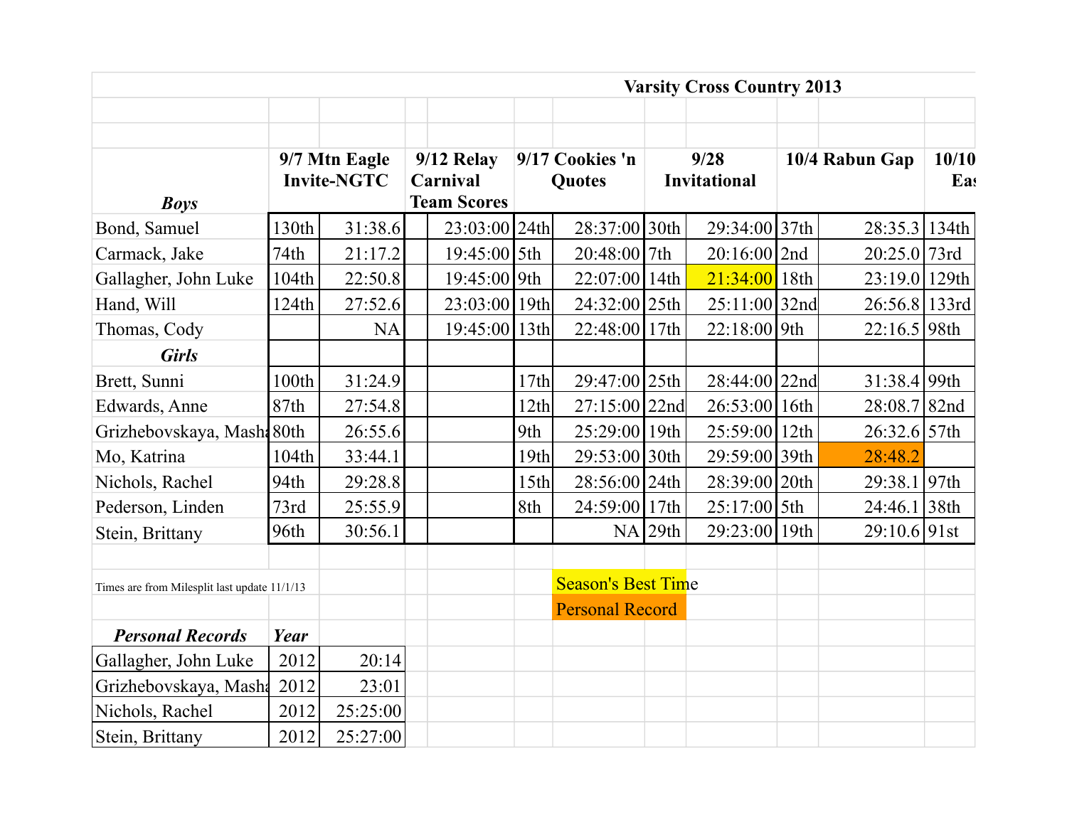# Varsity Cross Country 2013

| *Boys* | 9/7 Mtn Eagle Invite-NGTC | | 9/12 Relay Carnival Team Scores | | 9/17 Cookies 'n Quotes | | 9/28 Invitational | | 10/4 Rabun Gap | | 10/10 Eas |
|---|---|---|---|---|---|---|---|---|---|---|---|
| Bond, Samuel | 130th | 31:38.6 | | 23:03:00 | 24th | 28:37:00 | 30th | 29:34:00 | 37th | 28:35.3 | 134th |
| Carmack, Jake | 74th | 21:17.2 | | 19:45:00 | 5th | 20:48:00 | 7th | 20:16:00 | 2nd | 20:25.0 | 73rd |
| Gallagher, John Luke | 104th | 22:50.8 | | 19:45:00 | 9th | 22:07:00 | 14th | 21:34:00 | 18th | 23:19.0 | 129th |
| Hand, Will | 124th | 27:52.6 | | 23:03:00 | 19th | 24:32:00 | 25th | 25:11:00 | 32nd | 26:56.8 | 133rd |
| Thomas, Cody | | NA | | 19:45:00 | 13th | 22:48:00 | 17th | 22:18:00 | 9th | 22:16.5 | 98th |
| *Girls* | | | | | | | | | | | |
| Brett, Sunni | 100th | 31:24.9 | | | 17th | 29:47:00 | 25th | 28:44:00 | 22nd | 31:38.4 | 99th |
| Edwards, Anne | 87th | 27:54.8 | | | 12th | 27:15:00 | 22nd | 26:53:00 | 16th | 28:08.7 | 82nd |
| Grizhebovskaya, Masha | 80th | 26:55.6 | | | 9th | 25:29:00 | 19th | 25:59:00 | 12th | 26:32.6 | 57th |
| Mo, Katrina | 104th | 33:44.1 | | | 19th | 29:53:00 | 30th | 29:59:00 | 39th | 28:48.2 | |
| Nichols, Rachel | 94th | 29:28.8 | | | 15th | 28:56:00 | 24th | 28:39:00 | 20th | 29:38.1 | 97th |
| Pederson, Linden | 73rd | 25:55.9 | | | 8th | 24:59:00 | 17th | 25:17:00 | 5th | 24:46.1 | 38th |
| Stein, Brittany | 96th | 30:56.1 | | | | NA | 29th | 29:23:00 | 19th | 29:10.6 | 91st |

Times are from Milesplit last update 11/1/13

Season's Best Time

Personal Record

| *Personal Records* | *Year* | |
|---|---|---|
| Gallagher, John Luke | 2012 | 20:14 |
| Grizhebovskaya, Masha | 2012 | 23:01 |
| Nichols, Rachel | 2012 | 25:25:00 |
| Stein, Brittany | 2012 | 25:27:00 |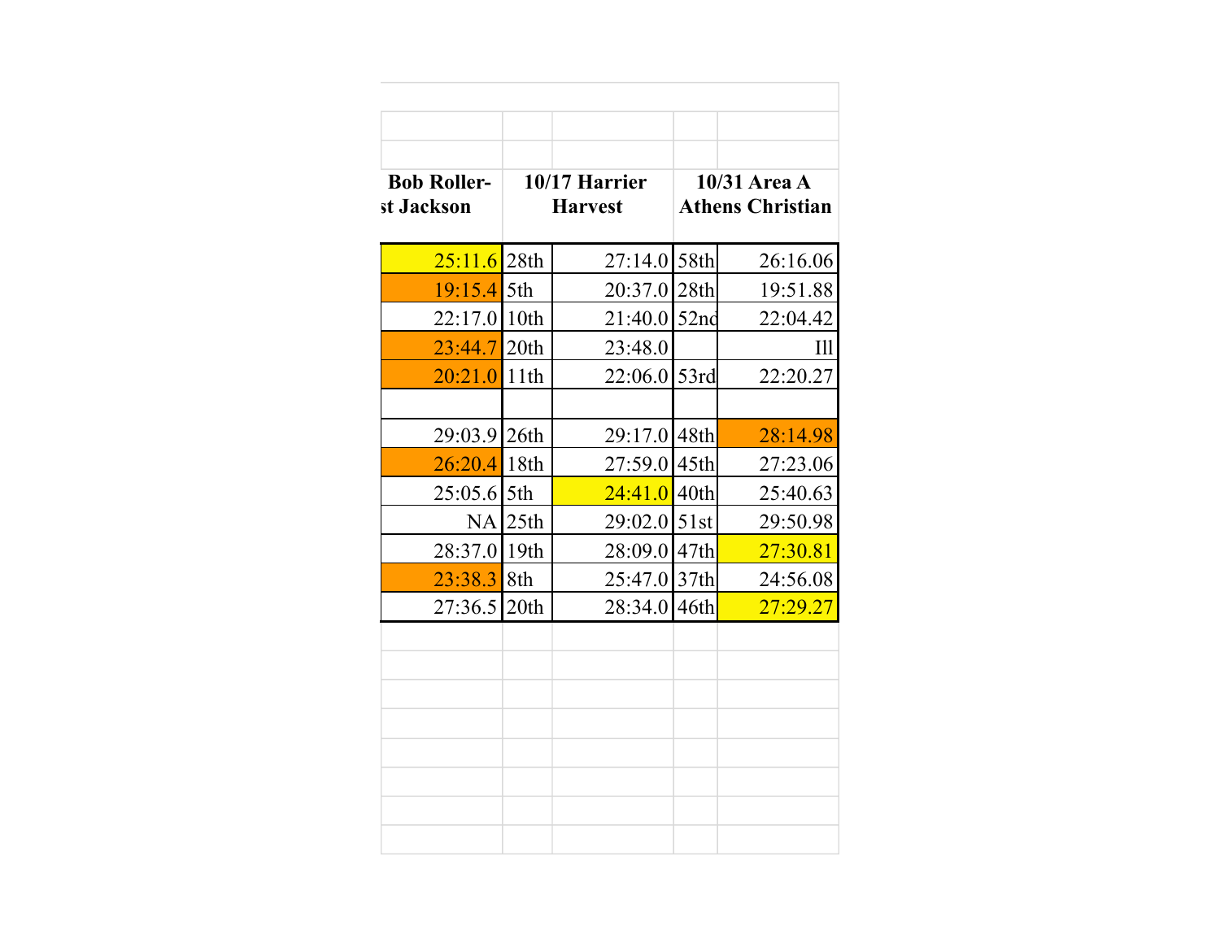| Bob Roller-st Jackson | | 10/17 Harrier Harvest | | 10/31 Area A Athens Christian |
|---|---|---|---|---|
| 25:11.6 | 28th | 27:14.0 | 58th | 26:16.06 |
| 19:15.4 | 5th | 20:37.0 | 28th | 19:51.88 |
| 22:17.0 | 10th | 21:40.0 | 52nd | 22:04.42 |
| 23:44.7 | 20th | 23:48.0 | | Ill |
| 20:21.0 | 11th | 22:06.0 | 53rd | 22:20.27 |
| | | | | |
| 29:03.9 | 26th | 29:17.0 | 48th | 28:14.98 |
| 26:20.4 | 18th | 27:59.0 | 45th | 27:23.06 |
| 25:05.6 | 5th | 24:41.0 | 40th | 25:40.63 |
| NA | 25th | 29:02.0 | 51st | 29:50.98 |
| 28:37.0 | 19th | 28:09.0 | 47th | 27:30.81 |
| 23:38.3 | 8th | 25:47.0 | 37th | 24:56.08 |
| 27:36.5 | 20th | 28:34.0 | 46th | 27:29.27 |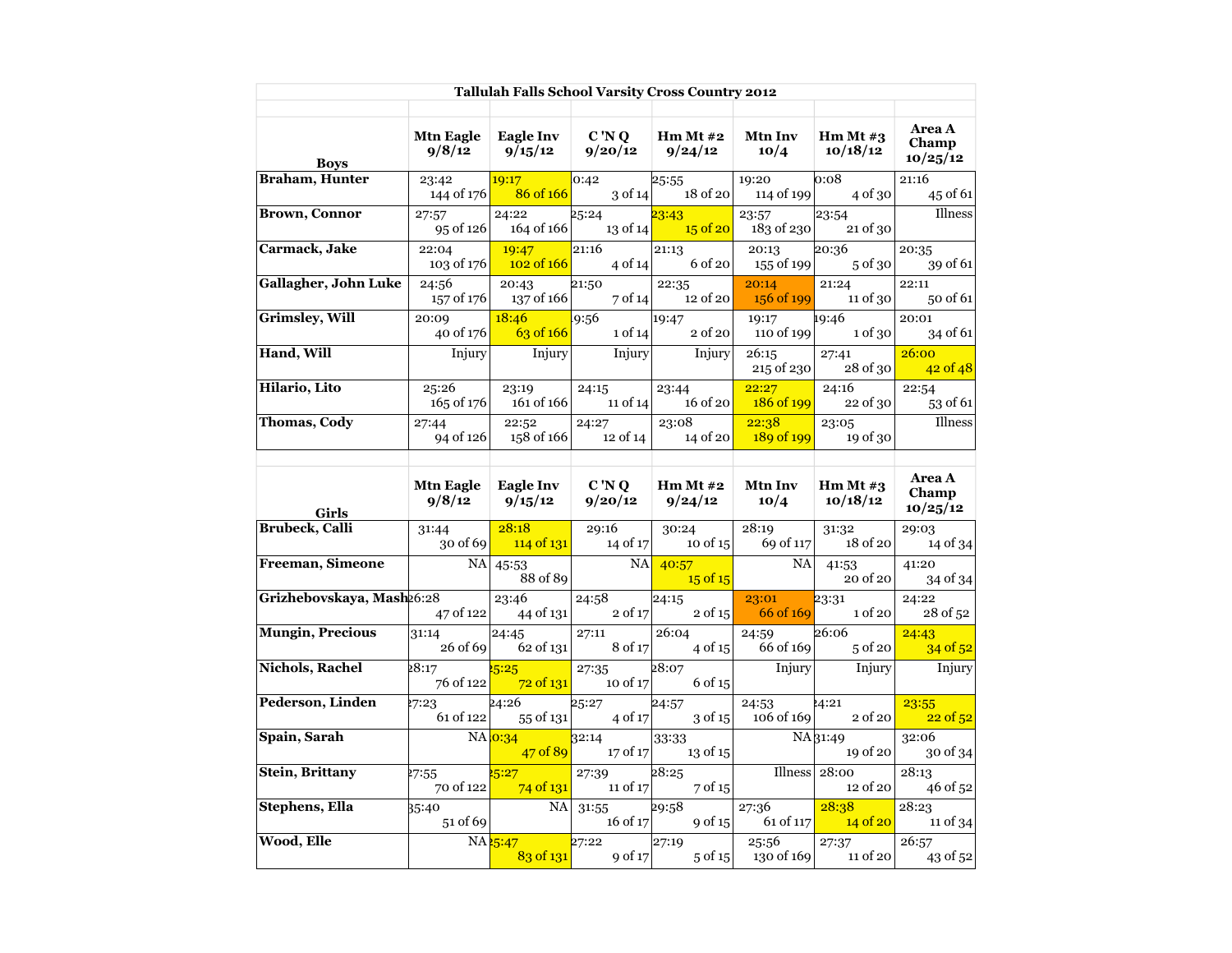# Tallulah Falls School Varsity Cross Country 2012

| Boys | Mtn Eagle 9/8/12 | Eagle Inv 9/15/12 | C 'N Q 9/20/12 | Hm Mt #2 9/24/12 | Mtn Inv 10/4 | Hm Mt #3 10/18/12 | Area A Champ 10/25/12 |
|---|---|---|---|---|---|---|---|
| **Braham, Hunter** | 23:42 144 of 176 | 19:17 86 of 166 | 0:42 3 of 14 | 25:55 18 of 20 | 19:20 114 of 199 | 0:08 4 of 30 | 21:16 45 of 61 |
| **Brown, Connor** | 27:57 95 of 126 | 24:22 164 of 166 | 25:24 13 of 14 | 23:43 15 of 20 | 23:57 183 of 230 | 23:54 21 of 30 | Illness |
| **Carmack, Jake** | 22:04 103 of 176 | 19:47 102 of 166 | 21:16 4 of 14 | 21:13 6 of 20 | 20:13 155 of 199 | 20:36 5 of 30 | 20:35 39 of 61 |
| **Gallagher, John Luke** | 24:56 157 of 176 | 20:43 137 of 166 | 21:50 7 of 14 | 22:35 12 of 20 | 20:14 156 of 199 | 21:24 11 of 30 | 22:11 50 of 61 |
| **Grimsley, Will** | 20:09 40 of 176 | 18:46 63 of 166 | 9:56 1 of 14 | 19:47 2 of 20 | 19:17 110 of 199 | 19:46 1 of 30 | 20:01 34 of 61 |
| **Hand, Will** | Injury | Injury | Injury | Injury | 26:15 215 of 230 | 27:41 28 of 30 | 26:00 42 of 48 |
| **Hilario, Lito** | 25:26 165 of 176 | 23:19 161 of 166 | 24:15 11 of 14 | 23:44 16 of 20 | 22:27 186 of 199 | 24:16 22 of 30 | 22:54 53 of 61 |
| **Thomas, Cody** | 27:44 94 of 126 | 22:52 158 of 166 | 24:27 12 of 14 | 23:08 14 of 20 | 22:38 189 of 199 | 23:05 19 of 30 | Illness |

| Girls | Mtn Eagle 9/8/12 | Eagle Inv 9/15/12 | C 'N Q 9/20/12 | Hm Mt #2 9/24/12 | Mtn Inv 10/4 | Hm Mt #3 10/18/12 | Area A Champ 10/25/12 |
|---|---|---|---|---|---|---|---|
| **Brubeck, Calli** | 31:44 30 of 69 | 28:18 114 of 131 | 29:16 14 of 17 | 30:24 10 of 15 | 28:19 69 of 117 | 31:32 18 of 20 | 29:03 14 of 34 |
| **Freeman, Simeone** | NA | 45:53 88 of 89 | NA | 40:57 15 of 15 | NA | 41:53 20 of 20 | 41:20 34 of 34 |
| **Grizhebovskaya, Mash** | 26:28 47 of 122 | 23:46 44 of 131 | 24:58 2 of 17 | 24:15 2 of 15 | 23:01 66 of 169 | 23:31 1 of 20 | 24:22 28 of 52 |
| **Mungin, Precious** | 31:14 26 of 69 | 24:45 62 of 131 | 27:11 8 of 17 | 26:04 4 of 15 | 24:59 66 of 169 | 26:06 5 of 20 | 24:43 34 of 52 |
| **Nichols, Rachel** | 28:17 76 of 122 | 25:25 72 of 131 | 27:35 10 of 17 | 28:07 6 of 15 | Injury | Injury | Injury |
| **Pederson, Linden** | 27:23 61 of 122 | 24:26 55 of 131 | 25:27 4 of 17 | 24:57 3 of 15 | 24:53 106 of 169 | 24:21 2 of 20 | 23:55 22 of 52 |
| **Spain, Sarah** | NA | 0:34 47 of 89 | 32:14 17 of 17 | 33:33 13 of 15 | NA | 31:49 19 of 20 | 32:06 30 of 34 |
| **Stein, Brittany** | 27:55 70 of 122 | 25:27 74 of 131 | 27:39 11 of 17 | 28:25 7 of 15 | Illness | 28:00 12 of 20 | 28:13 46 of 52 |
| **Stephens, Ella** | 35:40 51 of 69 | NA | 31:55 16 of 17 | 29:58 9 of 15 | 27:36 61 of 117 | 28:38 14 of 20 | 28:23 11 of 34 |
| **Wood, Elle** | NA | 25:47 83 of 131 | 27:22 9 of 17 | 27:19 5 of 15 | 25:56 130 of 169 | 27:37 11 of 20 | 26:57 43 of 52 |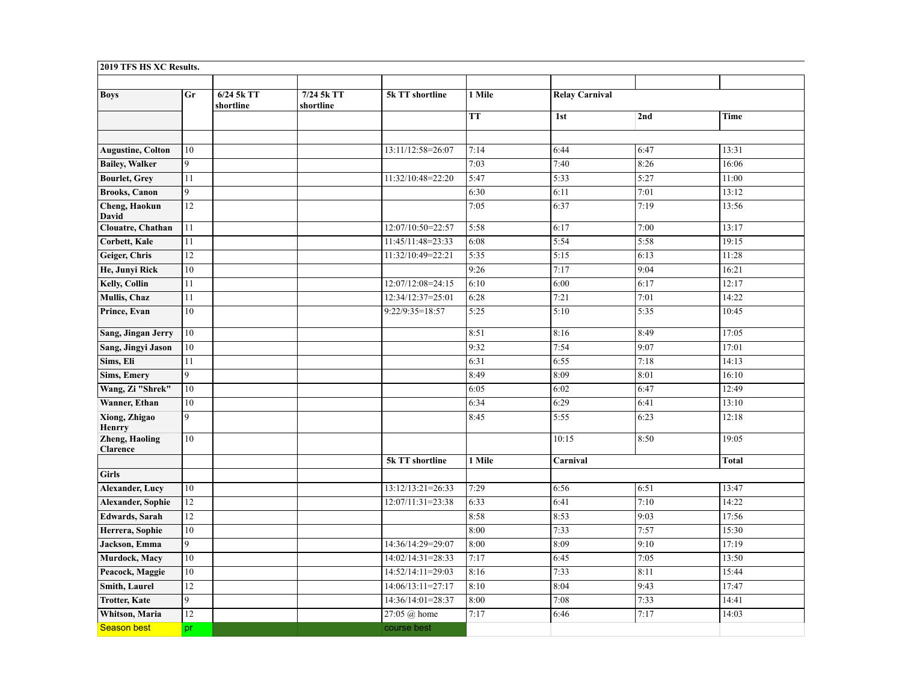**2019 TFS HS XC Results.**

| Boys | Gr | 6/24 5k TT shortline | 7/24 5k TT shortline | 5k TT shortline | 1 Mile | Relay Carnival | | |
|---|---|---|---|---|---|---|---|---|
| | | | | | TT | 1st | 2nd | Time |
| | | | | | | | | |
| Augustine, Colton | 10 | | | 13:11/12:58=26:07 | 7:14 | 6:44 | 6:47 | 13:31 |
| Bailey, Walker | 9 | | | | 7:03 | 7:40 | 8:26 | 16:06 |
| Bourlet, Grey | 11 | | | 11:32/10:48=22:20 | 5:47 | 5:33 | 5:27 | 11:00 |
| Brooks, Canon | 9 | | | | 6:30 | 6:11 | 7:01 | 13:12 |
| Cheng, Haokun David | 12 | | | | 7:05 | 6:37 | 7:19 | 13:56 |
| Clouatre, Chathan | 11 | | | 12:07/10:50=22:57 | 5:58 | 6:17 | 7:00 | 13:17 |
| Corbett, Kale | 11 | | | 11:45/11:48=23:33 | 6:08 | 5:54 | 5:58 | 19:15 |
| Geiger, Chris | 12 | | | 11:32/10:49=22:21 | 5:35 | 5:15 | 6:13 | 11:28 |
| He, Junyi Rick | 10 | | | | 9:26 | 7:17 | 9:04 | 16:21 |
| Kelly, Collin | 11 | | | 12:07/12:08=24:15 | 6:10 | 6:00 | 6:17 | 12:17 |
| Mullis, Chaz | 11 | | | 12:34/12:37=25:01 | 6:28 | 7:21 | 7:01 | 14:22 |
| Prince, Evan | 10 | | | 9:22/9:35=18:57 | 5:25 | 5:10 | 5:35 | 10:45 |
| Sang, Jingan Jerry | 10 | | | | 8:51 | 8:16 | 8:49 | 17:05 |
| Sang, Jingyi Jason | 10 | | | | 9:32 | 7:54 | 9:07 | 17:01 |
| Sims, Eli | 11 | | | | 6:31 | 6:55 | 7:18 | 14:13 |
| Sims, Emery | 9 | | | | 8:49 | 8:09 | 8:01 | 16:10 |
| Wang, Zi "Shrek" | 10 | | | | 6:05 | 6:02 | 6:47 | 12:49 |
| Wanner, Ethan | 10 | | | | 6:34 | 6:29 | 6:41 | 13:10 |
| Xiong, Zhigao Henrry | 9 | | | | 8:45 | 5:55 | 6:23 | 12:18 |
| Zheng, Haoling Clarence | 10 | | | | | 10:15 | 8:50 | 19:05 |
| | | | | 5k TT shortline | 1 Mile | Carnival | | Total |
| Girls | | | | | | | | |
| Alexander, Lucy | 10 | | | 13:12/13:21=26:33 | 7:29 | 6:56 | 6:51 | 13:47 |
| Alexander, Sophie | 12 | | | 12:07/11:31=23:38 | 6:33 | 6:41 | 7:10 | 14:22 |
| Edwards, Sarah | 12 | | | | 8:58 | 8:53 | 9:03 | 17:56 |
| Herrera, Sophie | 10 | | | | 8:00 | 7:33 | 7:57 | 15:30 |
| Jackson, Emma | 9 | | | 14:36/14:29=29:07 | 8:00 | 8:09 | 9:10 | 17:19 |
| Murdock, Macy | 10 | | | 14:02/14:31=28:33 | 7:17 | 6:45 | 7:05 | 13:50 |
| Peacock, Maggie | 10 | | | 14:52/14:11=29:03 | 8:16 | 7:33 | 8:11 | 15:44 |
| Smith, Laurel | 12 | | | 14:06/13:11=27:17 | 8:10 | 8:04 | 9:43 | 17:47 |
| Trotter, Kate | 9 | | | 14:36/14:01=28:37 | 8:00 | 7:08 | 7:33 | 14:41 |
| Whitson, Maria | 12 | | | 27:05 @ home | 7:17 | 6:46 | 7:17 | 14:03 |
| Season best | pr | | | course best | | | | |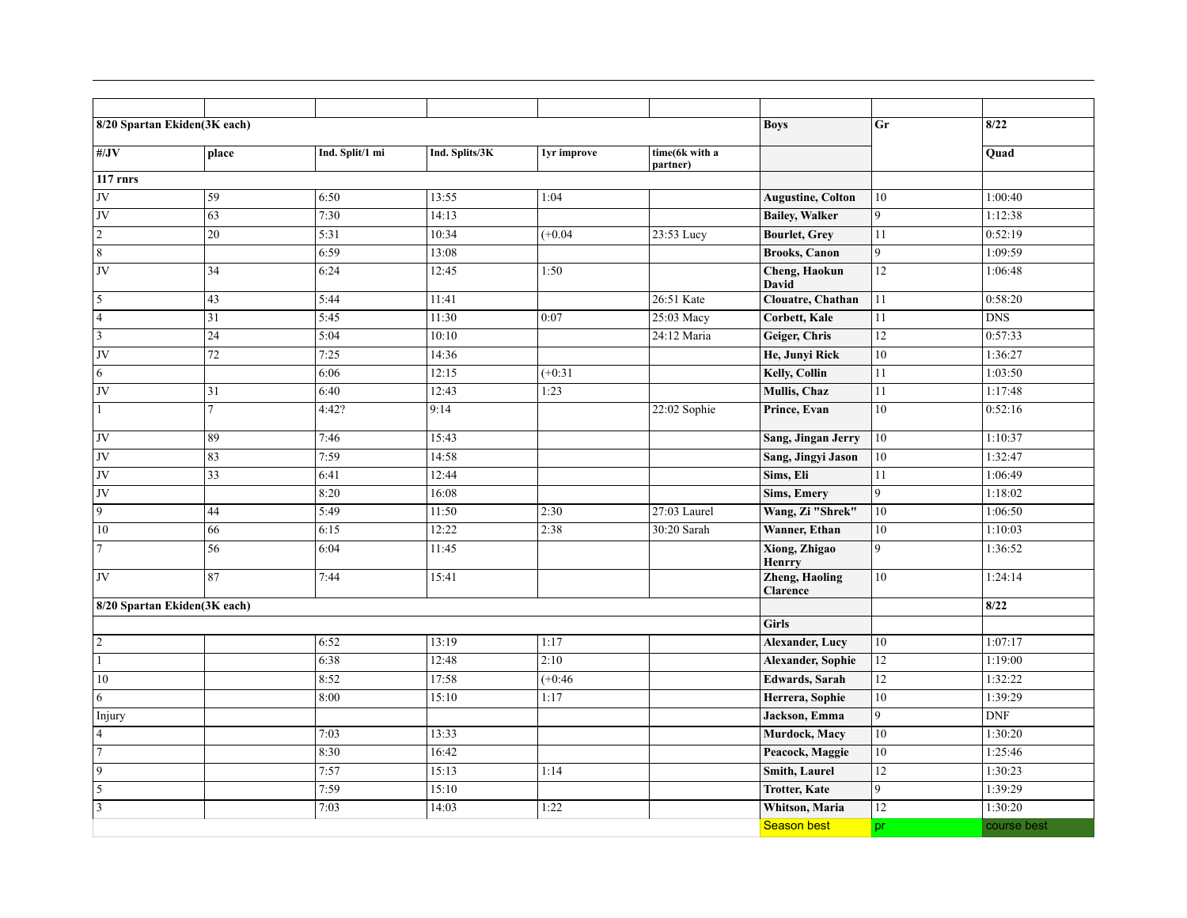| | | | | | | | | |
|---|---|---|---|---|---|---|---|---|
| **8/20 Spartan Ekiden(3K each)** | | | | | | **Boys** | **Gr** | **8/22** |
| **#/JV** | **place** | **Ind. Split/1 mi** | **Ind. Splits/3K** | **1yr improve** | **time(6k with a partner)** | | | **Quad** |
| **117 rnrs** | | | | | | | | |
| JV | 59 | 6:50 | 13:55 | 1:04 | | **Augustine, Colton** | 10 | 1:00:40 |
| JV | 63 | 7:30 | 14:13 | | | **Bailey, Walker** | 9 | 1:12:38 |
| 2 | 20 | 5:31 | 10:34 | (+0.04 | 23:53 Lucy | **Bourlet, Grey** | 11 | 0:52:19 |
| 8 | | 6:59 | 13:08 | | | **Brooks, Canon** | 9 | 1:09:59 |
| JV | 34 | 6:24 | 12:45 | 1:50 | | **Cheng, Haokun David** | 12 | 1:06:48 |
| 5 | 43 | 5:44 | 11:41 | | 26:51 Kate | **Clouatre, Chathan** | 11 | 0:58:20 |
| 4 | 31 | 5:45 | 11:30 | 0:07 | 25:03 Macy | **Corbett, Kale** | 11 | DNS |
| 3 | 24 | 5:04 | 10:10 | | 24:12 Maria | **Geiger, Chris** | 12 | 0:57:33 |
| JV | 72 | 7:25 | 14:36 | | | **He, Junyi Rick** | 10 | 1:36:27 |
| 6 | | 6:06 | 12:15 | (+0:31 | | **Kelly, Collin** | 11 | 1:03:50 |
| JV | 31 | 6:40 | 12:43 | 1:23 | | **Mullis, Chaz** | 11 | 1:17:48 |
| 1 | 7 | 4:42? | 9:14 | | 22:02 Sophie | **Prince, Evan** | 10 | 0:52:16 |
| JV | 89 | 7:46 | 15:43 | | | **Sang, Jingan Jerry** | 10 | 1:10:37 |
| JV | 83 | 7:59 | 14:58 | | | **Sang, Jingyi Jason** | 10 | 1:32:47 |
| JV | 33 | 6:41 | 12:44 | | | **Sims, Eli** | 11 | 1:06:49 |
| JV | | 8:20 | 16:08 | | | **Sims, Emery** | 9 | 1:18:02 |
| 9 | 44 | 5:49 | 11:50 | 2:30 | 27:03 Laurel | **Wang, Zi "Shrek"** | 10 | 1:06:50 |
| 10 | 66 | 6:15 | 12:22 | 2:38 | 30:20 Sarah | **Wanner, Ethan** | 10 | 1:10:03 |
| 7 | 56 | 6:04 | 11:45 | | | **Xiong, Zhigao Henrry** | 9 | 1:36:52 |
| JV | 87 | 7:44 | 15:41 | | | **Zheng, Haoling Clarence** | 10 | 1:24:14 |
| **8/20 Spartan Ekiden(3K each)** | | | | | | | | **8/22** |
| | | | | | | **Girls** | | |
| 2 | | 6:52 | 13:19 | 1:17 | | **Alexander, Lucy** | 10 | 1:07:17 |
| 1 | | 6:38 | 12:48 | 2:10 | | **Alexander, Sophie** | 12 | 1:19:00 |
| 10 | | 8:52 | 17:58 | (+0:46 | | **Edwards, Sarah** | 12 | 1:32:22 |
| 6 | | 8:00 | 15:10 | 1:17 | | **Herrera, Sophie** | 10 | 1:39:29 |
| Injury | | | | | | **Jackson, Emma** | 9 | DNF |
| 4 | | 7:03 | 13:33 | | | **Murdock, Macy** | 10 | 1:30:20 |
| 7 | | 8:30 | 16:42 | | | **Peacock, Maggie** | 10 | 1:25:46 |
| 9 | | 7:57 | 15:13 | 1:14 | | **Smith, Laurel** | 12 | 1:30:23 |
| 5 | | 7:59 | 15:10 | | | **Trotter, Kate** | 9 | 1:39:29 |
| 3 | | 7:03 | 14:03 | 1:22 | | **Whitson, Maria** | 12 | 1:30:20 |
| | | | | | | Season best | pr | course best |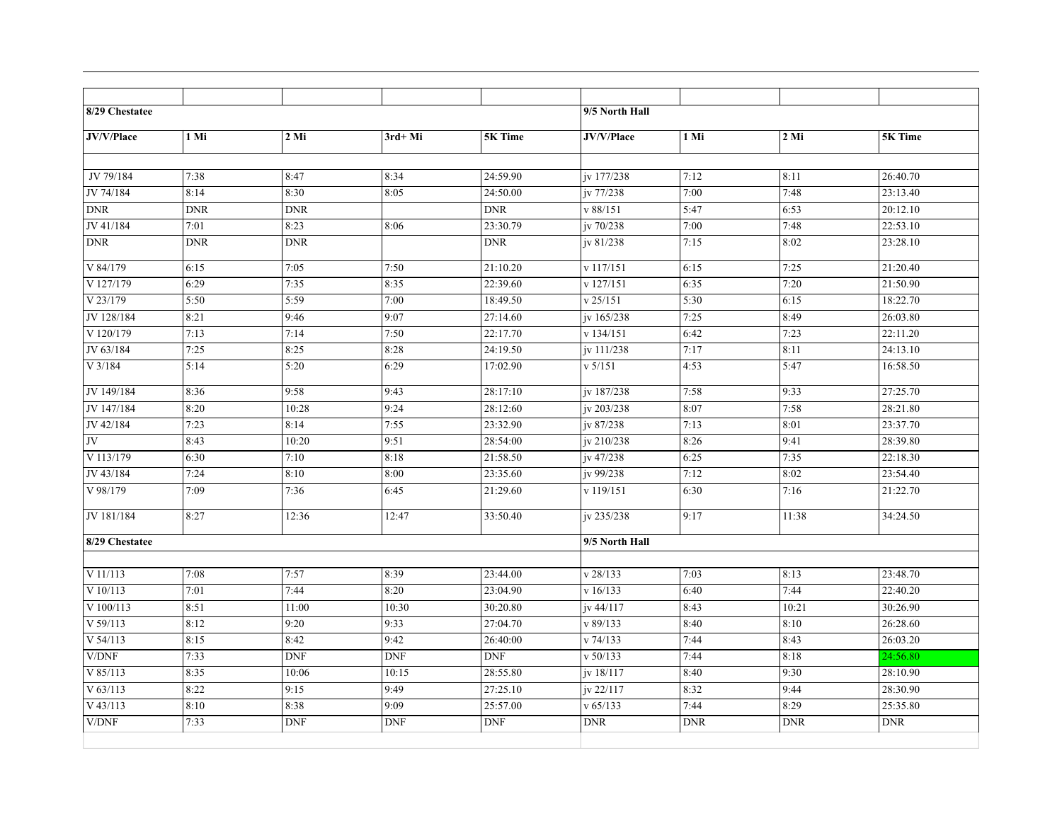| | | | | | | | | |
|---|---|---|---|---|---|---|---|---|
| **8/29 Chestatee** | | | | | **9/5 North Hall** | | | |
| **JV/V/Place** | **1 Mi** | **2 Mi** | **3rd+ Mi** | **5K Time** | **JV/V/Place** | **1 Mi** | **2 Mi** | **5K Time** |
| | | | | | | | | |
| JV 79/184 | 7:38 | 8:47 | 8:34 | 24:59.90 | jv 177/238 | 7:12 | 8:11 | 26:40.70 |
| JV 74/184 | 8:14 | 8:30 | 8:05 | 24:50.00 | jv 77/238 | 7:00 | 7:48 | 23:13.40 |
| DNR | DNR | DNR | | DNR | v 88/151 | 5:47 | 6:53 | 20:12.10 |
| JV 41/184 | 7:01 | 8:23 | 8:06 | 23:30.79 | jv 70/238 | 7:00 | 7:48 | 22:53.10 |
| DNR | DNR | DNR | | DNR | jv 81/238 | 7:15 | 8:02 | 23:28.10 |
| V 84/179 | 6:15 | 7:05 | 7:50 | 21:10.20 | v 117/151 | 6:15 | 7:25 | 21:20.40 |
| V 127/179 | 6:29 | 7:35 | 8:35 | 22:39.60 | v 127/151 | 6:35 | 7:20 | 21:50.90 |
| V 23/179 | 5:50 | 5:59 | 7:00 | 18:49.50 | v 25/151 | 5:30 | 6:15 | 18:22.70 |
| JV 128/184 | 8:21 | 9:46 | 9:07 | 27:14.60 | jv 165/238 | 7:25 | 8:49 | 26:03.80 |
| V 120/179 | 7:13 | 7:14 | 7:50 | 22:17.70 | v 134/151 | 6:42 | 7:23 | 22:11.20 |
| JV 63/184 | 7:25 | 8:25 | 8:28 | 24:19.50 | jv 111/238 | 7:17 | 8:11 | 24:13.10 |
| V 3/184 | 5:14 | 5:20 | 6:29 | 17:02.90 | v 5/151 | 4:53 | 5:47 | 16:58.50 |
| JV 149/184 | 8:36 | 9:58 | 9:43 | 28:17:10 | jv 187/238 | 7:58 | 9:33 | 27:25.70 |
| JV 147/184 | 8:20 | 10:28 | 9:24 | 28:12:60 | jv 203/238 | 8:07 | 7:58 | 28:21.80 |
| JV 42/184 | 7:23 | 8:14 | 7:55 | 23:32.90 | jv 87/238 | 7:13 | 8:01 | 23:37.70 |
| JV | 8:43 | 10:20 | 9:51 | 28:54:00 | jv 210/238 | 8:26 | 9:41 | 28:39.80 |
| V 113/179 | 6:30 | 7:10 | 8:18 | 21:58.50 | jv 47/238 | 6:25 | 7:35 | 22:18.30 |
| JV 43/184 | 7:24 | 8:10 | 8:00 | 23:35.60 | jv 99/238 | 7:12 | 8:02 | 23:54.40 |
| V 98/179 | 7:09 | 7:36 | 6:45 | 21:29.60 | v 119/151 | 6:30 | 7:16 | 21:22.70 |
| JV 181/184 | 8:27 | 12:36 | 12:47 | 33:50.40 | jv 235/238 | 9:17 | 11:38 | 34:24.50 |
| **8/29 Chestatee** | | | | | **9/5 North Hall** | | | |
| | | | | | | | | |
| V 11/113 | 7:08 | 7:57 | 8:39 | 23:44.00 | v 28/133 | 7:03 | 8:13 | 23:48.70 |
| V 10/113 | 7:01 | 7:44 | 8:20 | 23:04.90 | v 16/133 | 6:40 | 7:44 | 22:40.20 |
| V 100/113 | 8:51 | 11:00 | 10:30 | 30:20.80 | jv 44/117 | 8:43 | 10:21 | 30:26.90 |
| V 59/113 | 8:12 | 9:20 | 9:33 | 27:04.70 | v 89/133 | 8:40 | 8:10 | 26:28.60 |
| V 54/113 | 8:15 | 8:42 | 9:42 | 26:40:00 | v 74/133 | 7:44 | 8:43 | 26:03.20 |
| V/DNF | 7:33 | DNF | DNF | DNF | v 50/133 | 7:44 | 8:18 | 24:56.80 |
| V 85/113 | 8:35 | 10:06 | 10:15 | 28:55.80 | jv 18/117 | 8:40 | 9:30 | 28:10.90 |
| V 63/113 | 8:22 | 9:15 | 9:49 | 27:25.10 | jv 22/117 | 8:32 | 9:44 | 28:30.90 |
| V 43/113 | 8:10 | 8:38 | 9:09 | 25:57.00 | v 65/133 | 7:44 | 8:29 | 25:35.80 |
| V/DNF | 7:33 | DNF | DNF | DNF | DNR | DNR | DNR | DNR |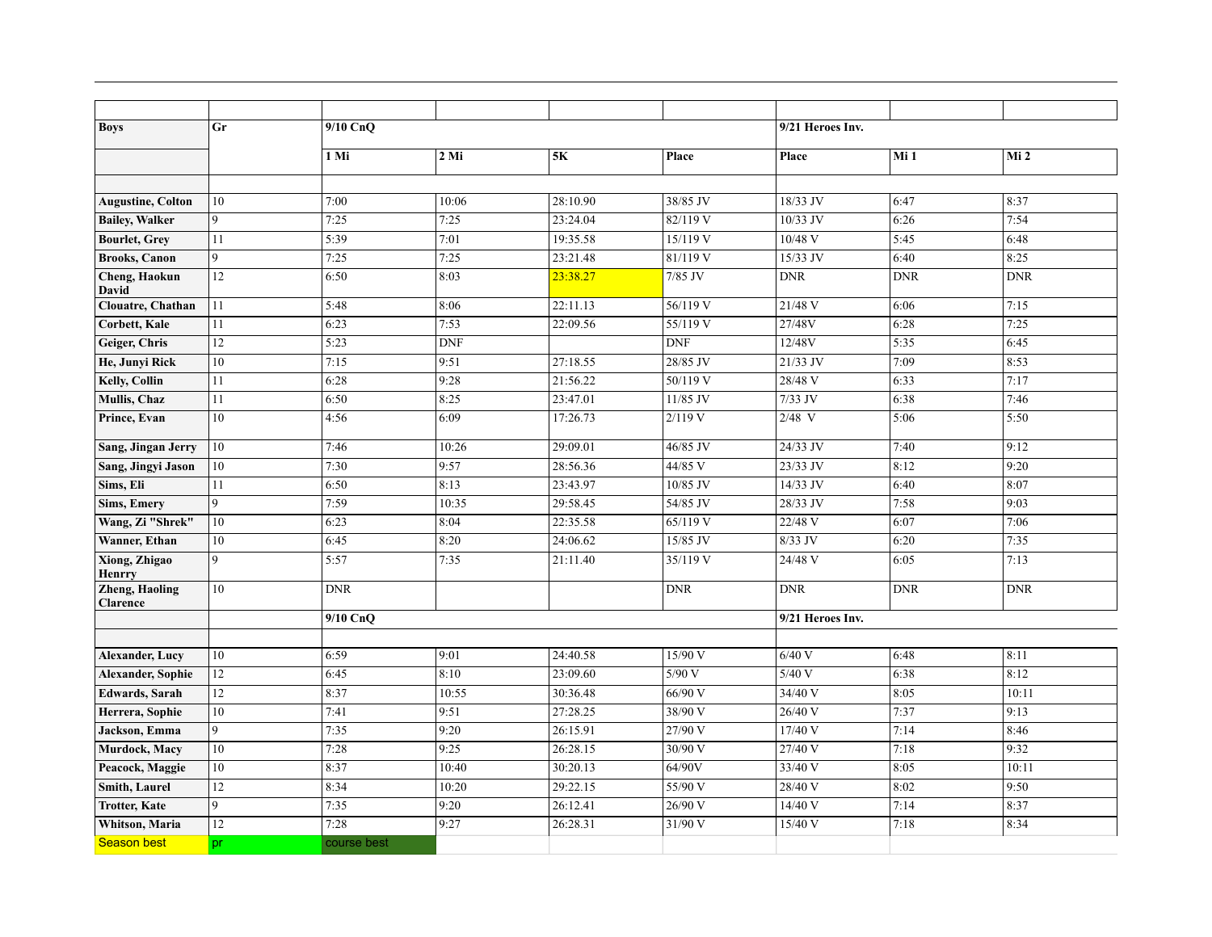| | | | | | | | | |
|---|---|---|---|---|---|---|---|---|
| **Boys** | **Gr** | **9/10 CnQ** | | | | **9/21 Heroes Inv.** | | |
| | | **1 Mi** | **2 Mi** | **5K** | **Place** | **Place** | **Mi 1** | **Mi 2** |
| | | | | | | | | |
| **Augustine, Colton** | 10 | 7:00 | 10:06 | 28:10.90 | 38/85 JV | 18/33 JV | 6:47 | 8:37 |
| **Bailey, Walker** | 9 | 7:25 | 7:25 | 23:24.04 | 82/119 V | 10/33 JV | 6:26 | 7:54 |
| **Bourlet, Grey** | 11 | 5:39 | 7:01 | 19:35.58 | 15/119 V | 10/48 V | 5:45 | 6:48 |
| **Brooks, Canon** | 9 | 7:25 | 7:25 | 23:21.48 | 81/119 V | 15/33 JV | 6:40 | 8:25 |
| **Cheng, Haokun David** | 12 | 6:50 | 8:03 | 23:38.27 | 7/85 JV | DNR | DNR | DNR |
| **Clouatre, Chathan** | 11 | 5:48 | 8:06 | 22:11.13 | 56/119 V | 21/48 V | 6:06 | 7:15 |
| **Corbett, Kale** | 11 | 6:23 | 7:53 | 22:09.56 | 55/119 V | 27/48V | 6:28 | 7:25 |
| **Geiger, Chris** | 12 | 5:23 | DNF | | DNF | 12/48V | 5:35 | 6:45 |
| **He, Junyi Rick** | 10 | 7:15 | 9:51 | 27:18.55 | 28/85 JV | 21/33 JV | 7:09 | 8:53 |
| **Kelly, Collin** | 11 | 6:28 | 9:28 | 21:56.22 | 50/119 V | 28/48 V | 6:33 | 7:17 |
| **Mullis, Chaz** | 11 | 6:50 | 8:25 | 23:47.01 | 11/85 JV | 7/33 JV | 6:38 | 7:46 |
| **Prince, Evan** | 10 | 4:56 | 6:09 | 17:26.73 | 2/119 V | 2/48 V | 5:06 | 5:50 |
| **Sang, Jingan Jerry** | 10 | 7:46 | 10:26 | 29:09.01 | 46/85 JV | 24/33 JV | 7:40 | 9:12 |
| **Sang, Jingyi Jason** | 10 | 7:30 | 9:57 | 28:56.36 | 44/85 V | 23/33 JV | 8:12 | 9:20 |
| **Sims, Eli** | 11 | 6:50 | 8:13 | 23:43.97 | 10/85 JV | 14/33 JV | 6:40 | 8:07 |
| **Sims, Emery** | 9 | 7:59 | 10:35 | 29:58.45 | 54/85 JV | 28/33 JV | 7:58 | 9:03 |
| **Wang, Zi "Shrek"** | 10 | 6:23 | 8:04 | 22:35.58 | 65/119 V | 22/48 V | 6:07 | 7:06 |
| **Wanner, Ethan** | 10 | 6:45 | 8:20 | 24:06.62 | 15/85 JV | 8/33 JV | 6:20 | 7:35 |
| **Xiong, Zhigao Henrry** | 9 | 5:57 | 7:35 | 21:11.40 | 35/119 V | 24/48 V | 6:05 | 7:13 |
| **Zheng, Haoling Clarence** | 10 | DNR | | | DNR | DNR | DNR | DNR |
| | | **9/10 CnQ** | | | | **9/21 Heroes Inv.** | | |
| | | | | | | | | |
| **Alexander, Lucy** | 10 | 6:59 | 9:01 | 24:40.58 | 15/90 V | 6/40 V | 6:48 | 8:11 |
| **Alexander, Sophie** | 12 | 6:45 | 8:10 | 23:09.60 | 5/90 V | 5/40 V | 6:38 | 8:12 |
| **Edwards, Sarah** | 12 | 8:37 | 10:55 | 30:36.48 | 66/90 V | 34/40 V | 8:05 | 10:11 |
| **Herrera, Sophie** | 10 | 7:41 | 9:51 | 27:28.25 | 38/90 V | 26/40 V | 7:37 | 9:13 |
| **Jackson, Emma** | 9 | 7:35 | 9:20 | 26:15.91 | 27/90 V | 17/40 V | 7:14 | 8:46 |
| **Murdock, Macy** | 10 | 7:28 | 9:25 | 26:28.15 | 30/90 V | 27/40 V | 7:18 | 9:32 |
| **Peacock, Maggie** | 10 | 8:37 | 10:40 | 30:20.13 | 64/90V | 33/40 V | 8:05 | 10:11 |
| **Smith, Laurel** | 12 | 8:34 | 10:20 | 29:22.15 | 55/90 V | 28/40 V | 8:02 | 9:50 |
| **Trotter, Kate** | 9 | 7:35 | 9:20 | 26:12.41 | 26/90 V | 14/40 V | 7:14 | 8:37 |
| **Whitson, Maria** | 12 | 7:28 | 9:27 | 26:28.31 | 31/90 V | 15/40 V | 7:18 | 8:34 |
| Season best | pr | course best | | | | | | |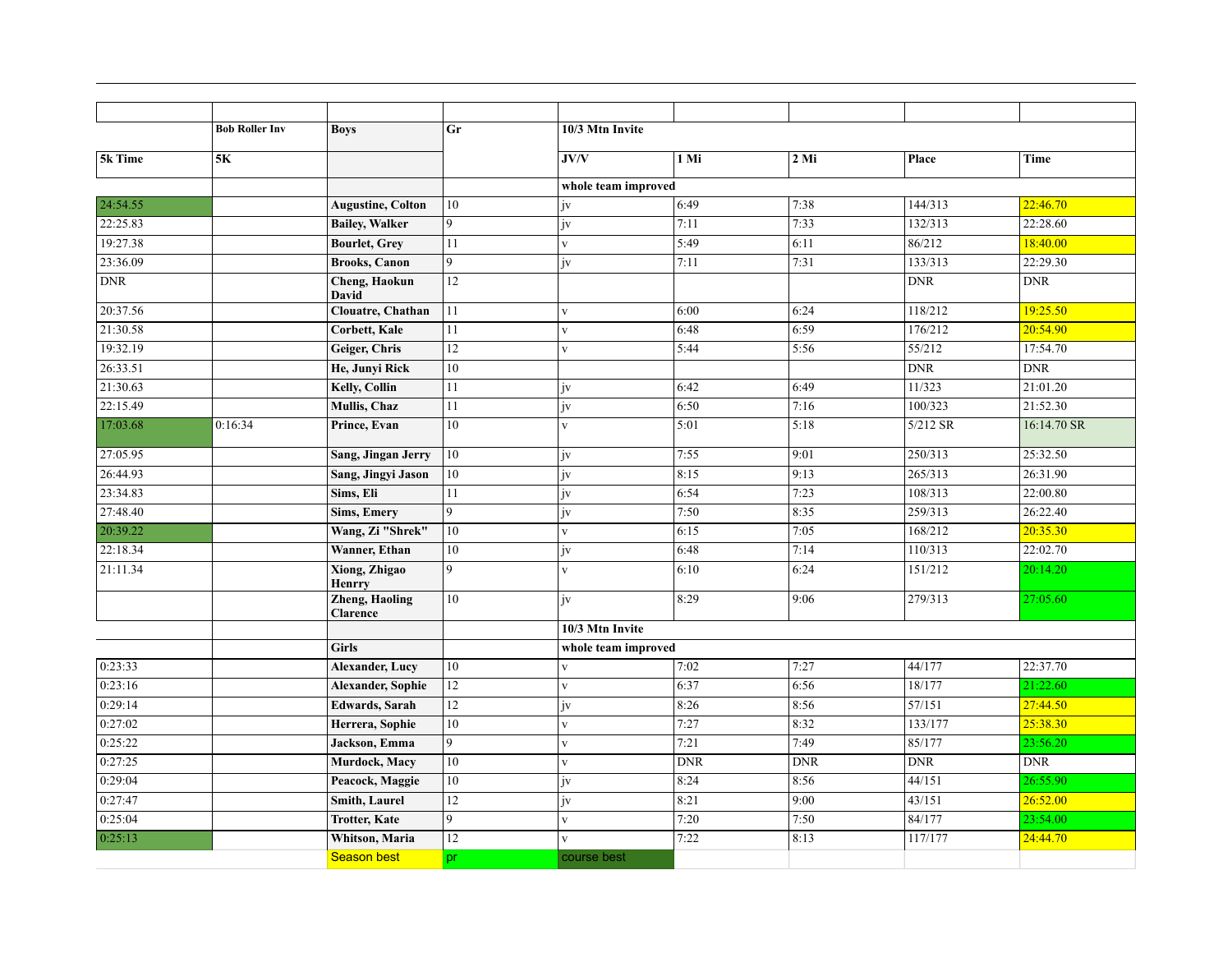| | | | | | | | | |
|---|---|---|---|---|---|---|---|---|
| | **Bob Roller Inv** | **Boys** | **Gr** | **10/3 Mtn Invite** | | | | |
| **5k Time** | **5K** | | | **JV/V** | **1 Mi** | **2 Mi** | **Place** | **Time** |
| | | | | **whole team improved** | | | | |
| 24:54.55 | | **Augustine, Colton** | 10 | jv | 6:49 | 7:38 | 144/313 | 22:46.70 |
| 22:25.83 | | **Bailey, Walker** | 9 | jv | 7:11 | 7:33 | 132/313 | 22:28.60 |
| 19:27.38 | | **Bourlet, Grey** | 11 | v | 5:49 | 6:11 | 86/212 | 18:40.00 |
| 23:36.09 | | **Brooks, Canon** | 9 | jv | 7:11 | 7:31 | 133/313 | 22:29.30 |
| DNR | | **Cheng, Haokun David** | 12 | | | | DNR | DNR |
| 20:37.56 | | **Clouatre, Chathan** | 11 | v | 6:00 | 6:24 | 118/212 | 19:25.50 |
| 21:30.58 | | **Corbett, Kale** | 11 | v | 6:48 | 6:59 | 176/212 | 20:54.90 |
| 19:32.19 | | **Geiger, Chris** | 12 | v | 5:44 | 5:56 | 55/212 | 17:54.70 |
| 26:33.51 | | **He, Junyi Rick** | 10 | | | | DNR | DNR |
| 21:30.63 | | **Kelly, Collin** | 11 | jv | 6:42 | 6:49 | 11/323 | 21:01.20 |
| 22:15.49 | | **Mullis, Chaz** | 11 | jv | 6:50 | 7:16 | 100/323 | 21:52.30 |
| 17:03.68 | 0:16:34 | **Prince, Evan** | 10 | v | 5:01 | 5:18 | 5/212 SR | 16:14.70 SR |
| 27:05.95 | | **Sang, Jingan Jerry** | 10 | jv | 7:55 | 9:01 | 250/313 | 25:32.50 |
| 26:44.93 | | **Sang, Jingyi Jason** | 10 | jv | 8:15 | 9:13 | 265/313 | 26:31.90 |
| 23:34.83 | | **Sims, Eli** | 11 | jv | 6:54 | 7:23 | 108/313 | 22:00.80 |
| 27:48.40 | | **Sims, Emery** | 9 | jv | 7:50 | 8:35 | 259/313 | 26:22.40 |
| 20:39.22 | | **Wang, Zi "Shrek"** | 10 | v | 6:15 | 7:05 | 168/212 | 20:35.30 |
| 22:18.34 | | **Wanner, Ethan** | 10 | jv | 6:48 | 7:14 | 110/313 | 22:02.70 |
| 21:11.34 | | **Xiong, Zhigao Henrry** | 9 | v | 6:10 | 6:24 | 151/212 | 20:14.20 |
| | | **Zheng, Haoling Clarence** | 10 | jv | 8:29 | 9:06 | 279/313 | 27:05.60 |
| | | | | **10/3 Mtn Invite** | | | | |
| | | **Girls** | | **whole team improved** | | | | |
| 0:23:33 | | **Alexander, Lucy** | 10 | v | 7:02 | 7:27 | 44/177 | 22:37.70 |
| 0:23:16 | | **Alexander, Sophie** | 12 | v | 6:37 | 6:56 | 18/177 | 21:22.60 |
| 0:29:14 | | **Edwards, Sarah** | 12 | jv | 8:26 | 8:56 | 57/151 | 27:44.50 |
| 0:27:02 | | **Herrera, Sophie** | 10 | v | 7:27 | 8:32 | 133/177 | 25:38.30 |
| 0:25:22 | | **Jackson, Emma** | 9 | v | 7:21 | 7:49 | 85/177 | 23:56.20 |
| 0:27:25 | | **Murdock, Macy** | 10 | v | DNR | DNR | DNR | DNR |
| 0:29:04 | | **Peacock, Maggie** | 10 | jv | 8:24 | 8:56 | 44/151 | 26:55.90 |
| 0:27:47 | | **Smith, Laurel** | 12 | jv | 8:21 | 9:00 | 43/151 | 26:52.00 |
| 0:25:04 | | **Trotter, Kate** | 9 | v | 7:20 | 7:50 | 84/177 | 23:54.00 |
| 0:25:13 | | **Whitson, Maria** | 12 | v | 7:22 | 8:13 | 117/177 | 24:44.70 |
| | | Season best | pr | course best | | | | |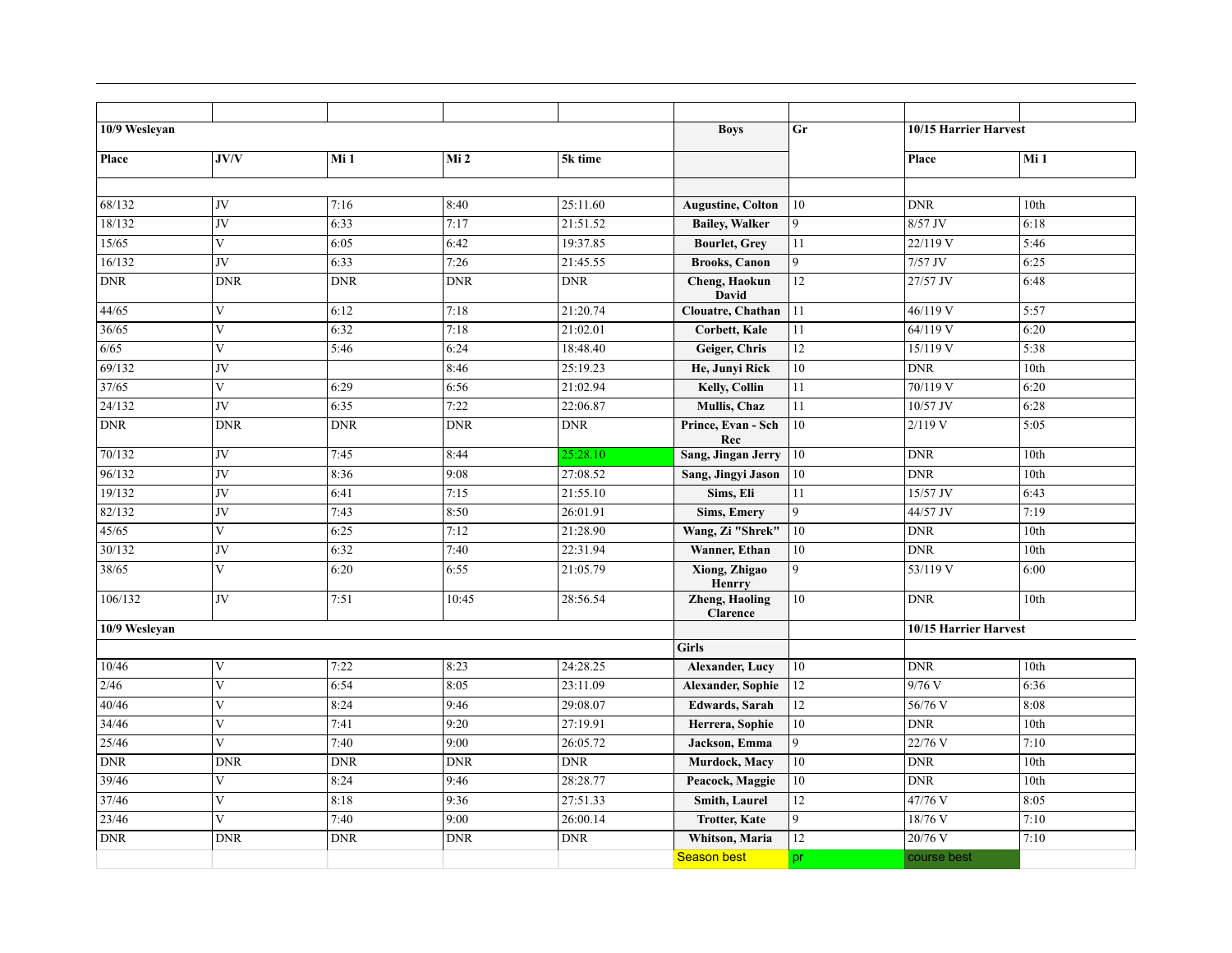| | | | | | | | | |
|---|---|---|---|---|---|---|---|---|
| **10/9 Wesleyan** | | | | | **Boys** | **Gr** | **10/15 Harrier Harvest** | |
| **Place** | **JV/V** | **Mi 1** | **Mi 2** | **5k time** | | | **Place** | **Mi 1** |
| | | | | | | | | |
| 68/132 | JV | 7:16 | 8:40 | 25:11.60 | **Augustine, Colton** | 10 | DNR | 10th |
| 18/132 | JV | 6:33 | 7:17 | 21:51.52 | **Bailey, Walker** | 9 | 8/57 JV | 6:18 |
| 15/65 | V | 6:05 | 6:42 | 19:37.85 | **Bourlet, Grey** | 11 | 22/119 V | 5:46 |
| 16/132 | JV | 6:33 | 7:26 | 21:45.55 | **Brooks, Canon** | 9 | 7/57 JV | 6:25 |
| DNR | DNR | DNR | DNR | DNR | **Cheng, Haokun David** | 12 | 27/57 JV | 6:48 |
| 44/65 | V | 6:12 | 7:18 | 21:20.74 | **Clouatre, Chathan** | 11 | 46/119 V | 5:57 |
| 36/65 | V | 6:32 | 7:18 | 21:02.01 | **Corbett, Kale** | 11 | 64/119 V | 6:20 |
| 6/65 | V | 5:46 | 6:24 | 18:48.40 | **Geiger, Chris** | 12 | 15/119 V | 5:38 |
| 69/132 | JV | | 8:46 | 25:19.23 | **He, Junyi Rick** | 10 | DNR | 10th |
| 37/65 | V | 6:29 | 6:56 | 21:02.94 | **Kelly, Collin** | 11 | 70/119 V | 6:20 |
| 24/132 | JV | 6:35 | 7:22 | 22:06.87 | **Mullis, Chaz** | 11 | 10/57 JV | 6:28 |
| DNR | DNR | DNR | DNR | DNR | **Prince, Evan - Sch Rec** | 10 | 2/119 V | 5:05 |
| 70/132 | JV | 7:45 | 8:44 | 25:28.10 | **Sang, Jingan Jerry** | 10 | DNR | 10th |
| 96/132 | JV | 8:36 | 9:08 | 27:08.52 | **Sang, Jingyi Jason** | 10 | DNR | 10th |
| 19/132 | JV | 6:41 | 7:15 | 21:55.10 | **Sims, Eli** | 11 | 15/57 JV | 6:43 |
| 82/132 | JV | 7:43 | 8:50 | 26:01.91 | **Sims, Emery** | 9 | 44/57 JV | 7:19 |
| 45/65 | V | 6:25 | 7:12 | 21:28.90 | **Wang, Zi "Shrek"** | 10 | DNR | 10th |
| 30/132 | JV | 6:32 | 7:40 | 22:31.94 | **Wanner, Ethan** | 10 | DNR | 10th |
| 38/65 | V | 6:20 | 6:55 | 21:05.79 | **Xiong, Zhigao Henrry** | 9 | 53/119 V | 6:00 |
| 106/132 | JV | 7:51 | 10:45 | 28:56.54 | **Zheng, Haoling Clarence** | 10 | DNR | 10th |
| **10/9 Wesleyan** | | | | | | | **10/15 Harrier Harvest** | |
| | | | | | **Girls** | | | |
| 10/46 | V | 7:22 | 8:23 | 24:28.25 | **Alexander, Lucy** | 10 | DNR | 10th |
| 2/46 | V | 6:54 | 8:05 | 23:11.09 | **Alexander, Sophie** | 12 | 9/76 V | 6:36 |
| 40/46 | V | 8:24 | 9:46 | 29:08.07 | **Edwards, Sarah** | 12 | 56/76 V | 8:08 |
| 34/46 | V | 7:41 | 9:20 | 27:19.91 | **Herrera, Sophie** | 10 | DNR | 10th |
| 25/46 | V | 7:40 | 9:00 | 26:05.72 | **Jackson, Emma** | 9 | 22/76 V | 7:10 |
| DNR | DNR | DNR | DNR | DNR | **Murdock, Macy** | 10 | DNR | 10th |
| 39/46 | V | 8:24 | 9:46 | 28:28.77 | **Peacock, Maggie** | 10 | DNR | 10th |
| 37/46 | V | 8:18 | 9:36 | 27:51.33 | **Smith, Laurel** | 12 | 47/76 V | 8:05 |
| 23/46 | V | 7:40 | 9:00 | 26:00.14 | **Trotter, Kate** | 9 | 18/76 V | 7:10 |
| DNR | DNR | DNR | DNR | DNR | **Whitson, Maria** | 12 | 20/76 V | 7:10 |
| | | | | | Season best | pr | course best | |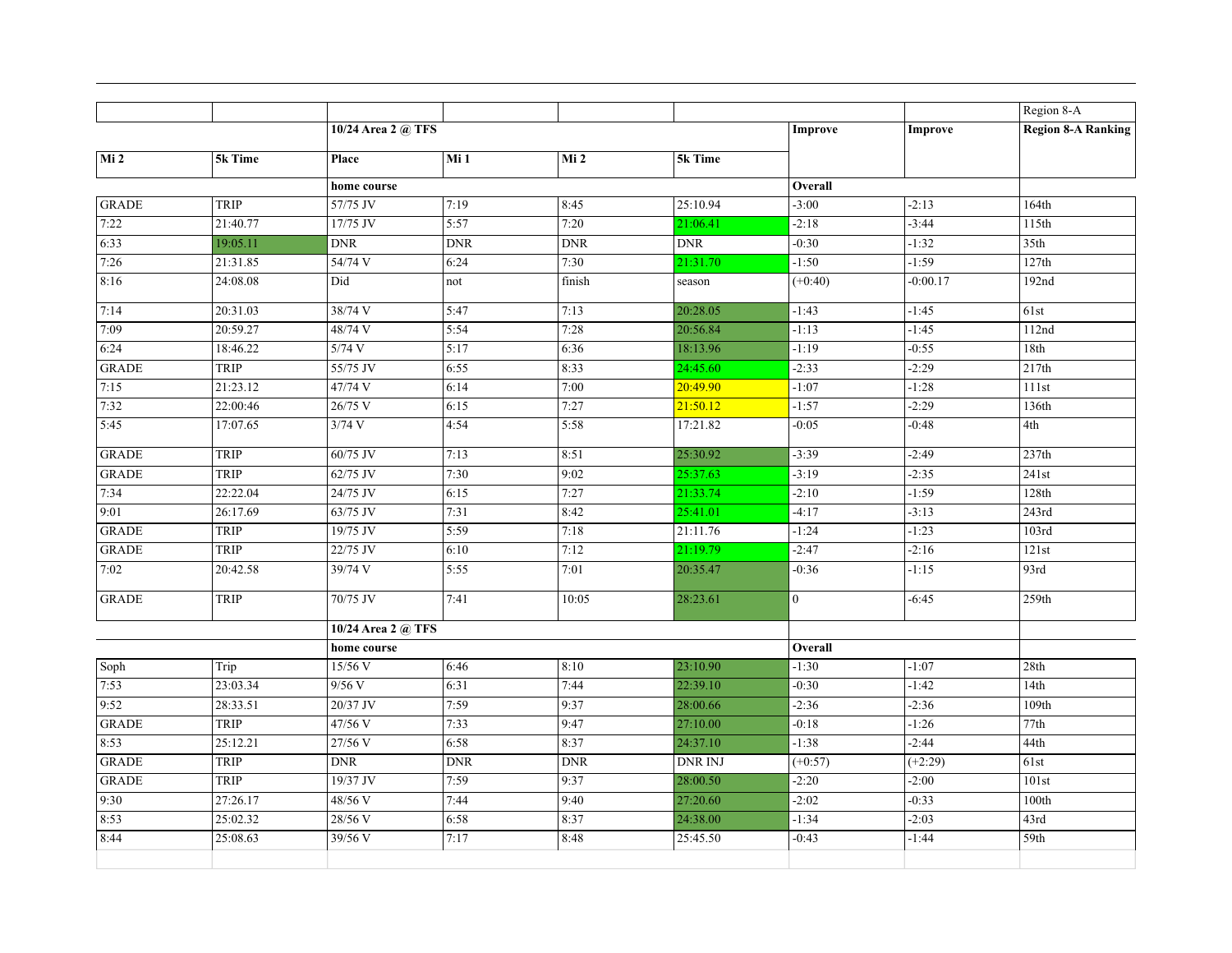| | | | | | | | | Region 8-A |
|---|---|---|---|---|---|---|---|---|
| | | 10/24 Area 2 @ TFS | | | | Improve | Improve | Region 8-A Ranking |
| Mi 2 | 5k Time | Place | Mi 1 | Mi 2 | 5k Time | | | |
| | | home course | | | | Overall | | |
| GRADE | TRIP | 57/75 JV | 7:19 | 8:45 | 25:10.94 | -3:00 | -2:13 | 164th |
| 7:22 | 21:40.77 | 17/75 JV | 5:57 | 7:20 | 21:06.41 | -2:18 | -3:44 | 115th |
| 6:33 | 19:05.11 | DNR | DNR | DNR | DNR | -0:30 | -1:32 | 35th |
| 7:26 | 21:31.85 | 54/74 V | 6:24 | 7:30 | 21:31.70 | -1:50 | -1:59 | 127th |
| 8:16 | 24:08.08 | Did | not | finish | season | (+0:40) | -0:00.17 | 192nd |
| 7:14 | 20:31.03 | 38/74 V | 5:47 | 7:13 | 20:28.05 | -1:43 | -1:45 | 61st |
| 7:09 | 20:59.27 | 48/74 V | 5:54 | 7:28 | 20:56.84 | -1:13 | -1:45 | 112nd |
| 6:24 | 18:46.22 | 5/74 V | 5:17 | 6:36 | 18:13.96 | -1:19 | -0:55 | 18th |
| GRADE | TRIP | 55/75 JV | 6:55 | 8:33 | 24:45.60 | -2:33 | -2:29 | 217th |
| 7:15 | 21:23.12 | 47/74 V | 6:14 | 7:00 | 20:49.90 | -1:07 | -1:28 | 111st |
| 7:32 | 22:00:46 | 26/75 V | 6:15 | 7:27 | 21:50.12 | -1:57 | -2:29 | 136th |
| 5:45 | 17:07.65 | 3/74 V | 4:54 | 5:58 | 17:21.82 | -0:05 | -0:48 | 4th |
| GRADE | TRIP | 60/75 JV | 7:13 | 8:51 | 25:30.92 | -3:39 | -2:49 | 237th |
| GRADE | TRIP | 62/75 JV | 7:30 | 9:02 | 25:37.63 | -3:19 | -2:35 | 241st |
| 7:34 | 22:22.04 | 24/75 JV | 6:15 | 7:27 | 21:33.74 | -2:10 | -1:59 | 128th |
| 9:01 | 26:17.69 | 63/75 JV | 7:31 | 8:42 | 25:41.01 | -4:17 | -3:13 | 243rd |
| GRADE | TRIP | 19/75 JV | 5:59 | 7:18 | 21:11.76 | -1:24 | -1:23 | 103rd |
| GRADE | TRIP | 22/75 JV | 6:10 | 7:12 | 21:19.79 | -2:47 | -2:16 | 121st |
| 7:02 | 20:42.58 | 39/74 V | 5:55 | 7:01 | 20:35.47 | -0:36 | -1:15 | 93rd |
| GRADE | TRIP | 70/75 JV | 7:41 | 10:05 | 28:23.61 | 0 | -6:45 | 259th |
| | | 10/24 Area 2 @ TFS | | | | | | |
| | | home course | | | | Overall | | |
| Soph | Trip | 15/56 V | 6:46 | 8:10 | 23:10.90 | -1:30 | -1:07 | 28th |
| 7:53 | 23:03.34 | 9/56 V | 6:31 | 7:44 | 22:39.10 | -0:30 | -1:42 | 14th |
| 9:52 | 28:33.51 | 20/37 JV | 7:59 | 9:37 | 28:00.66 | -2:36 | -2:36 | 109th |
| GRADE | TRIP | 47/56 V | 7:33 | 9:47 | 27:10.00 | -0:18 | -1:26 | 77th |
| 8:53 | 25:12.21 | 27/56 V | 6:58 | 8:37 | 24:37.10 | -1:38 | -2:44 | 44th |
| GRADE | TRIP | DNR | DNR | DNR | DNR INJ | (+0:57) | (+2:29) | 61st |
| GRADE | TRIP | 19/37 JV | 7:59 | 9:37 | 28:00.50 | -2:20 | -2:00 | 101st |
| 9:30 | 27:26.17 | 48/56 V | 7:44 | 9:40 | 27:20.60 | -2:02 | -0:33 | 100th |
| 8:53 | 25:02.32 | 28/56 V | 6:58 | 8:37 | 24:38.00 | -1:34 | -2:03 | 43rd |
| 8:44 | 25:08.63 | 39/56 V | 7:17 | 8:48 | 25:45.50 | -0:43 | -1:44 | 59th |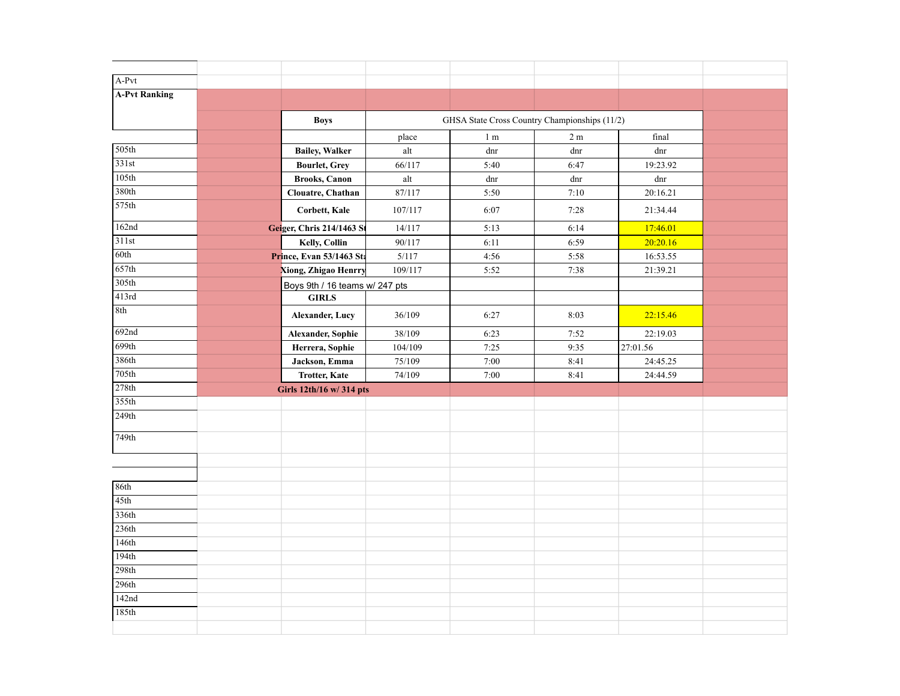A-Pvt

**A-Pvt Ranking**

| A-Pvt Ranking | **Boys** | GHSA State Cross Country Championships (11/2) | | | |
|---|---|---|---|---|---|
| | | place | 1 m | 2 m | final |
| 505th | **Bailey, Walker** | alt | dnr | dnr | dnr |
| 331st | **Bourlet, Grey** | 66/117 | 5:40 | 6:47 | 19:23.92 |
| 105th | **Brooks, Canon** | alt | dnr | dnr | dnr |
| 380th | **Clouatre, Chathan** | 87/117 | 5:50 | 7:10 | 20:16.21 |
| 575th | **Corbett, Kale** | 107/117 | 6:07 | 7:28 | 21:34.44 |
| 162nd | **Geiger, Chris 214/1463 St** | 14/117 | 5:13 | 6:14 | 17:46.01 |
| 311st | **Kelly, Collin** | 90/117 | 6:11 | 6:59 | 20:20.16 |
| 60th | **Prince, Evan 53/1463 Sta** | 5/117 | 4:56 | 5:58 | 16:53.55 |
| 657th | **Xiong, Zhigao Henrry** | 109/117 | 5:52 | 7:38 | 21:39.21 |
| 305th | Boys 9th / 16 teams w/ 247 pts | | | | |
| 413rd | **GIRLS** | | | | |
| 8th | **Alexander, Lucy** | 36/109 | 6:27 | 8:03 | 22:15.46 |
| 692nd | **Alexander, Sophie** | 38/109 | 6:23 | 7:52 | 22:19.03 |
| 699th | **Herrera, Sophie** | 104/109 | 7:25 | 9:35 | 27:01.56 |
| 386th | **Jackson, Emma** | 75/109 | 7:00 | 8:41 | 24:45.25 |
| 705th | **Trotter, Kate** | 74/109 | 7:00 | 8:41 | 24:44.59 |
| 278th | **Girls 12th/16 w/ 314 pts** | | | | |
| 355th | | | | | |
| 249th | | | | | |
| 749th | | | | | |

| A-Pvt Ranking |
|---|
| 86th |
| 45th |
| 336th |
| 236th |
| 146th |
| 194th |
| 298th |
| 296th |
| 142nd |
| 185th |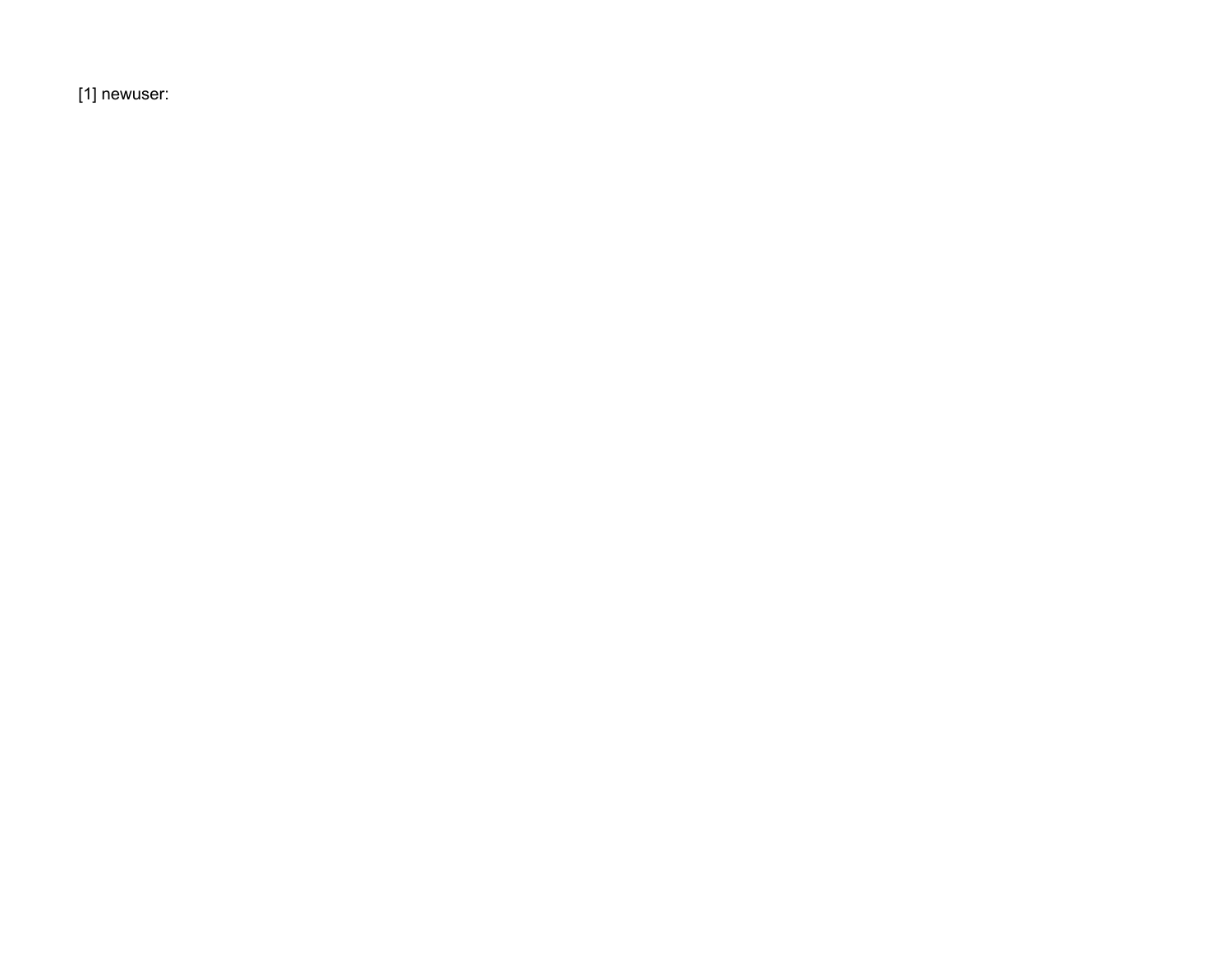[1] newuser: